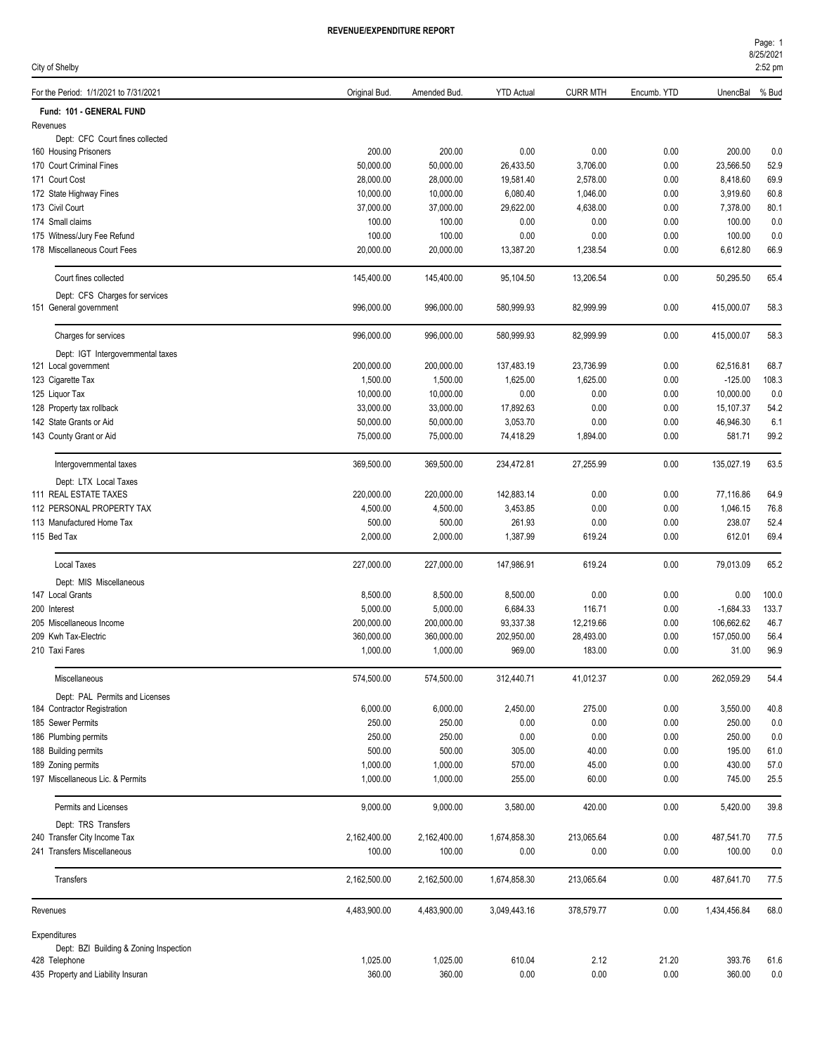# REVENUE/EXPENDITURE REPORT

City of Shelby

| For the Period: 1/1/2021 to 7/31/2021 | Original Bud. | Amended Bud. | YTD Actual | CURR MTH | Encumb. YTD | UnencBal | % Bud |
|---|---|---|---|---|---|---|---|
| **Fund: 101 - GENERAL FUND** | | | | | | | |
| Revenues | | | | | | | |
| Dept: CFC Court fines collected | | | | | | | |
| 160 Housing Prisoners | 200.00 | 200.00 | 0.00 | 0.00 | 0.00 | 200.00 | 0.0 |
| 170 Court Criminal Fines | 50,000.00 | 50,000.00 | 26,433.50 | 3,706.00 | 0.00 | 23,566.50 | 52.9 |
| 171 Court Cost | 28,000.00 | 28,000.00 | 19,581.40 | 2,578.00 | 0.00 | 8,418.60 | 69.9 |
| 172 State Highway Fines | 10,000.00 | 10,000.00 | 6,080.40 | 1,046.00 | 0.00 | 3,919.60 | 60.8 |
| 173 Civil Court | 37,000.00 | 37,000.00 | 29,622.00 | 4,638.00 | 0.00 | 7,378.00 | 80.1 |
| 174 Small claims | 100.00 | 100.00 | 0.00 | 0.00 | 0.00 | 100.00 | 0.0 |
| 175 Witness/Jury Fee Refund | 100.00 | 100.00 | 0.00 | 0.00 | 0.00 | 100.00 | 0.0 |
| 178 Miscellaneous Court Fees | 20,000.00 | 20,000.00 | 13,387.20 | 1,238.54 | 0.00 | 6,612.80 | 66.9 |
| Court fines collected | 145,400.00 | 145,400.00 | 95,104.50 | 13,206.54 | 0.00 | 50,295.50 | 65.4 |
| Dept: CFS Charges for services | | | | | | | |
| 151 General government | 996,000.00 | 996,000.00 | 580,999.93 | 82,999.99 | 0.00 | 415,000.07 | 58.3 |
| Charges for services | 996,000.00 | 996,000.00 | 580,999.93 | 82,999.99 | 0.00 | 415,000.07 | 58.3 |
| Dept: IGT Intergovernmental taxes | | | | | | | |
| 121 Local government | 200,000.00 | 200,000.00 | 137,483.19 | 23,736.99 | 0.00 | 62,516.81 | 68.7 |
| 123 Cigarette Tax | 1,500.00 | 1,500.00 | 1,625.00 | 1,625.00 | 0.00 | -125.00 | 108.3 |
| 125 Liquor Tax | 10,000.00 | 10,000.00 | 0.00 | 0.00 | 0.00 | 10,000.00 | 0.0 |
| 128 Property tax rollback | 33,000.00 | 33,000.00 | 17,892.63 | 0.00 | 0.00 | 15,107.37 | 54.2 |
| 142 State Grants or Aid | 50,000.00 | 50,000.00 | 3,053.70 | 0.00 | 0.00 | 46,946.30 | 6.1 |
| 143 County Grant or Aid | 75,000.00 | 75,000.00 | 74,418.29 | 1,894.00 | 0.00 | 581.71 | 99.2 |
| Intergovernmental taxes | 369,500.00 | 369,500.00 | 234,472.81 | 27,255.99 | 0.00 | 135,027.19 | 63.5 |
| Dept: LTX Local Taxes | | | | | | | |
| 111 REAL ESTATE TAXES | 220,000.00 | 220,000.00 | 142,883.14 | 0.00 | 0.00 | 77,116.86 | 64.9 |
| 112 PERSONAL PROPERTY TAX | 4,500.00 | 4,500.00 | 3,453.85 | 0.00 | 0.00 | 1,046.15 | 76.8 |
| 113 Manufactured Home Tax | 500.00 | 500.00 | 261.93 | 0.00 | 0.00 | 238.07 | 52.4 |
| 115 Bed Tax | 2,000.00 | 2,000.00 | 1,387.99 | 619.24 | 0.00 | 612.01 | 69.4 |
| Local Taxes | 227,000.00 | 227,000.00 | 147,986.91 | 619.24 | 0.00 | 79,013.09 | 65.2 |
| Dept: MIS Miscellaneous | | | | | | | |
| 147 Local Grants | 8,500.00 | 8,500.00 | 8,500.00 | 0.00 | 0.00 | 0.00 | 100.0 |
| 200 Interest | 5,000.00 | 5,000.00 | 6,684.33 | 116.71 | 0.00 | -1,684.33 | 133.7 |
| 205 Miscellaneous Income | 200,000.00 | 200,000.00 | 93,337.38 | 12,219.66 | 0.00 | 106,662.62 | 46.7 |
| 209 Kwh Tax-Electric | 360,000.00 | 360,000.00 | 202,950.00 | 28,493.00 | 0.00 | 157,050.00 | 56.4 |
| 210 Taxi Fares | 1,000.00 | 1,000.00 | 969.00 | 183.00 | 0.00 | 31.00 | 96.9 |
| Miscellaneous | 574,500.00 | 574,500.00 | 312,440.71 | 41,012.37 | 0.00 | 262,059.29 | 54.4 |
| Dept: PAL Permits and Licenses | | | | | | | |
| 184 Contractor Registration | 6,000.00 | 6,000.00 | 2,450.00 | 275.00 | 0.00 | 3,550.00 | 40.8 |
| 185 Sewer Permits | 250.00 | 250.00 | 0.00 | 0.00 | 0.00 | 250.00 | 0.0 |
| 186 Plumbing permits | 250.00 | 250.00 | 0.00 | 0.00 | 0.00 | 250.00 | 0.0 |
| 188 Building permits | 500.00 | 500.00 | 305.00 | 40.00 | 0.00 | 195.00 | 61.0 |
| 189 Zoning permits | 1,000.00 | 1,000.00 | 570.00 | 45.00 | 0.00 | 430.00 | 57.0 |
| 197 Miscellaneous Lic. & Permits | 1,000.00 | 1,000.00 | 255.00 | 60.00 | 0.00 | 745.00 | 25.5 |
| Permits and Licenses | 9,000.00 | 9,000.00 | 3,580.00 | 420.00 | 0.00 | 5,420.00 | 39.8 |
| Dept: TRS Transfers | | | | | | | |
| 240 Transfer City Income Tax | 2,162,400.00 | 2,162,400.00 | 1,674,858.30 | 213,065.64 | 0.00 | 487,541.70 | 77.5 |
| 241 Transfers Miscellaneous | 100.00 | 100.00 | 0.00 | 0.00 | 0.00 | 100.00 | 0.0 |
| Transfers | 2,162,500.00 | 2,162,500.00 | 1,674,858.30 | 213,065.64 | 0.00 | 487,641.70 | 77.5 |
| Revenues | 4,483,900.00 | 4,483,900.00 | 3,049,443.16 | 378,579.77 | 0.00 | 1,434,456.84 | 68.0 |
| Expenditures | | | | | | | |
| Dept: BZI Building & Zoning Inspection | | | | | | | |
| 428 Telephone | 1,025.00 | 1,025.00 | 610.04 | 2.12 | 21.20 | 393.76 | 61.6 |
| 435 Property and Liability Insuran | 360.00 | 360.00 | 0.00 | 0.00 | 0.00 | 360.00 | 0.0 |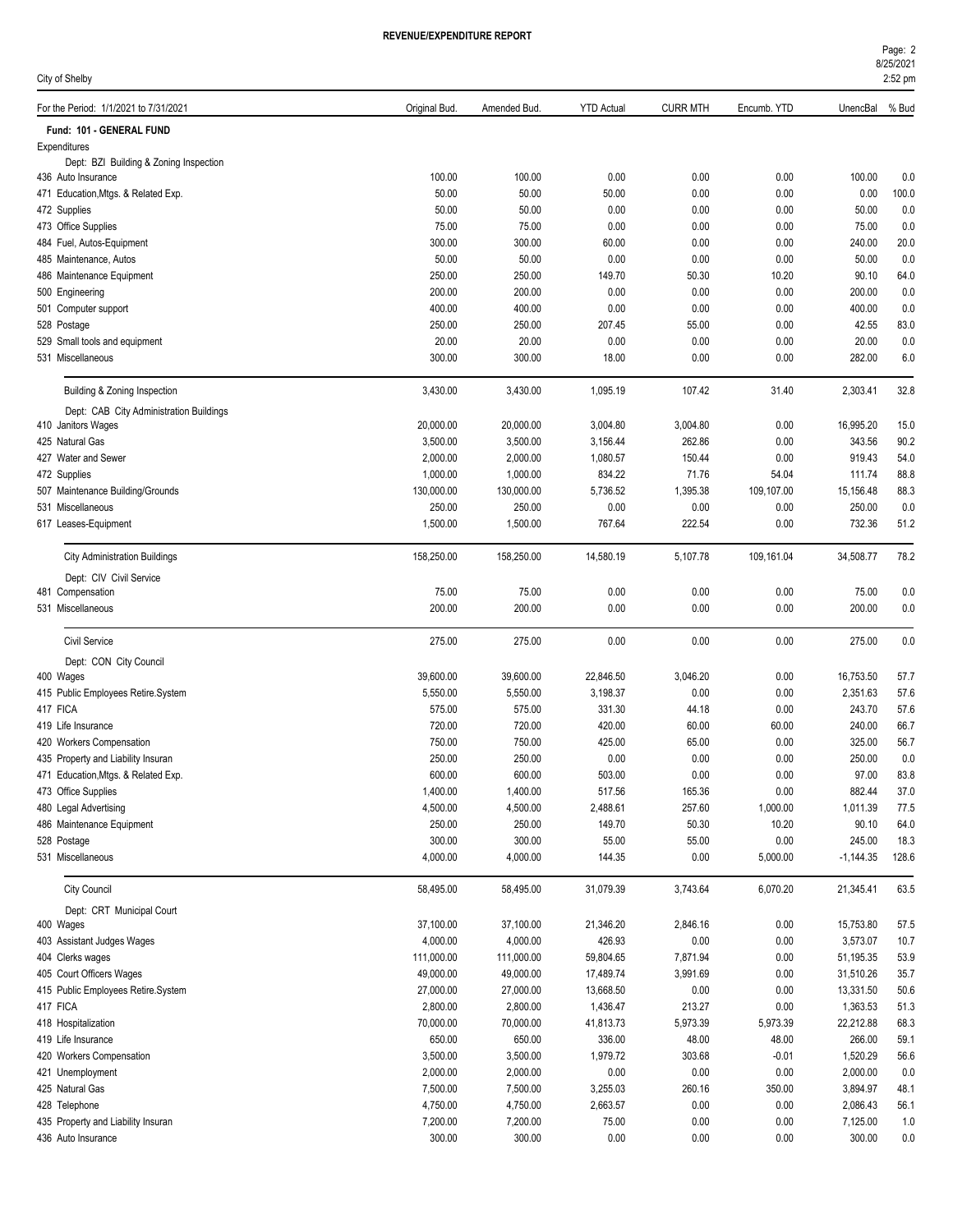# REVENUE/EXPENDITURE REPORT

City of Shelby

| For the Period: 1/1/2021 to 7/31/2021 | Original Bud. | Amended Bud. | YTD Actual | CURR MTH | Encumb. YTD | UnencBal | % Bud |
|---|---|---|---|---|---|---|---|
| **Fund: 101 - GENERAL FUND** | | | | | | | |
| Expenditures | | | | | | | |
| Dept: BZI Building & Zoning Inspection | | | | | | | |
| 436 Auto Insurance | 100.00 | 100.00 | 0.00 | 0.00 | 0.00 | 100.00 | 0.0 |
| 471 Education,Mtgs. & Related Exp. | 50.00 | 50.00 | 50.00 | 0.00 | 0.00 | 0.00 | 100.0 |
| 472 Supplies | 50.00 | 50.00 | 0.00 | 0.00 | 0.00 | 50.00 | 0.0 |
| 473 Office Supplies | 75.00 | 75.00 | 0.00 | 0.00 | 0.00 | 75.00 | 0.0 |
| 484 Fuel, Autos-Equipment | 300.00 | 300.00 | 60.00 | 0.00 | 0.00 | 240.00 | 20.0 |
| 485 Maintenance, Autos | 50.00 | 50.00 | 0.00 | 0.00 | 0.00 | 50.00 | 0.0 |
| 486 Maintenance Equipment | 250.00 | 250.00 | 149.70 | 50.30 | 10.20 | 90.10 | 64.0 |
| 500 Engineering | 200.00 | 200.00 | 0.00 | 0.00 | 0.00 | 200.00 | 0.0 |
| 501 Computer support | 400.00 | 400.00 | 0.00 | 0.00 | 0.00 | 400.00 | 0.0 |
| 528 Postage | 250.00 | 250.00 | 207.45 | 55.00 | 0.00 | 42.55 | 83.0 |
| 529 Small tools and equipment | 20.00 | 20.00 | 0.00 | 0.00 | 0.00 | 20.00 | 0.0 |
| 531 Miscellaneous | 300.00 | 300.00 | 18.00 | 0.00 | 0.00 | 282.00 | 6.0 |
| Building & Zoning Inspection | 3,430.00 | 3,430.00 | 1,095.19 | 107.42 | 31.40 | 2,303.41 | 32.8 |
| Dept: CAB City Administration Buildings | | | | | | | |
| 410 Janitors Wages | 20,000.00 | 20,000.00 | 3,004.80 | 3,004.80 | 0.00 | 16,995.20 | 15.0 |
| 425 Natural Gas | 3,500.00 | 3,500.00 | 3,156.44 | 262.86 | 0.00 | 343.56 | 90.2 |
| 427 Water and Sewer | 2,000.00 | 2,000.00 | 1,080.57 | 150.44 | 0.00 | 919.43 | 54.0 |
| 472 Supplies | 1,000.00 | 1,000.00 | 834.22 | 71.76 | 54.04 | 111.74 | 88.8 |
| 507 Maintenance Building/Grounds | 130,000.00 | 130,000.00 | 5,736.52 | 1,395.38 | 109,107.00 | 15,156.48 | 88.3 |
| 531 Miscellaneous | 250.00 | 250.00 | 0.00 | 0.00 | 0.00 | 250.00 | 0.0 |
| 617 Leases-Equipment | 1,500.00 | 1,500.00 | 767.64 | 222.54 | 0.00 | 732.36 | 51.2 |
| City Administration Buildings | 158,250.00 | 158,250.00 | 14,580.19 | 5,107.78 | 109,161.04 | 34,508.77 | 78.2 |
| Dept: CIV Civil Service | | | | | | | |
| 481 Compensation | 75.00 | 75.00 | 0.00 | 0.00 | 0.00 | 75.00 | 0.0 |
| 531 Miscellaneous | 200.00 | 200.00 | 0.00 | 0.00 | 0.00 | 200.00 | 0.0 |
| Civil Service | 275.00 | 275.00 | 0.00 | 0.00 | 0.00 | 275.00 | 0.0 |
| Dept: CON City Council | | | | | | | |
| 400 Wages | 39,600.00 | 39,600.00 | 22,846.50 | 3,046.20 | 0.00 | 16,753.50 | 57.7 |
| 415 Public Employees Retire.System | 5,550.00 | 5,550.00 | 3,198.37 | 0.00 | 0.00 | 2,351.63 | 57.6 |
| 417 FICA | 575.00 | 575.00 | 331.30 | 44.18 | 0.00 | 243.70 | 57.6 |
| 419 Life Insurance | 720.00 | 720.00 | 420.00 | 60.00 | 60.00 | 240.00 | 66.7 |
| 420 Workers Compensation | 750.00 | 750.00 | 425.00 | 65.00 | 0.00 | 325.00 | 56.7 |
| 435 Property and Liability Insuran | 250.00 | 250.00 | 0.00 | 0.00 | 0.00 | 250.00 | 0.0 |
| 471 Education,Mtgs. & Related Exp. | 600.00 | 600.00 | 503.00 | 0.00 | 0.00 | 97.00 | 83.8 |
| 473 Office Supplies | 1,400.00 | 1,400.00 | 517.56 | 165.36 | 0.00 | 882.44 | 37.0 |
| 480 Legal Advertising | 4,500.00 | 4,500.00 | 2,488.61 | 257.60 | 1,000.00 | 1,011.39 | 77.5 |
| 486 Maintenance Equipment | 250.00 | 250.00 | 149.70 | 50.30 | 10.20 | 90.10 | 64.0 |
| 528 Postage | 300.00 | 300.00 | 55.00 | 55.00 | 0.00 | 245.00 | 18.3 |
| 531 Miscellaneous | 4,000.00 | 4,000.00 | 144.35 | 0.00 | 5,000.00 | -1,144.35 | 128.6 |
| City Council | 58,495.00 | 58,495.00 | 31,079.39 | 3,743.64 | 6,070.20 | 21,345.41 | 63.5 |
| Dept: CRT Municipal Court | | | | | | | |
| 400 Wages | 37,100.00 | 37,100.00 | 21,346.20 | 2,846.16 | 0.00 | 15,753.80 | 57.5 |
| 403 Assistant Judges Wages | 4,000.00 | 4,000.00 | 426.93 | 0.00 | 0.00 | 3,573.07 | 10.7 |
| 404 Clerks wages | 111,000.00 | 111,000.00 | 59,804.65 | 7,871.94 | 0.00 | 51,195.35 | 53.9 |
| 405 Court Officers Wages | 49,000.00 | 49,000.00 | 17,489.74 | 3,991.69 | 0.00 | 31,510.26 | 35.7 |
| 415 Public Employees Retire.System | 27,000.00 | 27,000.00 | 13,668.50 | 0.00 | 0.00 | 13,331.50 | 50.6 |
| 417 FICA | 2,800.00 | 2,800.00 | 1,436.47 | 213.27 | 0.00 | 1,363.53 | 51.3 |
| 418 Hospitalization | 70,000.00 | 70,000.00 | 41,813.73 | 5,973.39 | 5,973.39 | 22,212.88 | 68.3 |
| 419 Life Insurance | 650.00 | 650.00 | 336.00 | 48.00 | 48.00 | 266.00 | 59.1 |
| 420 Workers Compensation | 3,500.00 | 3,500.00 | 1,979.72 | 303.68 | -0.01 | 1,520.29 | 56.6 |
| 421 Unemployment | 2,000.00 | 2,000.00 | 0.00 | 0.00 | 0.00 | 2,000.00 | 0.0 |
| 425 Natural Gas | 7,500.00 | 7,500.00 | 3,255.03 | 260.16 | 350.00 | 3,894.97 | 48.1 |
| 428 Telephone | 4,750.00 | 4,750.00 | 2,663.57 | 0.00 | 0.00 | 2,086.43 | 56.1 |
| 435 Property and Liability Insuran | 7,200.00 | 7,200.00 | 75.00 | 0.00 | 0.00 | 7,125.00 | 1.0 |
| 436 Auto Insurance | 300.00 | 300.00 | 0.00 | 0.00 | 0.00 | 300.00 | 0.0 |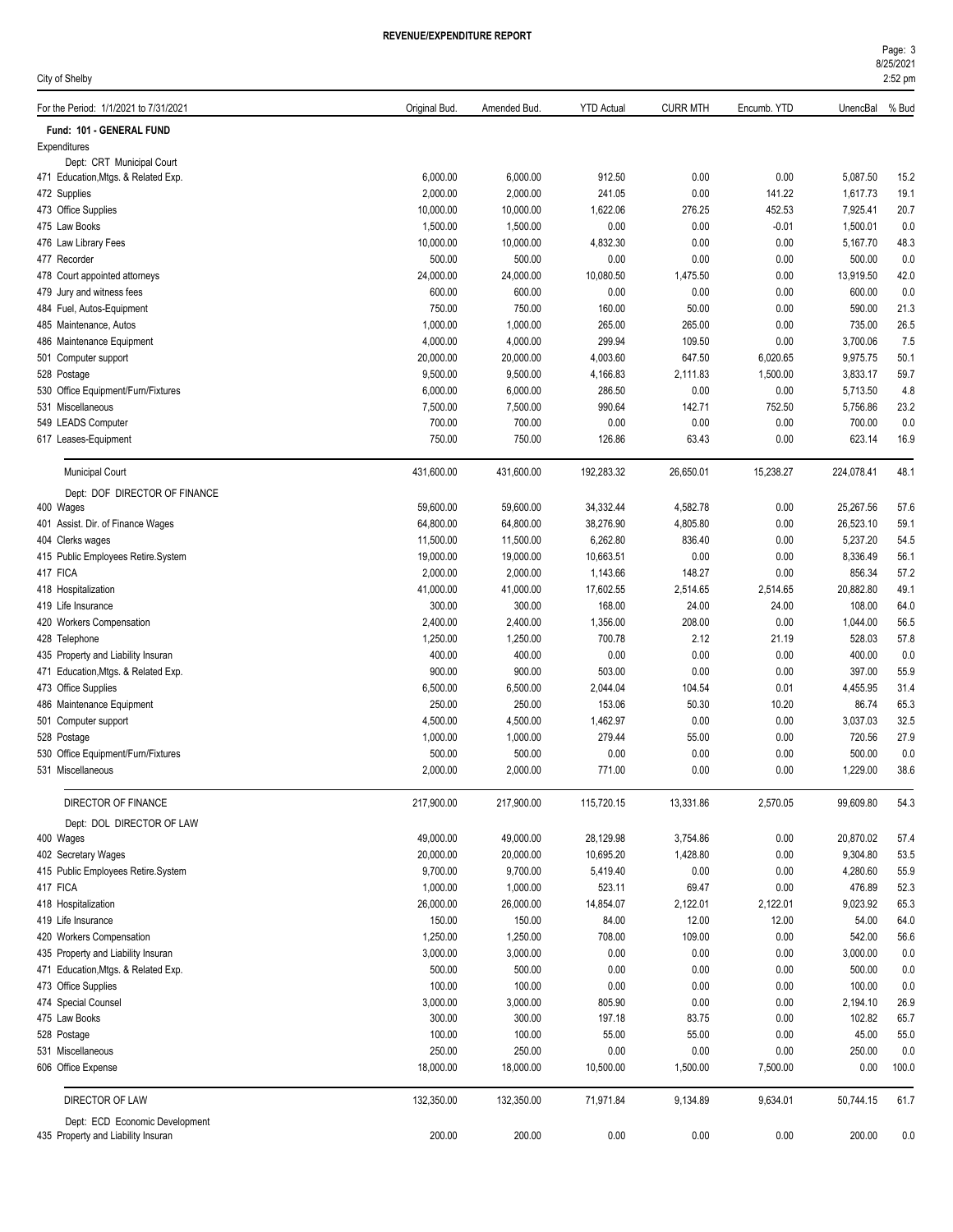# REVENUE/EXPENDITURE REPORT

City of Shelby

| For the Period: 1/1/2021 to 7/31/2021 | Original Bud. | Amended Bud. | YTD Actual | CURR MTH | Encumb. YTD | UnencBal | % Bud |
|---|---|---|---|---|---|---|---|
| **Fund: 101 - GENERAL FUND** | | | | | | | |
| Expenditures | | | | | | | |
| Dept: CRT Municipal Court | | | | | | | |
| 471 Education,Mtgs. & Related Exp. | 6,000.00 | 6,000.00 | 912.50 | 0.00 | 0.00 | 5,087.50 | 15.2 |
| 472 Supplies | 2,000.00 | 2,000.00 | 241.05 | 0.00 | 141.22 | 1,617.73 | 19.1 |
| 473 Office Supplies | 10,000.00 | 10,000.00 | 1,622.06 | 276.25 | 452.53 | 7,925.41 | 20.7 |
| 475 Law Books | 1,500.00 | 1,500.00 | 0.00 | 0.00 | -0.01 | 1,500.01 | 0.0 |
| 476 Law Library Fees | 10,000.00 | 10,000.00 | 4,832.30 | 0.00 | 0.00 | 5,167.70 | 48.3 |
| 477 Recorder | 500.00 | 500.00 | 0.00 | 0.00 | 0.00 | 500.00 | 0.0 |
| 478 Court appointed attorneys | 24,000.00 | 24,000.00 | 10,080.50 | 1,475.50 | 0.00 | 13,919.50 | 42.0 |
| 479 Jury and witness fees | 600.00 | 600.00 | 0.00 | 0.00 | 0.00 | 600.00 | 0.0 |
| 484 Fuel, Autos-Equipment | 750.00 | 750.00 | 160.00 | 50.00 | 0.00 | 590.00 | 21.3 |
| 485 Maintenance, Autos | 1,000.00 | 1,000.00 | 265.00 | 265.00 | 0.00 | 735.00 | 26.5 |
| 486 Maintenance Equipment | 4,000.00 | 4,000.00 | 299.94 | 109.50 | 0.00 | 3,700.06 | 7.5 |
| 501 Computer support | 20,000.00 | 20,000.00 | 4,003.60 | 647.50 | 6,020.65 | 9,975.75 | 50.1 |
| 528 Postage | 9,500.00 | 9,500.00 | 4,166.83 | 2,111.83 | 1,500.00 | 3,833.17 | 59.7 |
| 530 Office Equipment/Furn/Fixtures | 6,000.00 | 6,000.00 | 286.50 | 0.00 | 0.00 | 5,713.50 | 4.8 |
| 531 Miscellaneous | 7,500.00 | 7,500.00 | 990.64 | 142.71 | 752.50 | 5,756.86 | 23.2 |
| 549 LEADS Computer | 700.00 | 700.00 | 0.00 | 0.00 | 0.00 | 700.00 | 0.0 |
| 617 Leases-Equipment | 750.00 | 750.00 | 126.86 | 63.43 | 0.00 | 623.14 | 16.9 |
| Municipal Court | 431,600.00 | 431,600.00 | 192,283.32 | 26,650.01 | 15,238.27 | 224,078.41 | 48.1 |
| Dept: DOF DIRECTOR OF FINANCE | | | | | | | |
| 400 Wages | 59,600.00 | 59,600.00 | 34,332.44 | 4,582.78 | 0.00 | 25,267.56 | 57.6 |
| 401 Assist. Dir. of Finance Wages | 64,800.00 | 64,800.00 | 38,276.90 | 4,805.80 | 0.00 | 26,523.10 | 59.1 |
| 404 Clerks wages | 11,500.00 | 11,500.00 | 6,262.80 | 836.40 | 0.00 | 5,237.20 | 54.5 |
| 415 Public Employees Retire.System | 19,000.00 | 19,000.00 | 10,663.51 | 0.00 | 0.00 | 8,336.49 | 56.1 |
| 417 FICA | 2,000.00 | 2,000.00 | 1,143.66 | 148.27 | 0.00 | 856.34 | 57.2 |
| 418 Hospitalization | 41,000.00 | 41,000.00 | 17,602.55 | 2,514.65 | 2,514.65 | 20,882.80 | 49.1 |
| 419 Life Insurance | 300.00 | 300.00 | 168.00 | 24.00 | 24.00 | 108.00 | 64.0 |
| 420 Workers Compensation | 2,400.00 | 2,400.00 | 1,356.00 | 208.00 | 0.00 | 1,044.00 | 56.5 |
| 428 Telephone | 1,250.00 | 1,250.00 | 700.78 | 2.12 | 21.19 | 528.03 | 57.8 |
| 435 Property and Liability Insuran | 400.00 | 400.00 | 0.00 | 0.00 | 0.00 | 400.00 | 0.0 |
| 471 Education,Mtgs. & Related Exp. | 900.00 | 900.00 | 503.00 | 0.00 | 0.00 | 397.00 | 55.9 |
| 473 Office Supplies | 6,500.00 | 6,500.00 | 2,044.04 | 104.54 | 0.01 | 4,455.95 | 31.4 |
| 486 Maintenance Equipment | 250.00 | 250.00 | 153.06 | 50.30 | 10.20 | 86.74 | 65.3 |
| 501 Computer support | 4,500.00 | 4,500.00 | 1,462.97 | 0.00 | 0.00 | 3,037.03 | 32.5 |
| 528 Postage | 1,000.00 | 1,000.00 | 279.44 | 55.00 | 0.00 | 720.56 | 27.9 |
| 530 Office Equipment/Furn/Fixtures | 500.00 | 500.00 | 0.00 | 0.00 | 0.00 | 500.00 | 0.0 |
| 531 Miscellaneous | 2,000.00 | 2,000.00 | 771.00 | 0.00 | 0.00 | 1,229.00 | 38.6 |
| DIRECTOR OF FINANCE | 217,900.00 | 217,900.00 | 115,720.15 | 13,331.86 | 2,570.05 | 99,609.80 | 54.3 |
| Dept: DOL DIRECTOR OF LAW | | | | | | | |
| 400 Wages | 49,000.00 | 49,000.00 | 28,129.98 | 3,754.86 | 0.00 | 20,870.02 | 57.4 |
| 402 Secretary Wages | 20,000.00 | 20,000.00 | 10,695.20 | 1,428.80 | 0.00 | 9,304.80 | 53.5 |
| 415 Public Employees Retire.System | 9,700.00 | 9,700.00 | 5,419.40 | 0.00 | 0.00 | 4,280.60 | 55.9 |
| 417 FICA | 1,000.00 | 1,000.00 | 523.11 | 69.47 | 0.00 | 476.89 | 52.3 |
| 418 Hospitalization | 26,000.00 | 26,000.00 | 14,854.07 | 2,122.01 | 2,122.01 | 9,023.92 | 65.3 |
| 419 Life Insurance | 150.00 | 150.00 | 84.00 | 12.00 | 12.00 | 54.00 | 64.0 |
| 420 Workers Compensation | 1,250.00 | 1,250.00 | 708.00 | 109.00 | 0.00 | 542.00 | 56.6 |
| 435 Property and Liability Insuran | 3,000.00 | 3,000.00 | 0.00 | 0.00 | 0.00 | 3,000.00 | 0.0 |
| 471 Education,Mtgs. & Related Exp. | 500.00 | 500.00 | 0.00 | 0.00 | 0.00 | 500.00 | 0.0 |
| 473 Office Supplies | 100.00 | 100.00 | 0.00 | 0.00 | 0.00 | 100.00 | 0.0 |
| 474 Special Counsel | 3,000.00 | 3,000.00 | 805.90 | 0.00 | 0.00 | 2,194.10 | 26.9 |
| 475 Law Books | 300.00 | 300.00 | 197.18 | 83.75 | 0.00 | 102.82 | 65.7 |
| 528 Postage | 100.00 | 100.00 | 55.00 | 55.00 | 0.00 | 45.00 | 55.0 |
| 531 Miscellaneous | 250.00 | 250.00 | 0.00 | 0.00 | 0.00 | 250.00 | 0.0 |
| 606 Office Expense | 18,000.00 | 18,000.00 | 10,500.00 | 1,500.00 | 7,500.00 | 0.00 | 100.0 |
| DIRECTOR OF LAW | 132,350.00 | 132,350.00 | 71,971.84 | 9,134.89 | 9,634.01 | 50,744.15 | 61.7 |
| Dept: ECD Economic Development | | | | | | | |
| 435 Property and Liability Insuran | 200.00 | 200.00 | 0.00 | 0.00 | 0.00 | 200.00 | 0.0 |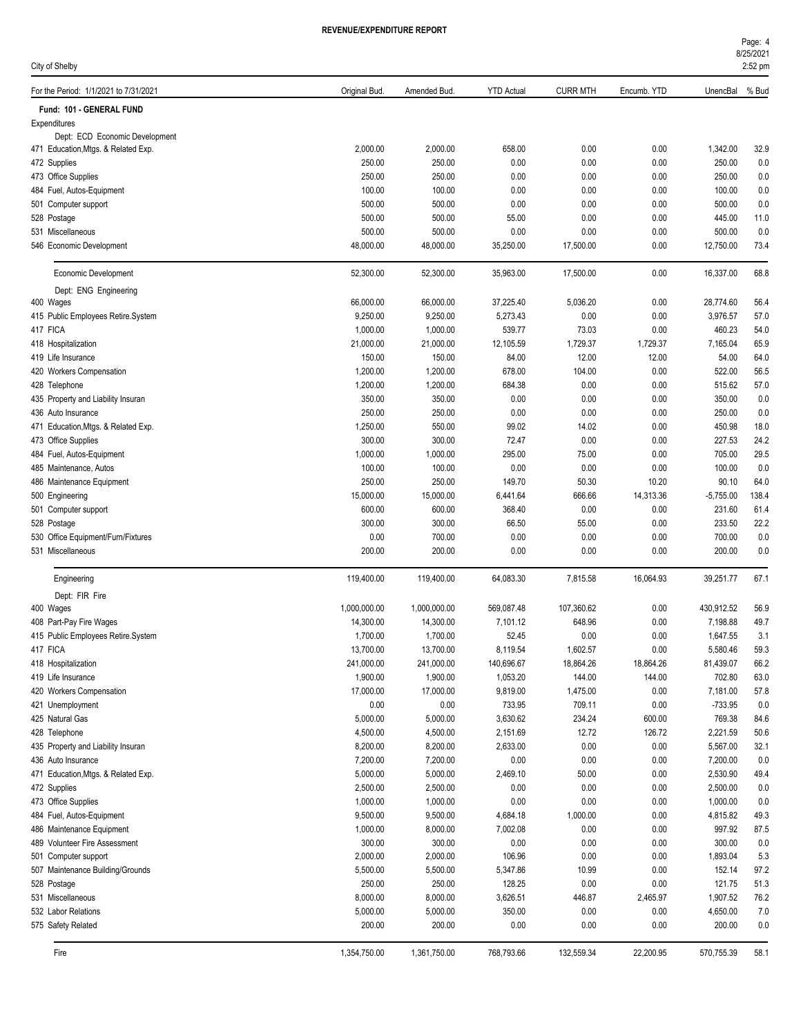**REVENUE/EXPENDITURE REPORT**

City of Shelby

| For the Period: 1/1/2021 to 7/31/2021 | Original Bud. | Amended Bud. | YTD Actual | CURR MTH | Encumb. YTD | UnencBal | % Bud |
|---|---|---|---|---|---|---|---|
| **Fund: 101 - GENERAL FUND** | | | | | | | |
| Expenditures | | | | | | | |
| Dept: ECD Economic Development | | | | | | | |
| 471 Education,Mtgs. & Related Exp. | 2,000.00 | 2,000.00 | 658.00 | 0.00 | 0.00 | 1,342.00 | 32.9 |
| 472 Supplies | 250.00 | 250.00 | 0.00 | 0.00 | 0.00 | 250.00 | 0.0 |
| 473 Office Supplies | 250.00 | 250.00 | 0.00 | 0.00 | 0.00 | 250.00 | 0.0 |
| 484 Fuel, Autos-Equipment | 100.00 | 100.00 | 0.00 | 0.00 | 0.00 | 100.00 | 0.0 |
| 501 Computer support | 500.00 | 500.00 | 0.00 | 0.00 | 0.00 | 500.00 | 0.0 |
| 528 Postage | 500.00 | 500.00 | 55.00 | 0.00 | 0.00 | 445.00 | 11.0 |
| 531 Miscellaneous | 500.00 | 500.00 | 0.00 | 0.00 | 0.00 | 500.00 | 0.0 |
| 546 Economic Development | 48,000.00 | 48,000.00 | 35,250.00 | 17,500.00 | 0.00 | 12,750.00 | 73.4 |
| Economic Development | 52,300.00 | 52,300.00 | 35,963.00 | 17,500.00 | 0.00 | 16,337.00 | 68.8 |
| Dept: ENG Engineering | | | | | | | |
| 400 Wages | 66,000.00 | 66,000.00 | 37,225.40 | 5,036.20 | 0.00 | 28,774.60 | 56.4 |
| 415 Public Employees Retire.System | 9,250.00 | 9,250.00 | 5,273.43 | 0.00 | 0.00 | 3,976.57 | 57.0 |
| 417 FICA | 1,000.00 | 1,000.00 | 539.77 | 73.03 | 0.00 | 460.23 | 54.0 |
| 418 Hospitalization | 21,000.00 | 21,000.00 | 12,105.59 | 1,729.37 | 1,729.37 | 7,165.04 | 65.9 |
| 419 Life Insurance | 150.00 | 150.00 | 84.00 | 12.00 | 12.00 | 54.00 | 64.0 |
| 420 Workers Compensation | 1,200.00 | 1,200.00 | 678.00 | 104.00 | 0.00 | 522.00 | 56.5 |
| 428 Telephone | 1,200.00 | 1,200.00 | 684.38 | 0.00 | 0.00 | 515.62 | 57.0 |
| 435 Property and Liability Insuran | 350.00 | 350.00 | 0.00 | 0.00 | 0.00 | 350.00 | 0.0 |
| 436 Auto Insurance | 250.00 | 250.00 | 0.00 | 0.00 | 0.00 | 250.00 | 0.0 |
| 471 Education,Mtgs. & Related Exp. | 1,250.00 | 550.00 | 99.02 | 14.02 | 0.00 | 450.98 | 18.0 |
| 473 Office Supplies | 300.00 | 300.00 | 72.47 | 0.00 | 0.00 | 227.53 | 24.2 |
| 484 Fuel, Autos-Equipment | 1,000.00 | 1,000.00 | 295.00 | 75.00 | 0.00 | 705.00 | 29.5 |
| 485 Maintenance, Autos | 100.00 | 100.00 | 0.00 | 0.00 | 0.00 | 100.00 | 0.0 |
| 486 Maintenance Equipment | 250.00 | 250.00 | 149.70 | 50.30 | 10.20 | 90.10 | 64.0 |
| 500 Engineering | 15,000.00 | 15,000.00 | 6,441.64 | 666.66 | 14,313.36 | -5,755.00 | 138.4 |
| 501 Computer support | 600.00 | 600.00 | 368.40 | 0.00 | 0.00 | 231.60 | 61.4 |
| 528 Postage | 300.00 | 300.00 | 66.50 | 55.00 | 0.00 | 233.50 | 22.2 |
| 530 Office Equipment/Furn/Fixtures | 0.00 | 700.00 | 0.00 | 0.00 | 0.00 | 700.00 | 0.0 |
| 531 Miscellaneous | 200.00 | 200.00 | 0.00 | 0.00 | 0.00 | 200.00 | 0.0 |
| Engineering | 119,400.00 | 119,400.00 | 64,083.30 | 7,815.58 | 16,064.93 | 39,251.77 | 67.1 |
| Dept: FIR Fire | | | | | | | |
| 400 Wages | 1,000,000.00 | 1,000,000.00 | 569,087.48 | 107,360.62 | 0.00 | 430,912.52 | 56.9 |
| 408 Part-Pay Fire Wages | 14,300.00 | 14,300.00 | 7,101.12 | 648.96 | 0.00 | 7,198.88 | 49.7 |
| 415 Public Employees Retire.System | 1,700.00 | 1,700.00 | 52.45 | 0.00 | 0.00 | 1,647.55 | 3.1 |
| 417 FICA | 13,700.00 | 13,700.00 | 8,119.54 | 1,602.57 | 0.00 | 5,580.46 | 59.3 |
| 418 Hospitalization | 241,000.00 | 241,000.00 | 140,696.67 | 18,864.26 | 18,864.26 | 81,439.07 | 66.2 |
| 419 Life Insurance | 1,900.00 | 1,900.00 | 1,053.20 | 144.00 | 144.00 | 702.80 | 63.0 |
| 420 Workers Compensation | 17,000.00 | 17,000.00 | 9,819.00 | 1,475.00 | 0.00 | 7,181.00 | 57.8 |
| 421 Unemployment | 0.00 | 0.00 | 733.95 | 709.11 | 0.00 | -733.95 | 0.0 |
| 425 Natural Gas | 5,000.00 | 5,000.00 | 3,630.62 | 234.24 | 600.00 | 769.38 | 84.6 |
| 428 Telephone | 4,500.00 | 4,500.00 | 2,151.69 | 12.72 | 126.72 | 2,221.59 | 50.6 |
| 435 Property and Liability Insuran | 8,200.00 | 8,200.00 | 2,633.00 | 0.00 | 0.00 | 5,567.00 | 32.1 |
| 436 Auto Insurance | 7,200.00 | 7,200.00 | 0.00 | 0.00 | 0.00 | 7,200.00 | 0.0 |
| 471 Education,Mtgs. & Related Exp. | 5,000.00 | 5,000.00 | 2,469.10 | 50.00 | 0.00 | 2,530.90 | 49.4 |
| 472 Supplies | 2,500.00 | 2,500.00 | 0.00 | 0.00 | 0.00 | 2,500.00 | 0.0 |
| 473 Office Supplies | 1,000.00 | 1,000.00 | 0.00 | 0.00 | 0.00 | 1,000.00 | 0.0 |
| 484 Fuel, Autos-Equipment | 9,500.00 | 9,500.00 | 4,684.18 | 1,000.00 | 0.00 | 4,815.82 | 49.3 |
| 486 Maintenance Equipment | 1,000.00 | 8,000.00 | 7,002.08 | 0.00 | 0.00 | 997.92 | 87.5 |
| 489 Volunteer Fire Assessment | 300.00 | 300.00 | 0.00 | 0.00 | 0.00 | 300.00 | 0.0 |
| 501 Computer support | 2,000.00 | 2,000.00 | 106.96 | 0.00 | 0.00 | 1,893.04 | 5.3 |
| 507 Maintenance Building/Grounds | 5,500.00 | 5,500.00 | 5,347.86 | 10.99 | 0.00 | 152.14 | 97.2 |
| 528 Postage | 250.00 | 250.00 | 128.25 | 0.00 | 0.00 | 121.75 | 51.3 |
| 531 Miscellaneous | 8,000.00 | 8,000.00 | 3,626.51 | 446.87 | 2,465.97 | 1,907.52 | 76.2 |
| 532 Labor Relations | 5,000.00 | 5,000.00 | 350.00 | 0.00 | 0.00 | 4,650.00 | 7.0 |
| 575 Safety Related | 200.00 | 200.00 | 0.00 | 0.00 | 0.00 | 200.00 | 0.0 |
| Fire | 1,354,750.00 | 1,361,750.00 | 768,793.66 | 132,559.34 | 22,200.95 | 570,755.39 | 58.1 |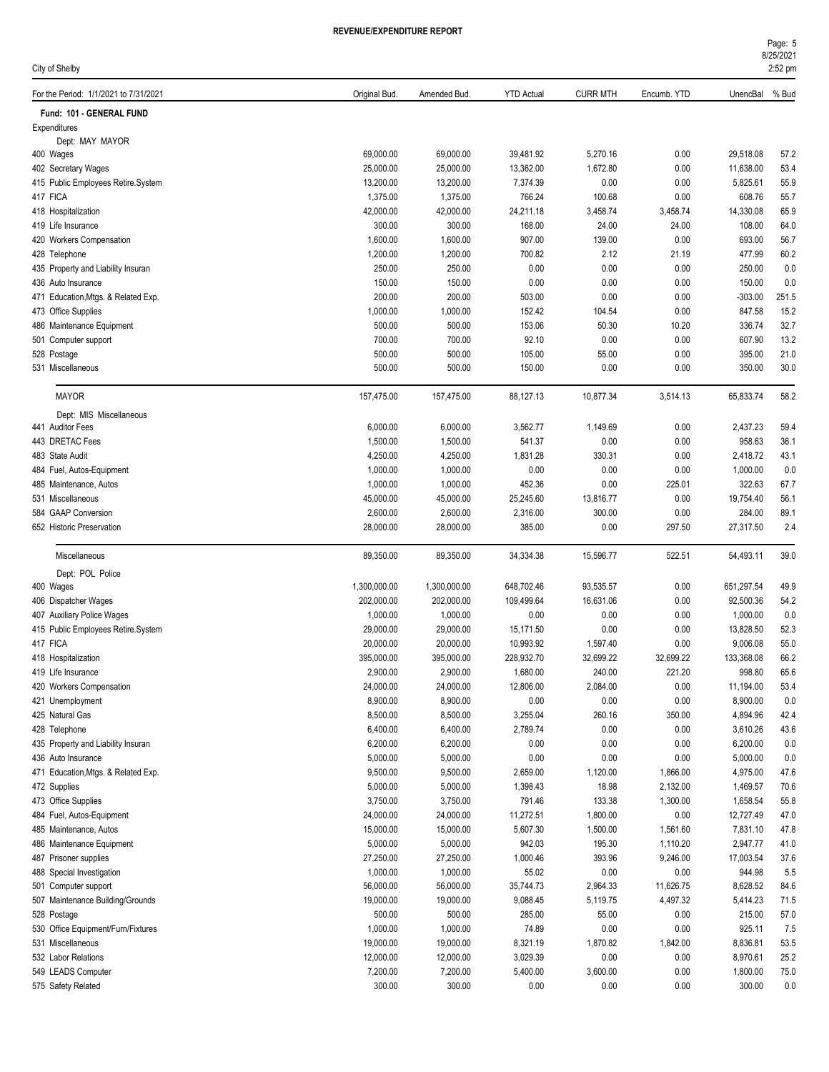**REVENUE/EXPENDITURE REPORT**

City of Shelby

| For the Period: 1/1/2021 to 7/31/2021 | Original Bud. | Amended Bud. | YTD Actual | CURR MTH | Encumb. YTD | UnencBal | % Bud |
|---|---|---|---|---|---|---|---|
| **Fund: 101 - GENERAL FUND** | | | | | | | |
| Expenditures | | | | | | | |
| Dept: MAY MAYOR | | | | | | | |
| 400 Wages | 69,000.00 | 69,000.00 | 39,481.92 | 5,270.16 | 0.00 | 29,518.08 | 57.2 |
| 402 Secretary Wages | 25,000.00 | 25,000.00 | 13,362.00 | 1,672.80 | 0.00 | 11,638.00 | 53.4 |
| 415 Public Employees Retire.System | 13,200.00 | 13,200.00 | 7,374.39 | 0.00 | 0.00 | 5,825.61 | 55.9 |
| 417 FICA | 1,375.00 | 1,375.00 | 766.24 | 100.68 | 0.00 | 608.76 | 55.7 |
| 418 Hospitalization | 42,000.00 | 42,000.00 | 24,211.18 | 3,458.74 | 3,458.74 | 14,330.08 | 65.9 |
| 419 Life Insurance | 300.00 | 300.00 | 168.00 | 24.00 | 24.00 | 108.00 | 64.0 |
| 420 Workers Compensation | 1,600.00 | 1,600.00 | 907.00 | 139.00 | 0.00 | 693.00 | 56.7 |
| 428 Telephone | 1,200.00 | 1,200.00 | 700.82 | 2.12 | 21.19 | 477.99 | 60.2 |
| 435 Property and Liability Insuran | 250.00 | 250.00 | 0.00 | 0.00 | 0.00 | 250.00 | 0.0 |
| 436 Auto Insurance | 150.00 | 150.00 | 0.00 | 0.00 | 0.00 | 150.00 | 0.0 |
| 471 Education,Mtgs. & Related Exp. | 200.00 | 200.00 | 503.00 | 0.00 | 0.00 | -303.00 | 251.5 |
| 473 Office Supplies | 1,000.00 | 1,000.00 | 152.42 | 104.54 | 0.00 | 847.58 | 15.2 |
| 486 Maintenance Equipment | 500.00 | 500.00 | 153.06 | 50.30 | 10.20 | 336.74 | 32.7 |
| 501 Computer support | 700.00 | 700.00 | 92.10 | 0.00 | 0.00 | 607.90 | 13.2 |
| 528 Postage | 500.00 | 500.00 | 105.00 | 55.00 | 0.00 | 395.00 | 21.0 |
| 531 Miscellaneous | 500.00 | 500.00 | 150.00 | 0.00 | 0.00 | 350.00 | 30.0 |
| MAYOR | 157,475.00 | 157,475.00 | 88,127.13 | 10,877.34 | 3,514.13 | 65,833.74 | 58.2 |
| Dept: MIS Miscellaneous | | | | | | | |
| 441 Auditor Fees | 6,000.00 | 6,000.00 | 3,562.77 | 1,149.69 | 0.00 | 2,437.23 | 59.4 |
| 443 DRETAC Fees | 1,500.00 | 1,500.00 | 541.37 | 0.00 | 0.00 | 958.63 | 36.1 |
| 483 State Audit | 4,250.00 | 4,250.00 | 1,831.28 | 330.31 | 0.00 | 2,418.72 | 43.1 |
| 484 Fuel, Autos-Equipment | 1,000.00 | 1,000.00 | 0.00 | 0.00 | 0.00 | 1,000.00 | 0.0 |
| 485 Maintenance, Autos | 1,000.00 | 1,000.00 | 452.36 | 0.00 | 225.01 | 322.63 | 67.7 |
| 531 Miscellaneous | 45,000.00 | 45,000.00 | 25,245.60 | 13,816.77 | 0.00 | 19,754.40 | 56.1 |
| 584 GAAP Conversion | 2,600.00 | 2,600.00 | 2,316.00 | 300.00 | 0.00 | 284.00 | 89.1 |
| 652 Historic Preservation | 28,000.00 | 28,000.00 | 385.00 | 0.00 | 297.50 | 27,317.50 | 2.4 |
| Miscellaneous | 89,350.00 | 89,350.00 | 34,334.38 | 15,596.77 | 522.51 | 54,493.11 | 39.0 |
| Dept: POL Police | | | | | | | |
| 400 Wages | 1,300,000.00 | 1,300,000.00 | 648,702.46 | 93,535.57 | 0.00 | 651,297.54 | 49.9 |
| 406 Dispatcher Wages | 202,000.00 | 202,000.00 | 109,499.64 | 16,631.06 | 0.00 | 92,500.36 | 54.2 |
| 407 Auxiliary Police Wages | 1,000.00 | 1,000.00 | 0.00 | 0.00 | 0.00 | 1,000.00 | 0.0 |
| 415 Public Employees Retire.System | 29,000.00 | 29,000.00 | 15,171.50 | 0.00 | 0.00 | 13,828.50 | 52.3 |
| 417 FICA | 20,000.00 | 20,000.00 | 10,993.92 | 1,597.40 | 0.00 | 9,006.08 | 55.0 |
| 418 Hospitalization | 395,000.00 | 395,000.00 | 228,932.70 | 32,699.22 | 32,699.22 | 133,368.08 | 66.2 |
| 419 Life Insurance | 2,900.00 | 2,900.00 | 1,680.00 | 240.00 | 221.20 | 998.80 | 65.6 |
| 420 Workers Compensation | 24,000.00 | 24,000.00 | 12,806.00 | 2,084.00 | 0.00 | 11,194.00 | 53.4 |
| 421 Unemployment | 8,900.00 | 8,900.00 | 0.00 | 0.00 | 0.00 | 8,900.00 | 0.0 |
| 425 Natural Gas | 8,500.00 | 8,500.00 | 3,255.04 | 260.16 | 350.00 | 4,894.96 | 42.4 |
| 428 Telephone | 6,400.00 | 6,400.00 | 2,789.74 | 0.00 | 0.00 | 3,610.26 | 43.6 |
| 435 Property and Liability Insuran | 6,200.00 | 6,200.00 | 0.00 | 0.00 | 0.00 | 6,200.00 | 0.0 |
| 436 Auto Insurance | 5,000.00 | 5,000.00 | 0.00 | 0.00 | 0.00 | 5,000.00 | 0.0 |
| 471 Education,Mtgs. & Related Exp. | 9,500.00 | 9,500.00 | 2,659.00 | 1,120.00 | 1,866.00 | 4,975.00 | 47.6 |
| 472 Supplies | 5,000.00 | 5,000.00 | 1,398.43 | 18.98 | 2,132.00 | 1,469.57 | 70.6 |
| 473 Office Supplies | 3,750.00 | 3,750.00 | 791.46 | 133.38 | 1,300.00 | 1,658.54 | 55.8 |
| 484 Fuel, Autos-Equipment | 24,000.00 | 24,000.00 | 11,272.51 | 1,800.00 | 0.00 | 12,727.49 | 47.0 |
| 485 Maintenance, Autos | 15,000.00 | 15,000.00 | 5,607.30 | 1,500.00 | 1,561.60 | 7,831.10 | 47.8 |
| 486 Maintenance Equipment | 5,000.00 | 5,000.00 | 942.03 | 195.30 | 1,110.20 | 2,947.77 | 41.0 |
| 487 Prisoner supplies | 27,250.00 | 27,250.00 | 1,000.46 | 393.96 | 9,246.00 | 17,003.54 | 37.6 |
| 488 Special Investigation | 1,000.00 | 1,000.00 | 55.02 | 0.00 | 0.00 | 944.98 | 5.5 |
| 501 Computer support | 56,000.00 | 56,000.00 | 35,744.73 | 2,964.33 | 11,626.75 | 8,628.52 | 84.6 |
| 507 Maintenance Building/Grounds | 19,000.00 | 19,000.00 | 9,088.45 | 5,119.75 | 4,497.32 | 5,414.23 | 71.5 |
| 528 Postage | 500.00 | 500.00 | 285.00 | 55.00 | 0.00 | 215.00 | 57.0 |
| 530 Office Equipment/Furn/Fixtures | 1,000.00 | 1,000.00 | 74.89 | 0.00 | 0.00 | 925.11 | 7.5 |
| 531 Miscellaneous | 19,000.00 | 19,000.00 | 8,321.19 | 1,870.82 | 1,842.00 | 8,836.81 | 53.5 |
| 532 Labor Relations | 12,000.00 | 12,000.00 | 3,029.39 | 0.00 | 0.00 | 8,970.61 | 25.2 |
| 549 LEADS Computer | 7,200.00 | 7,200.00 | 5,400.00 | 3,600.00 | 0.00 | 1,800.00 | 75.0 |
| 575 Safety Related | 300.00 | 300.00 | 0.00 | 0.00 | 0.00 | 300.00 | 0.0 |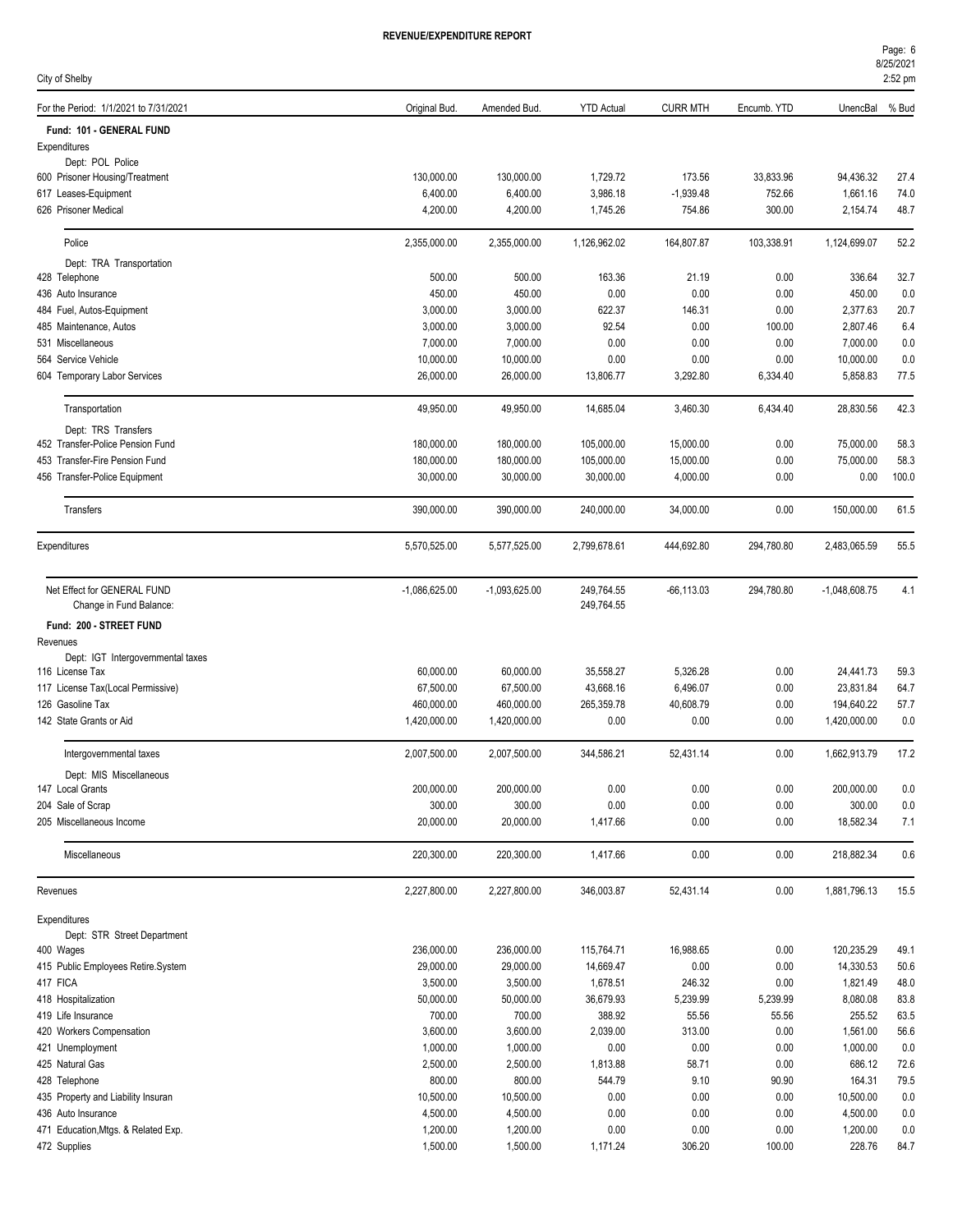**REVENUE/EXPENDITURE REPORT**

City of Shelby

| For the Period: 1/1/2021 to 7/31/2021 | Original Bud. | Amended Bud. | YTD Actual | CURR MTH | Encumb. YTD | UnencBal | % Bud |
|---|---|---|---|---|---|---|---|
| **Fund: 101 - GENERAL FUND** | | | | | | | |
| Expenditures | | | | | | | |
| Dept: POL Police | | | | | | | |
| 600 Prisoner Housing/Treatment | 130,000.00 | 130,000.00 | 1,729.72 | 173.56 | 33,833.96 | 94,436.32 | 27.4 |
| 617 Leases-Equipment | 6,400.00 | 6,400.00 | 3,986.18 | -1,939.48 | 752.66 | 1,661.16 | 74.0 |
| 626 Prisoner Medical | 4,200.00 | 4,200.00 | 1,745.26 | 754.86 | 300.00 | 2,154.74 | 48.7 |
| Police | 2,355,000.00 | 2,355,000.00 | 1,126,962.02 | 164,807.87 | 103,338.91 | 1,124,699.07 | 52.2 |
| Dept: TRA Transportation | | | | | | | |
| 428 Telephone | 500.00 | 500.00 | 163.36 | 21.19 | 0.00 | 336.64 | 32.7 |
| 436 Auto Insurance | 450.00 | 450.00 | 0.00 | 0.00 | 0.00 | 450.00 | 0.0 |
| 484 Fuel, Autos-Equipment | 3,000.00 | 3,000.00 | 622.37 | 146.31 | 0.00 | 2,377.63 | 20.7 |
| 485 Maintenance, Autos | 3,000.00 | 3,000.00 | 92.54 | 0.00 | 100.00 | 2,807.46 | 6.4 |
| 531 Miscellaneous | 7,000.00 | 7,000.00 | 0.00 | 0.00 | 0.00 | 7,000.00 | 0.0 |
| 564 Service Vehicle | 10,000.00 | 10,000.00 | 0.00 | 0.00 | 0.00 | 10,000.00 | 0.0 |
| 604 Temporary Labor Services | 26,000.00 | 26,000.00 | 13,806.77 | 3,292.80 | 6,334.40 | 5,858.83 | 77.5 |
| Transportation | 49,950.00 | 49,950.00 | 14,685.04 | 3,460.30 | 6,434.40 | 28,830.56 | 42.3 |
| Dept: TRS Transfers | | | | | | | |
| 452 Transfer-Police Pension Fund | 180,000.00 | 180,000.00 | 105,000.00 | 15,000.00 | 0.00 | 75,000.00 | 58.3 |
| 453 Transfer-Fire Pension Fund | 180,000.00 | 180,000.00 | 105,000.00 | 15,000.00 | 0.00 | 75,000.00 | 58.3 |
| 456 Transfer-Police Equipment | 30,000.00 | 30,000.00 | 30,000.00 | 4,000.00 | 0.00 | 0.00 | 100.0 |
| Transfers | 390,000.00 | 390,000.00 | 240,000.00 | 34,000.00 | 0.00 | 150,000.00 | 61.5 |
| Expenditures | 5,570,525.00 | 5,577,525.00 | 2,799,678.61 | 444,692.80 | 294,780.80 | 2,483,065.59 | 55.5 |
| Net Effect for GENERAL FUND | -1,086,625.00 | -1,093,625.00 | 249,764.55 | -66,113.03 | 294,780.80 | -1,048,608.75 | 4.1 |
| Change in Fund Balance: | | | 249,764.55 | | | | |
| **Fund: 200 - STREET FUND** | | | | | | | |
| Revenues | | | | | | | |
| Dept: IGT Intergovernmental taxes | | | | | | | |
| 116 License Tax | 60,000.00 | 60,000.00 | 35,558.27 | 5,326.28 | 0.00 | 24,441.73 | 59.3 |
| 117 License Tax(Local Permissive) | 67,500.00 | 67,500.00 | 43,668.16 | 6,496.07 | 0.00 | 23,831.84 | 64.7 |
| 126 Gasoline Tax | 460,000.00 | 460,000.00 | 265,359.78 | 40,608.79 | 0.00 | 194,640.22 | 57.7 |
| 142 State Grants or Aid | 1,420,000.00 | 1,420,000.00 | 0.00 | 0.00 | 0.00 | 1,420,000.00 | 0.0 |
| Intergovernmental taxes | 2,007,500.00 | 2,007,500.00 | 344,586.21 | 52,431.14 | 0.00 | 1,662,913.79 | 17.2 |
| Dept: MIS Miscellaneous | | | | | | | |
| 147 Local Grants | 200,000.00 | 200,000.00 | 0.00 | 0.00 | 0.00 | 200,000.00 | 0.0 |
| 204 Sale of Scrap | 300.00 | 300.00 | 0.00 | 0.00 | 0.00 | 300.00 | 0.0 |
| 205 Miscellaneous Income | 20,000.00 | 20,000.00 | 1,417.66 | 0.00 | 0.00 | 18,582.34 | 7.1 |
| Miscellaneous | 220,300.00 | 220,300.00 | 1,417.66 | 0.00 | 0.00 | 218,882.34 | 0.6 |
| Revenues | 2,227,800.00 | 2,227,800.00 | 346,003.87 | 52,431.14 | 0.00 | 1,881,796.13 | 15.5 |
| Expenditures | | | | | | | |
| Dept: STR Street Department | | | | | | | |
| 400 Wages | 236,000.00 | 236,000.00 | 115,764.71 | 16,988.65 | 0.00 | 120,235.29 | 49.1 |
| 415 Public Employees Retire.System | 29,000.00 | 29,000.00 | 14,669.47 | 0.00 | 0.00 | 14,330.53 | 50.6 |
| 417 FICA | 3,500.00 | 3,500.00 | 1,678.51 | 246.32 | 0.00 | 1,821.49 | 48.0 |
| 418 Hospitalization | 50,000.00 | 50,000.00 | 36,679.93 | 5,239.99 | 5,239.99 | 8,080.08 | 83.8 |
| 419 Life Insurance | 700.00 | 700.00 | 388.92 | 55.56 | 55.56 | 255.52 | 63.5 |
| 420 Workers Compensation | 3,600.00 | 3,600.00 | 2,039.00 | 313.00 | 0.00 | 1,561.00 | 56.6 |
| 421 Unemployment | 1,000.00 | 1,000.00 | 0.00 | 0.00 | 0.00 | 1,000.00 | 0.0 |
| 425 Natural Gas | 2,500.00 | 2,500.00 | 1,813.88 | 58.71 | 0.00 | 686.12 | 72.6 |
| 428 Telephone | 800.00 | 800.00 | 544.79 | 9.10 | 90.90 | 164.31 | 79.5 |
| 435 Property and Liability Insuran | 10,500.00 | 10,500.00 | 0.00 | 0.00 | 0.00 | 10,500.00 | 0.0 |
| 436 Auto Insurance | 4,500.00 | 4,500.00 | 0.00 | 0.00 | 0.00 | 4,500.00 | 0.0 |
| 471 Education,Mtgs. & Related Exp. | 1,200.00 | 1,200.00 | 0.00 | 0.00 | 0.00 | 1,200.00 | 0.0 |
| 472 Supplies | 1,500.00 | 1,500.00 | 1,171.24 | 306.20 | 100.00 | 228.76 | 84.7 |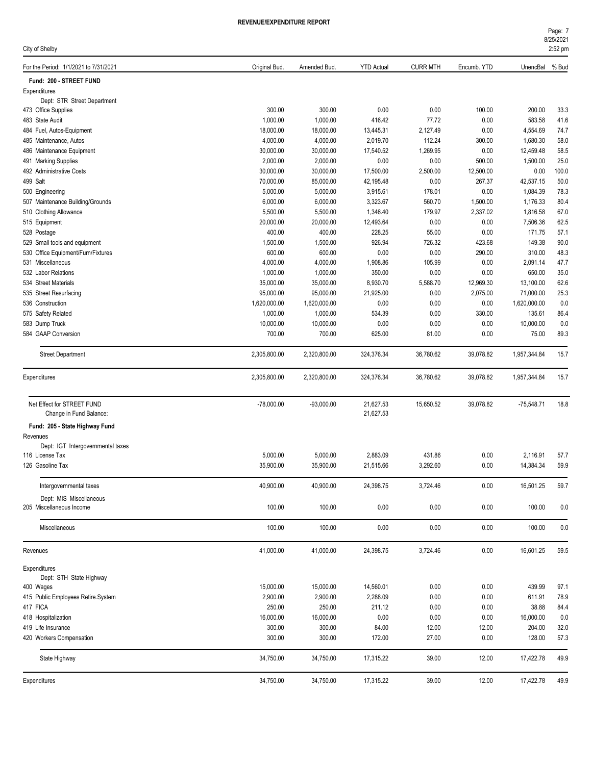**REVENUE/EXPENDITURE REPORT**

City of Shelby

| For the Period: 1/1/2021 to 7/31/2021 | Original Bud. | Amended Bud. | YTD Actual | CURR MTH | Encumb. YTD | UnencBal | % Bud |
|---|---|---|---|---|---|---|---|
| **Fund: 200 - STREET FUND** | | | | | | | |
| Expenditures | | | | | | | |
| Dept: STR Street Department | | | | | | | |
| 473 Office Supplies | 300.00 | 300.00 | 0.00 | 0.00 | 100.00 | 200.00 | 33.3 |
| 483 State Audit | 1,000.00 | 1,000.00 | 416.42 | 77.72 | 0.00 | 583.58 | 41.6 |
| 484 Fuel, Autos-Equipment | 18,000.00 | 18,000.00 | 13,445.31 | 2,127.49 | 0.00 | 4,554.69 | 74.7 |
| 485 Maintenance, Autos | 4,000.00 | 4,000.00 | 2,019.70 | 112.24 | 300.00 | 1,680.30 | 58.0 |
| 486 Maintenance Equipment | 30,000.00 | 30,000.00 | 17,540.52 | 1,269.95 | 0.00 | 12,459.48 | 58.5 |
| 491 Marking Supplies | 2,000.00 | 2,000.00 | 0.00 | 0.00 | 500.00 | 1,500.00 | 25.0 |
| 492 Administrative Costs | 30,000.00 | 30,000.00 | 17,500.00 | 2,500.00 | 12,500.00 | 0.00 | 100.0 |
| 499 Salt | 70,000.00 | 85,000.00 | 42,195.48 | 0.00 | 267.37 | 42,537.15 | 50.0 |
| 500 Engineering | 5,000.00 | 5,000.00 | 3,915.61 | 178.01 | 0.00 | 1,084.39 | 78.3 |
| 507 Maintenance Building/Grounds | 6,000.00 | 6,000.00 | 3,323.67 | 560.70 | 1,500.00 | 1,176.33 | 80.4 |
| 510 Clothing Allowance | 5,500.00 | 5,500.00 | 1,346.40 | 179.97 | 2,337.02 | 1,816.58 | 67.0 |
| 515 Equipment | 20,000.00 | 20,000.00 | 12,493.64 | 0.00 | 0.00 | 7,506.36 | 62.5 |
| 528 Postage | 400.00 | 400.00 | 228.25 | 55.00 | 0.00 | 171.75 | 57.1 |
| 529 Small tools and equipment | 1,500.00 | 1,500.00 | 926.94 | 726.32 | 423.68 | 149.38 | 90.0 |
| 530 Office Equipment/Furn/Fixtures | 600.00 | 600.00 | 0.00 | 0.00 | 290.00 | 310.00 | 48.3 |
| 531 Miscellaneous | 4,000.00 | 4,000.00 | 1,908.86 | 105.99 | 0.00 | 2,091.14 | 47.7 |
| 532 Labor Relations | 1,000.00 | 1,000.00 | 350.00 | 0.00 | 0.00 | 650.00 | 35.0 |
| 534 Street Materials | 35,000.00 | 35,000.00 | 8,930.70 | 5,588.70 | 12,969.30 | 13,100.00 | 62.6 |
| 535 Street Resurfacing | 95,000.00 | 95,000.00 | 21,925.00 | 0.00 | 2,075.00 | 71,000.00 | 25.3 |
| 536 Construction | 1,620,000.00 | 1,620,000.00 | 0.00 | 0.00 | 0.00 | 1,620,000.00 | 0.0 |
| 575 Safety Related | 1,000.00 | 1,000.00 | 534.39 | 0.00 | 330.00 | 135.61 | 86.4 |
| 583 Dump Truck | 10,000.00 | 10,000.00 | 0.00 | 0.00 | 0.00 | 10,000.00 | 0.0 |
| 584 GAAP Conversion | 700.00 | 700.00 | 625.00 | 81.00 | 0.00 | 75.00 | 89.3 |
| Street Department | 2,305,800.00 | 2,320,800.00 | 324,376.34 | 36,780.62 | 39,078.82 | 1,957,344.84 | 15.7 |
| Expenditures | 2,305,800.00 | 2,320,800.00 | 324,376.34 | 36,780.62 | 39,078.82 | 1,957,344.84 | 15.7 |
| Net Effect for STREET FUND | -78,000.00 | -93,000.00 | 21,627.53 | 15,650.52 | 39,078.82 | -75,548.71 | 18.8 |
| Change in Fund Balance: | | | 21,627.53 | | | | |
| **Fund: 205 - State Highway Fund** | | | | | | | |
| Revenues | | | | | | | |
| Dept: IGT Intergovernmental taxes | | | | | | | |
| 116 License Tax | 5,000.00 | 5,000.00 | 2,883.09 | 431.86 | 0.00 | 2,116.91 | 57.7 |
| 126 Gasoline Tax | 35,900.00 | 35,900.00 | 21,515.66 | 3,292.60 | 0.00 | 14,384.34 | 59.9 |
| Intergovernmental taxes | 40,900.00 | 40,900.00 | 24,398.75 | 3,724.46 | 0.00 | 16,501.25 | 59.7 |
| Dept: MIS Miscellaneous | | | | | | | |
| 205 Miscellaneous Income | 100.00 | 100.00 | 0.00 | 0.00 | 0.00 | 100.00 | 0.0 |
| Miscellaneous | 100.00 | 100.00 | 0.00 | 0.00 | 0.00 | 100.00 | 0.0 |
| Revenues | 41,000.00 | 41,000.00 | 24,398.75 | 3,724.46 | 0.00 | 16,601.25 | 59.5 |
| Expenditures | | | | | | | |
| Dept: STH State Highway | | | | | | | |
| 400 Wages | 15,000.00 | 15,000.00 | 14,560.01 | 0.00 | 0.00 | 439.99 | 97.1 |
| 415 Public Employees Retire.System | 2,900.00 | 2,900.00 | 2,288.09 | 0.00 | 0.00 | 611.91 | 78.9 |
| 417 FICA | 250.00 | 250.00 | 211.12 | 0.00 | 0.00 | 38.88 | 84.4 |
| 418 Hospitalization | 16,000.00 | 16,000.00 | 0.00 | 0.00 | 0.00 | 16,000.00 | 0.0 |
| 419 Life Insurance | 300.00 | 300.00 | 84.00 | 12.00 | 12.00 | 204.00 | 32.0 |
| 420 Workers Compensation | 300.00 | 300.00 | 172.00 | 27.00 | 0.00 | 128.00 | 57.3 |
| State Highway | 34,750.00 | 34,750.00 | 17,315.22 | 39.00 | 12.00 | 17,422.78 | 49.9 |
| Expenditures | 34,750.00 | 34,750.00 | 17,315.22 | 39.00 | 12.00 | 17,422.78 | 49.9 |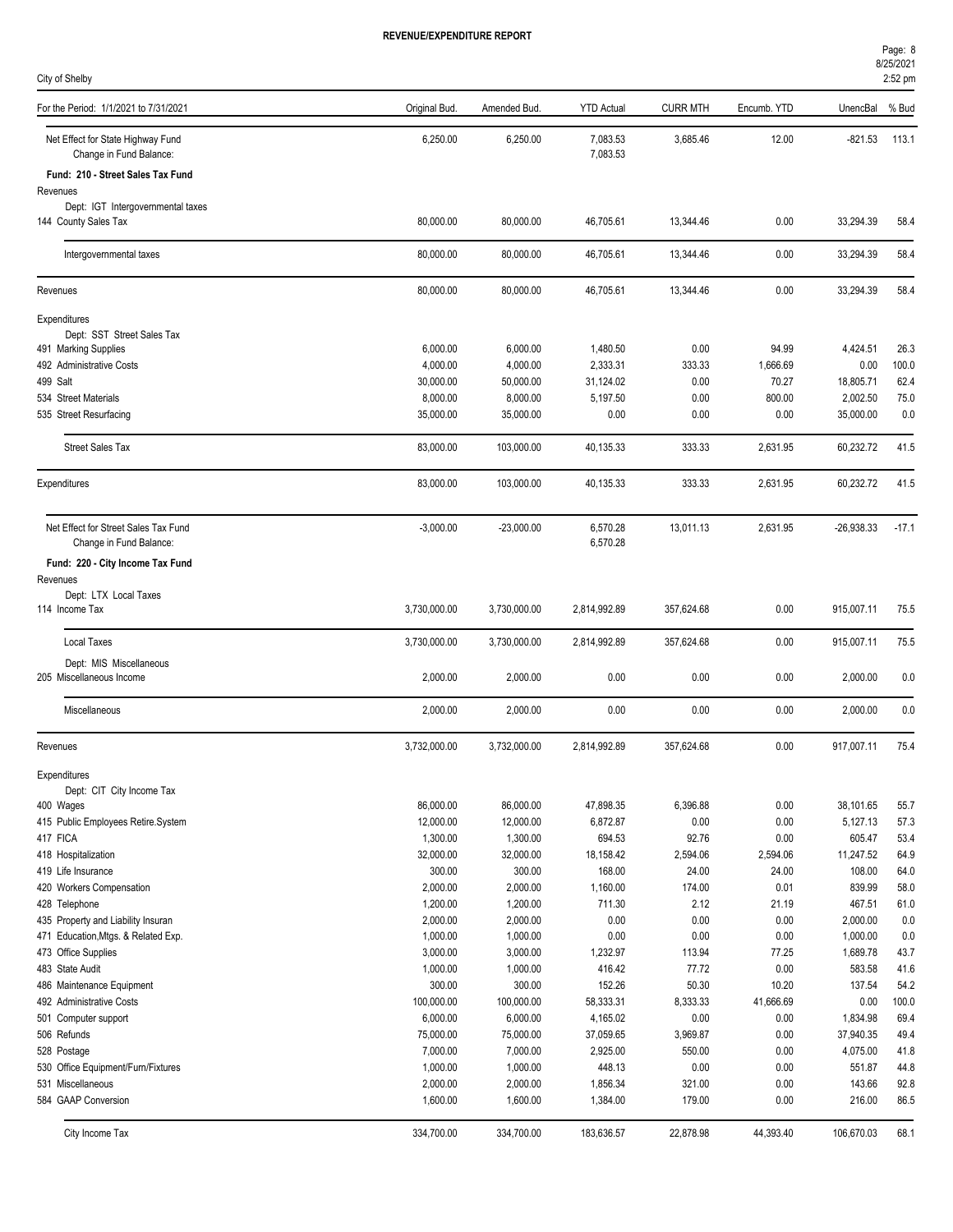**REVENUE/EXPENDITURE REPORT**

City of Shelby

| For the Period: 1/1/2021 to 7/31/2021 | Original Bud. | Amended Bud. | YTD Actual | CURR MTH | Encumb. YTD | UnencBal | % Bud |
|---|---|---|---|---|---|---|---|
| Net Effect for State Highway Fund | 6,250.00 | 6,250.00 | 7,083.53 | 3,685.46 | 12.00 | -821.53 | 113.1 |
| Change in Fund Balance: | | | 7,083.53 | | | | |
| **Fund: 210 - Street Sales Tax Fund** | | | | | | | |
| Revenues | | | | | | | |
| Dept: IGT Intergovernmental taxes | | | | | | | |
| 144 County Sales Tax | 80,000.00 | 80,000.00 | 46,705.61 | 13,344.46 | 0.00 | 33,294.39 | 58.4 |
| Intergovernmental taxes | 80,000.00 | 80,000.00 | 46,705.61 | 13,344.46 | 0.00 | 33,294.39 | 58.4 |
| Revenues | 80,000.00 | 80,000.00 | 46,705.61 | 13,344.46 | 0.00 | 33,294.39 | 58.4 |
| Expenditures | | | | | | | |
| Dept: SST Street Sales Tax | | | | | | | |
| 491 Marking Supplies | 6,000.00 | 6,000.00 | 1,480.50 | 0.00 | 94.99 | 4,424.51 | 26.3 |
| 492 Administrative Costs | 4,000.00 | 4,000.00 | 2,333.31 | 333.33 | 1,666.69 | 0.00 | 100.0 |
| 499 Salt | 30,000.00 | 50,000.00 | 31,124.02 | 0.00 | 70.27 | 18,805.71 | 62.4 |
| 534 Street Materials | 8,000.00 | 8,000.00 | 5,197.50 | 0.00 | 800.00 | 2,002.50 | 75.0 |
| 535 Street Resurfacing | 35,000.00 | 35,000.00 | 0.00 | 0.00 | 0.00 | 35,000.00 | 0.0 |
| Street Sales Tax | 83,000.00 | 103,000.00 | 40,135.33 | 333.33 | 2,631.95 | 60,232.72 | 41.5 |
| Expenditures | 83,000.00 | 103,000.00 | 40,135.33 | 333.33 | 2,631.95 | 60,232.72 | 41.5 |
| Net Effect for Street Sales Tax Fund | -3,000.00 | -23,000.00 | 6,570.28 | 13,011.13 | 2,631.95 | -26,938.33 | -17.1 |
| Change in Fund Balance: | | | 6,570.28 | | | | |
| **Fund: 220 - City Income Tax Fund** | | | | | | | |
| Revenues | | | | | | | |
| Dept: LTX Local Taxes | | | | | | | |
| 114 Income Tax | 3,730,000.00 | 3,730,000.00 | 2,814,992.89 | 357,624.68 | 0.00 | 915,007.11 | 75.5 |
| Local Taxes | 3,730,000.00 | 3,730,000.00 | 2,814,992.89 | 357,624.68 | 0.00 | 915,007.11 | 75.5 |
| Dept: MIS Miscellaneous | | | | | | | |
| 205 Miscellaneous Income | 2,000.00 | 2,000.00 | 0.00 | 0.00 | 0.00 | 2,000.00 | 0.0 |
| Miscellaneous | 2,000.00 | 2,000.00 | 0.00 | 0.00 | 0.00 | 2,000.00 | 0.0 |
| Revenues | 3,732,000.00 | 3,732,000.00 | 2,814,992.89 | 357,624.68 | 0.00 | 917,007.11 | 75.4 |
| Expenditures | | | | | | | |
| Dept: CIT City Income Tax | | | | | | | |
| 400 Wages | 86,000.00 | 86,000.00 | 47,898.35 | 6,396.88 | 0.00 | 38,101.65 | 55.7 |
| 415 Public Employees Retire.System | 12,000.00 | 12,000.00 | 6,872.87 | 0.00 | 0.00 | 5,127.13 | 57.3 |
| 417 FICA | 1,300.00 | 1,300.00 | 694.53 | 92.76 | 0.00 | 605.47 | 53.4 |
| 418 Hospitalization | 32,000.00 | 32,000.00 | 18,158.42 | 2,594.06 | 2,594.06 | 11,247.52 | 64.9 |
| 419 Life Insurance | 300.00 | 300.00 | 168.00 | 24.00 | 24.00 | 108.00 | 64.0 |
| 420 Workers Compensation | 2,000.00 | 2,000.00 | 1,160.00 | 174.00 | 0.01 | 839.99 | 58.0 |
| 428 Telephone | 1,200.00 | 1,200.00 | 711.30 | 2.12 | 21.19 | 467.51 | 61.0 |
| 435 Property and Liability Insuran | 2,000.00 | 2,000.00 | 0.00 | 0.00 | 0.00 | 2,000.00 | 0.0 |
| 471 Education,Mtgs. & Related Exp. | 1,000.00 | 1,000.00 | 0.00 | 0.00 | 0.00 | 1,000.00 | 0.0 |
| 473 Office Supplies | 3,000.00 | 3,000.00 | 1,232.97 | 113.94 | 77.25 | 1,689.78 | 43.7 |
| 483 State Audit | 1,000.00 | 1,000.00 | 416.42 | 77.72 | 0.00 | 583.58 | 41.6 |
| 486 Maintenance Equipment | 300.00 | 300.00 | 152.26 | 50.30 | 10.20 | 137.54 | 54.2 |
| 492 Administrative Costs | 100,000.00 | 100,000.00 | 58,333.31 | 8,333.33 | 41,666.69 | 0.00 | 100.0 |
| 501 Computer support | 6,000.00 | 6,000.00 | 4,165.02 | 0.00 | 0.00 | 1,834.98 | 69.4 |
| 506 Refunds | 75,000.00 | 75,000.00 | 37,059.65 | 3,969.87 | 0.00 | 37,940.35 | 49.4 |
| 528 Postage | 7,000.00 | 7,000.00 | 2,925.00 | 550.00 | 0.00 | 4,075.00 | 41.8 |
| 530 Office Equipment/Furn/Fixtures | 1,000.00 | 1,000.00 | 448.13 | 0.00 | 0.00 | 551.87 | 44.8 |
| 531 Miscellaneous | 2,000.00 | 2,000.00 | 1,856.34 | 321.00 | 0.00 | 143.66 | 92.8 |
| 584 GAAP Conversion | 1,600.00 | 1,600.00 | 1,384.00 | 179.00 | 0.00 | 216.00 | 86.5 |
| City Income Tax | 334,700.00 | 334,700.00 | 183,636.57 | 22,878.98 | 44,393.40 | 106,670.03 | 68.1 |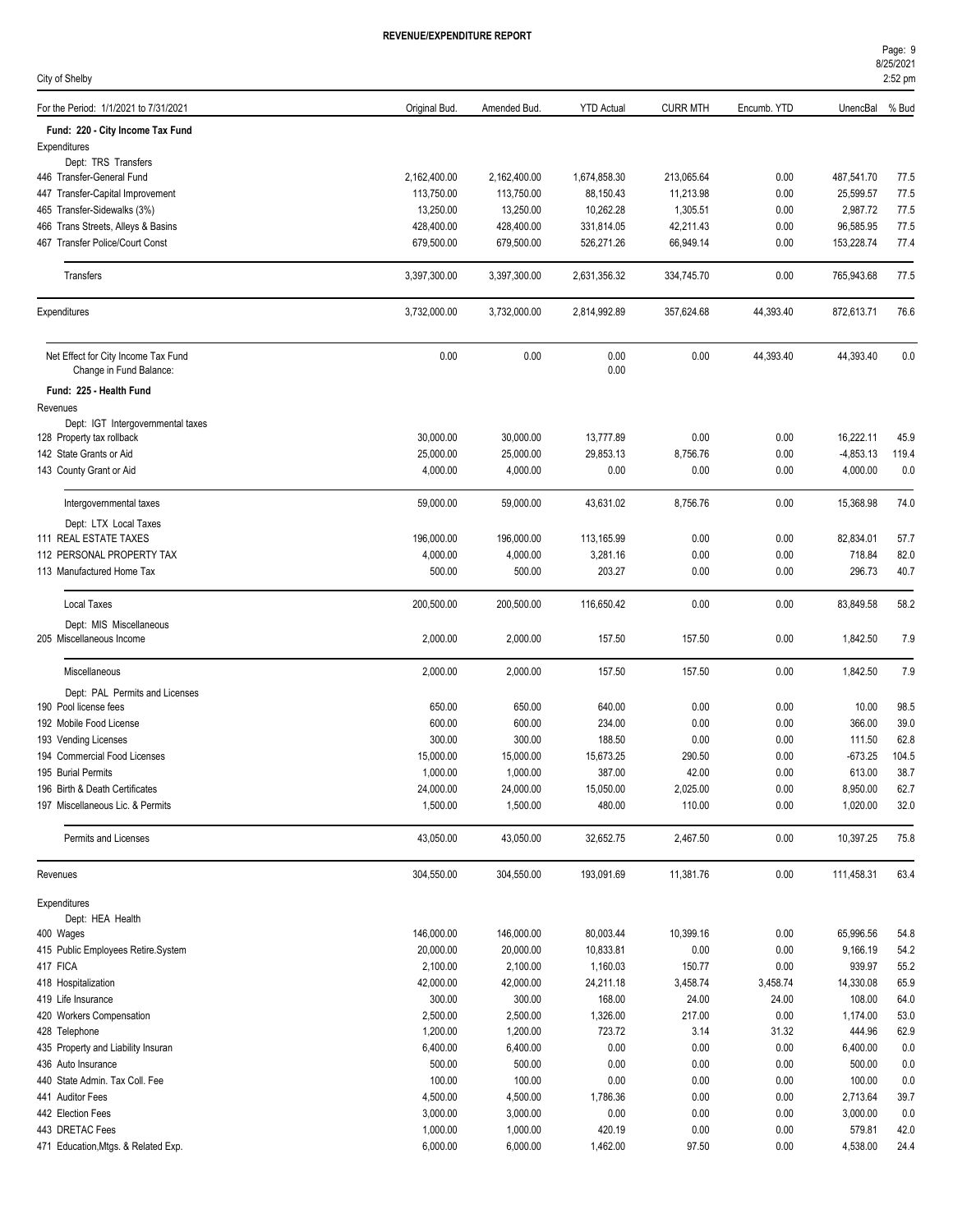**REVENUE/EXPENDITURE REPORT**

City of Shelby

| For the Period: 1/1/2021 to 7/31/2021 | Original Bud. | Amended Bud. | YTD Actual | CURR MTH | Encumb. YTD | UnencBal | % Bud |
|---|---|---|---|---|---|---|---|
| **Fund: 220 - City Income Tax Fund** | | | | | | | |
| Expenditures | | | | | | | |
| Dept: TRS Transfers | | | | | | | |
| 446 Transfer-General Fund | 2,162,400.00 | 2,162,400.00 | 1,674,858.30 | 213,065.64 | 0.00 | 487,541.70 | 77.5 |
| 447 Transfer-Capital Improvement | 113,750.00 | 113,750.00 | 88,150.43 | 11,213.98 | 0.00 | 25,599.57 | 77.5 |
| 465 Transfer-Sidewalks (3%) | 13,250.00 | 13,250.00 | 10,262.28 | 1,305.51 | 0.00 | 2,987.72 | 77.5 |
| 466 Trans Streets, Alleys & Basins | 428,400.00 | 428,400.00 | 331,814.05 | 42,211.43 | 0.00 | 96,585.95 | 77.5 |
| 467 Transfer Police/Court Const | 679,500.00 | 679,500.00 | 526,271.26 | 66,949.14 | 0.00 | 153,228.74 | 77.4 |
| Transfers | 3,397,300.00 | 3,397,300.00 | 2,631,356.32 | 334,745.70 | 0.00 | 765,943.68 | 77.5 |
| Expenditures | 3,732,000.00 | 3,732,000.00 | 2,814,992.89 | 357,624.68 | 44,393.40 | 872,613.71 | 76.6 |
| Net Effect for City Income Tax Fund | 0.00 | 0.00 | 0.00 | 0.00 | 44,393.40 | 44,393.40 | 0.0 |
| Change in Fund Balance: | | | 0.00 | | | | |
| **Fund: 225 - Health Fund** | | | | | | | |
| Revenues | | | | | | | |
| Dept: IGT Intergovernmental taxes | | | | | | | |
| 128 Property tax rollback | 30,000.00 | 30,000.00 | 13,777.89 | 0.00 | 0.00 | 16,222.11 | 45.9 |
| 142 State Grants or Aid | 25,000.00 | 25,000.00 | 29,853.13 | 8,756.76 | 0.00 | -4,853.13 | 119.4 |
| 143 County Grant or Aid | 4,000.00 | 4,000.00 | 0.00 | 0.00 | 0.00 | 4,000.00 | 0.0 |
| Intergovernmental taxes | 59,000.00 | 59,000.00 | 43,631.02 | 8,756.76 | 0.00 | 15,368.98 | 74.0 |
| Dept: LTX Local Taxes | | | | | | | |
| 111 REAL ESTATE TAXES | 196,000.00 | 196,000.00 | 113,165.99 | 0.00 | 0.00 | 82,834.01 | 57.7 |
| 112 PERSONAL PROPERTY TAX | 4,000.00 | 4,000.00 | 3,281.16 | 0.00 | 0.00 | 718.84 | 82.0 |
| 113 Manufactured Home Tax | 500.00 | 500.00 | 203.27 | 0.00 | 0.00 | 296.73 | 40.7 |
| Local Taxes | 200,500.00 | 200,500.00 | 116,650.42 | 0.00 | 0.00 | 83,849.58 | 58.2 |
| Dept: MIS Miscellaneous | | | | | | | |
| 205 Miscellaneous Income | 2,000.00 | 2,000.00 | 157.50 | 157.50 | 0.00 | 1,842.50 | 7.9 |
| Miscellaneous | 2,000.00 | 2,000.00 | 157.50 | 157.50 | 0.00 | 1,842.50 | 7.9 |
| Dept: PAL Permits and Licenses | | | | | | | |
| 190 Pool license fees | 650.00 | 650.00 | 640.00 | 0.00 | 0.00 | 10.00 | 98.5 |
| 192 Mobile Food License | 600.00 | 600.00 | 234.00 | 0.00 | 0.00 | 366.00 | 39.0 |
| 193 Vending Licenses | 300.00 | 300.00 | 188.50 | 0.00 | 0.00 | 111.50 | 62.8 |
| 194 Commercial Food Licenses | 15,000.00 | 15,000.00 | 15,673.25 | 290.50 | 0.00 | -673.25 | 104.5 |
| 195 Burial Permits | 1,000.00 | 1,000.00 | 387.00 | 42.00 | 0.00 | 613.00 | 38.7 |
| 196 Birth & Death Certificates | 24,000.00 | 24,000.00 | 15,050.00 | 2,025.00 | 0.00 | 8,950.00 | 62.7 |
| 197 Miscellaneous Lic. & Permits | 1,500.00 | 1,500.00 | 480.00 | 110.00 | 0.00 | 1,020.00 | 32.0 |
| Permits and Licenses | 43,050.00 | 43,050.00 | 32,652.75 | 2,467.50 | 0.00 | 10,397.25 | 75.8 |
| Revenues | 304,550.00 | 304,550.00 | 193,091.69 | 11,381.76 | 0.00 | 111,458.31 | 63.4 |
| Expenditures | | | | | | | |
| Dept: HEA Health | | | | | | | |
| 400 Wages | 146,000.00 | 146,000.00 | 80,003.44 | 10,399.16 | 0.00 | 65,996.56 | 54.8 |
| 415 Public Employees Retire.System | 20,000.00 | 20,000.00 | 10,833.81 | 0.00 | 0.00 | 9,166.19 | 54.2 |
| 417 FICA | 2,100.00 | 2,100.00 | 1,160.03 | 150.77 | 0.00 | 939.97 | 55.2 |
| 418 Hospitalization | 42,000.00 | 42,000.00 | 24,211.18 | 3,458.74 | 3,458.74 | 14,330.08 | 65.9 |
| 419 Life Insurance | 300.00 | 300.00 | 168.00 | 24.00 | 24.00 | 108.00 | 64.0 |
| 420 Workers Compensation | 2,500.00 | 2,500.00 | 1,326.00 | 217.00 | 0.00 | 1,174.00 | 53.0 |
| 428 Telephone | 1,200.00 | 1,200.00 | 723.72 | 3.14 | 31.32 | 444.96 | 62.9 |
| 435 Property and Liability Insuran | 6,400.00 | 6,400.00 | 0.00 | 0.00 | 0.00 | 6,400.00 | 0.0 |
| 436 Auto Insurance | 500.00 | 500.00 | 0.00 | 0.00 | 0.00 | 500.00 | 0.0 |
| 440 State Admin. Tax Coll. Fee | 100.00 | 100.00 | 0.00 | 0.00 | 0.00 | 100.00 | 0.0 |
| 441 Auditor Fees | 4,500.00 | 4,500.00 | 1,786.36 | 0.00 | 0.00 | 2,713.64 | 39.7 |
| 442 Election Fees | 3,000.00 | 3,000.00 | 0.00 | 0.00 | 0.00 | 3,000.00 | 0.0 |
| 443 DRETAC Fees | 1,000.00 | 1,000.00 | 420.19 | 0.00 | 0.00 | 579.81 | 42.0 |
| 471 Education,Mtgs. & Related Exp. | 6,000.00 | 6,000.00 | 1,462.00 | 97.50 | 0.00 | 4,538.00 | 24.4 |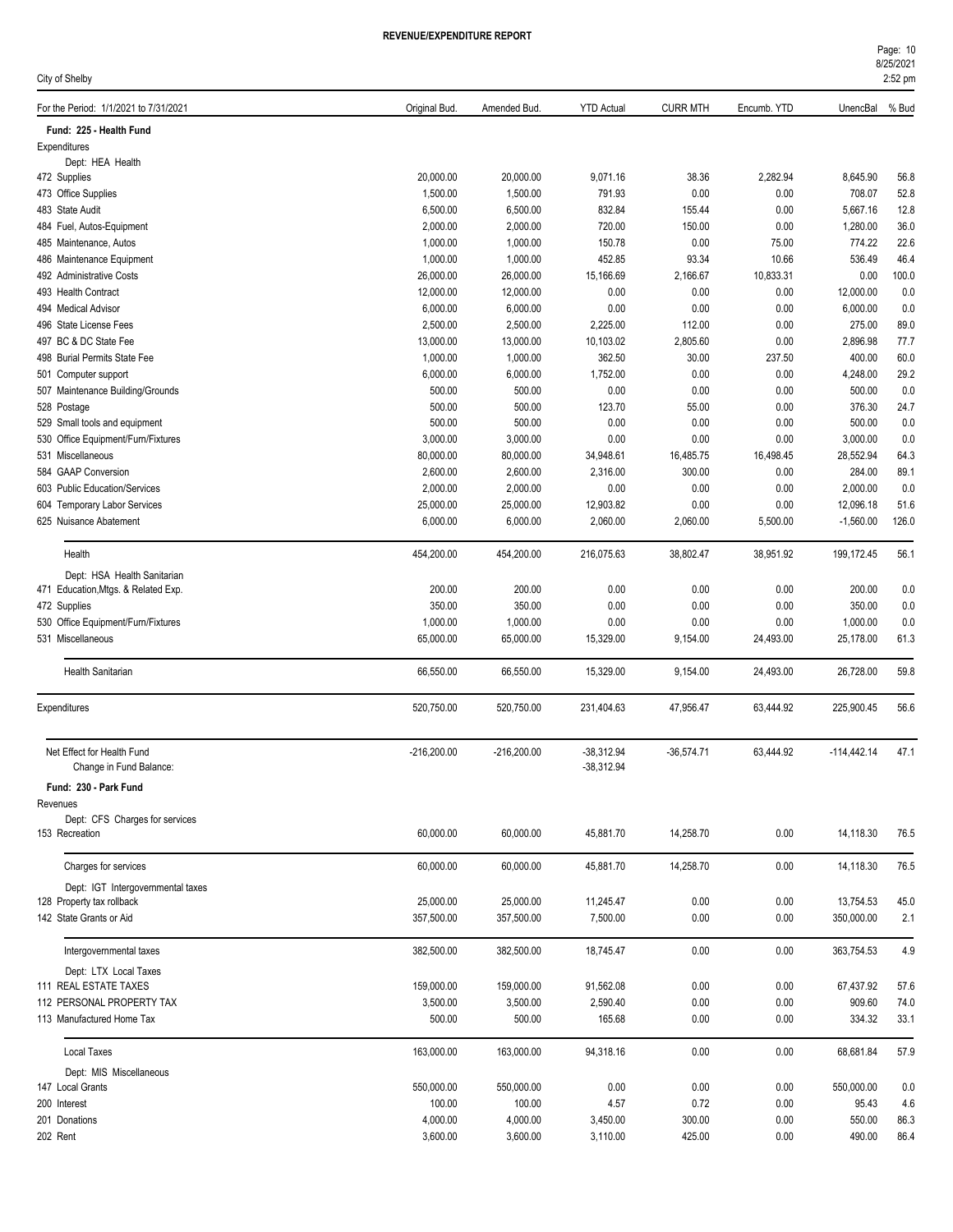# REVENUE/EXPENDITURE REPORT

City of Shelby

| For the Period: 1/1/2021 to 7/31/2021 | Original Bud. | Amended Bud. | YTD Actual | CURR MTH | Encumb. YTD | UnencBal | % Bud |
|---|---|---|---|---|---|---|---|
| **Fund: 225 - Health Fund** | | | | | | | |
| Expenditures | | | | | | | |
| Dept: HEA Health | | | | | | | |
| 472 Supplies | 20,000.00 | 20,000.00 | 9,071.16 | 38.36 | 2,282.94 | 8,645.90 | 56.8 |
| 473 Office Supplies | 1,500.00 | 1,500.00 | 791.93 | 0.00 | 0.00 | 708.07 | 52.8 |
| 483 State Audit | 6,500.00 | 6,500.00 | 832.84 | 155.44 | 0.00 | 5,667.16 | 12.8 |
| 484 Fuel, Autos-Equipment | 2,000.00 | 2,000.00 | 720.00 | 150.00 | 0.00 | 1,280.00 | 36.0 |
| 485 Maintenance, Autos | 1,000.00 | 1,000.00 | 150.78 | 0.00 | 75.00 | 774.22 | 22.6 |
| 486 Maintenance Equipment | 1,000.00 | 1,000.00 | 452.85 | 93.34 | 10.66 | 536.49 | 46.4 |
| 492 Administrative Costs | 26,000.00 | 26,000.00 | 15,166.69 | 2,166.67 | 10,833.31 | 0.00 | 100.0 |
| 493 Health Contract | 12,000.00 | 12,000.00 | 0.00 | 0.00 | 0.00 | 12,000.00 | 0.0 |
| 494 Medical Advisor | 6,000.00 | 6,000.00 | 0.00 | 0.00 | 0.00 | 6,000.00 | 0.0 |
| 496 State License Fees | 2,500.00 | 2,500.00 | 2,225.00 | 112.00 | 0.00 | 275.00 | 89.0 |
| 497 BC & DC State Fee | 13,000.00 | 13,000.00 | 10,103.02 | 2,805.60 | 0.00 | 2,896.98 | 77.7 |
| 498 Burial Permits State Fee | 1,000.00 | 1,000.00 | 362.50 | 30.00 | 237.50 | 400.00 | 60.0 |
| 501 Computer support | 6,000.00 | 6,000.00 | 1,752.00 | 0.00 | 0.00 | 4,248.00 | 29.2 |
| 507 Maintenance Building/Grounds | 500.00 | 500.00 | 0.00 | 0.00 | 0.00 | 500.00 | 0.0 |
| 528 Postage | 500.00 | 500.00 | 123.70 | 55.00 | 0.00 | 376.30 | 24.7 |
| 529 Small tools and equipment | 500.00 | 500.00 | 0.00 | 0.00 | 0.00 | 500.00 | 0.0 |
| 530 Office Equipment/Furn/Fixtures | 3,000.00 | 3,000.00 | 0.00 | 0.00 | 0.00 | 3,000.00 | 0.0 |
| 531 Miscellaneous | 80,000.00 | 80,000.00 | 34,948.61 | 16,485.75 | 16,498.45 | 28,552.94 | 64.3 |
| 584 GAAP Conversion | 2,600.00 | 2,600.00 | 2,316.00 | 300.00 | 0.00 | 284.00 | 89.1 |
| 603 Public Education/Services | 2,000.00 | 2,000.00 | 0.00 | 0.00 | 0.00 | 2,000.00 | 0.0 |
| 604 Temporary Labor Services | 25,000.00 | 25,000.00 | 12,903.82 | 0.00 | 0.00 | 12,096.18 | 51.6 |
| 625 Nuisance Abatement | 6,000.00 | 6,000.00 | 2,060.00 | 2,060.00 | 5,500.00 | -1,560.00 | 126.0 |
| Health | 454,200.00 | 454,200.00 | 216,075.63 | 38,802.47 | 38,951.92 | 199,172.45 | 56.1 |
| Dept: HSA Health Sanitarian | | | | | | | |
| 471 Education,Mtgs. & Related Exp. | 200.00 | 200.00 | 0.00 | 0.00 | 0.00 | 200.00 | 0.0 |
| 472 Supplies | 350.00 | 350.00 | 0.00 | 0.00 | 0.00 | 350.00 | 0.0 |
| 530 Office Equipment/Furn/Fixtures | 1,000.00 | 1,000.00 | 0.00 | 0.00 | 0.00 | 1,000.00 | 0.0 |
| 531 Miscellaneous | 65,000.00 | 65,000.00 | 15,329.00 | 9,154.00 | 24,493.00 | 25,178.00 | 61.3 |
| Health Sanitarian | 66,550.00 | 66,550.00 | 15,329.00 | 9,154.00 | 24,493.00 | 26,728.00 | 59.8 |
| Expenditures | 520,750.00 | 520,750.00 | 231,404.63 | 47,956.47 | 63,444.92 | 225,900.45 | 56.6 |
| Net Effect for Health Fund | -216,200.00 | -216,200.00 | -38,312.94 | -36,574.71 | 63,444.92 | -114,442.14 | 47.1 |
| Change in Fund Balance: | | | -38,312.94 | | | | |
| **Fund: 230 - Park Fund** | | | | | | | |
| Revenues | | | | | | | |
| Dept: CFS Charges for services | | | | | | | |
| 153 Recreation | 60,000.00 | 60,000.00 | 45,881.70 | 14,258.70 | 0.00 | 14,118.30 | 76.5 |
| Charges for services | 60,000.00 | 60,000.00 | 45,881.70 | 14,258.70 | 0.00 | 14,118.30 | 76.5 |
| Dept: IGT Intergovernmental taxes | | | | | | | |
| 128 Property tax rollback | 25,000.00 | 25,000.00 | 11,245.47 | 0.00 | 0.00 | 13,754.53 | 45.0 |
| 142 State Grants or Aid | 357,500.00 | 357,500.00 | 7,500.00 | 0.00 | 0.00 | 350,000.00 | 2.1 |
| Intergovernmental taxes | 382,500.00 | 382,500.00 | 18,745.47 | 0.00 | 0.00 | 363,754.53 | 4.9 |
| Dept: LTX Local Taxes | | | | | | | |
| 111 REAL ESTATE TAXES | 159,000.00 | 159,000.00 | 91,562.08 | 0.00 | 0.00 | 67,437.92 | 57.6 |
| 112 PERSONAL PROPERTY TAX | 3,500.00 | 3,500.00 | 2,590.40 | 0.00 | 0.00 | 909.60 | 74.0 |
| 113 Manufactured Home Tax | 500.00 | 500.00 | 165.68 | 0.00 | 0.00 | 334.32 | 33.1 |
| Local Taxes | 163,000.00 | 163,000.00 | 94,318.16 | 0.00 | 0.00 | 68,681.84 | 57.9 |
| Dept: MIS Miscellaneous | | | | | | | |
| 147 Local Grants | 550,000.00 | 550,000.00 | 0.00 | 0.00 | 0.00 | 550,000.00 | 0.0 |
| 200 Interest | 100.00 | 100.00 | 4.57 | 0.72 | 0.00 | 95.43 | 4.6 |
| 201 Donations | 4,000.00 | 4,000.00 | 3,450.00 | 300.00 | 0.00 | 550.00 | 86.3 |
| 202 Rent | 3,600.00 | 3,600.00 | 3,110.00 | 425.00 | 0.00 | 490.00 | 86.4 |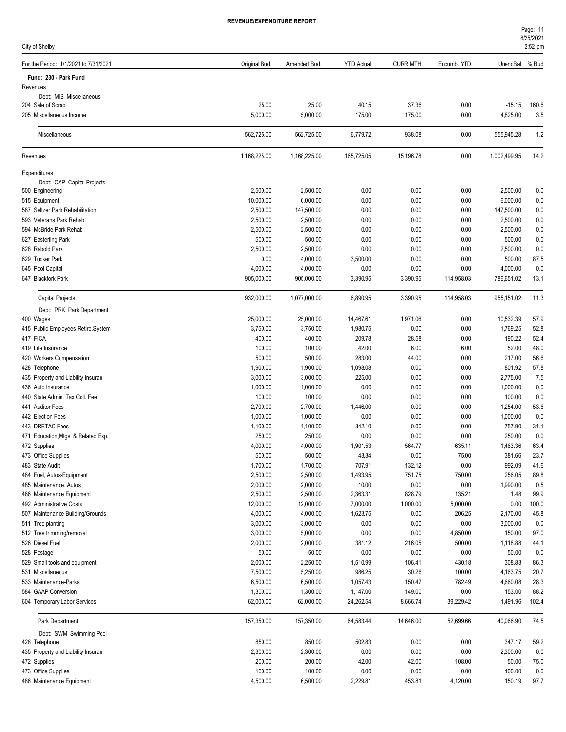**REVENUE/EXPENDITURE REPORT**

City of Shelby

| For the Period: 1/1/2021 to 7/31/2021 | Original Bud. | Amended Bud. | YTD Actual | CURR MTH | Encumb. YTD | UnencBal | % Bud |
|---|---|---|---|---|---|---|---|
| **Fund: 230 - Park Fund** | | | | | | | |
| Revenues | | | | | | | |
| Dept: MIS Miscellaneous | | | | | | | |
| 204 Sale of Scrap | 25.00 | 25.00 | 40.15 | 37.36 | 0.00 | -15.15 | 160.6 |
| 205 Miscellaneous Income | 5,000.00 | 5,000.00 | 175.00 | 175.00 | 0.00 | 4,825.00 | 3.5 |
| Miscellaneous | 562,725.00 | 562,725.00 | 6,779.72 | 938.08 | 0.00 | 555,945.28 | 1.2 |
| Revenues | 1,168,225.00 | 1,168,225.00 | 165,725.05 | 15,196.78 | 0.00 | 1,002,499.95 | 14.2 |
| Expenditures | | | | | | | |
| Dept: CAP Capital Projects | | | | | | | |
| 500 Engineering | 2,500.00 | 2,500.00 | 0.00 | 0.00 | 0.00 | 2,500.00 | 0.0 |
| 515 Equipment | 10,000.00 | 6,000.00 | 0.00 | 0.00 | 0.00 | 6,000.00 | 0.0 |
| 587 Seltzer Park Rehabilitation | 2,500.00 | 147,500.00 | 0.00 | 0.00 | 0.00 | 147,500.00 | 0.0 |
| 593 Veterans Park Rehab | 2,500.00 | 2,500.00 | 0.00 | 0.00 | 0.00 | 2,500.00 | 0.0 |
| 594 McBride Park Rehab | 2,500.00 | 2,500.00 | 0.00 | 0.00 | 0.00 | 2,500.00 | 0.0 |
| 627 Easterling Park | 500.00 | 500.00 | 0.00 | 0.00 | 0.00 | 500.00 | 0.0 |
| 628 Rabold Park | 2,500.00 | 2,500.00 | 0.00 | 0.00 | 0.00 | 2,500.00 | 0.0 |
| 629 Tucker Park | 0.00 | 4,000.00 | 3,500.00 | 0.00 | 0.00 | 500.00 | 87.5 |
| 645 Pool Capital | 4,000.00 | 4,000.00 | 0.00 | 0.00 | 0.00 | 4,000.00 | 0.0 |
| 647 Blackfork Park | 905,000.00 | 905,000.00 | 3,390.95 | 3,390.95 | 114,958.03 | 786,651.02 | 13.1 |
| Capital Projects | 932,000.00 | 1,077,000.00 | 6,890.95 | 3,390.95 | 114,958.03 | 955,151.02 | 11.3 |
| Dept: PRK Park Department | | | | | | | |
| 400 Wages | 25,000.00 | 25,000.00 | 14,467.61 | 1,971.06 | 0.00 | 10,532.39 | 57.9 |
| 415 Public Employees Retire.System | 3,750.00 | 3,750.00 | 1,980.75 | 0.00 | 0.00 | 1,769.25 | 52.8 |
| 417 FICA | 400.00 | 400.00 | 209.78 | 28.58 | 0.00 | 190.22 | 52.4 |
| 419 Life Insurance | 100.00 | 100.00 | 42.00 | 6.00 | 6.00 | 52.00 | 48.0 |
| 420 Workers Compensation | 500.00 | 500.00 | 283.00 | 44.00 | 0.00 | 217.00 | 56.6 |
| 428 Telephone | 1,900.00 | 1,900.00 | 1,098.08 | 0.00 | 0.00 | 801.92 | 57.8 |
| 435 Property and Liability Insuran | 3,000.00 | 3,000.00 | 225.00 | 0.00 | 0.00 | 2,775.00 | 7.5 |
| 436 Auto Insurance | 1,000.00 | 1,000.00 | 0.00 | 0.00 | 0.00 | 1,000.00 | 0.0 |
| 440 State Admin. Tax Coll. Fee | 100.00 | 100.00 | 0.00 | 0.00 | 0.00 | 100.00 | 0.0 |
| 441 Auditor Fees | 2,700.00 | 2,700.00 | 1,446.00 | 0.00 | 0.00 | 1,254.00 | 53.6 |
| 442 Election Fees | 1,000.00 | 1,000.00 | 0.00 | 0.00 | 0.00 | 1,000.00 | 0.0 |
| 443 DRETAC Fees | 1,100.00 | 1,100.00 | 342.10 | 0.00 | 0.00 | 757.90 | 31.1 |
| 471 Education,Mtgs. & Related Exp. | 250.00 | 250.00 | 0.00 | 0.00 | 0.00 | 250.00 | 0.0 |
| 472 Supplies | 4,000.00 | 4,000.00 | 1,901.53 | 564.77 | 635.11 | 1,463.36 | 63.4 |
| 473 Office Supplies | 500.00 | 500.00 | 43.34 | 0.00 | 75.00 | 381.66 | 23.7 |
| 483 State Audit | 1,700.00 | 1,700.00 | 707.91 | 132.12 | 0.00 | 992.09 | 41.6 |
| 484 Fuel, Autos-Equipment | 2,500.00 | 2,500.00 | 1,493.95 | 751.75 | 750.00 | 256.05 | 89.8 |
| 485 Maintenance, Autos | 2,000.00 | 2,000.00 | 10.00 | 0.00 | 0.00 | 1,990.00 | 0.5 |
| 486 Maintenance Equipment | 2,500.00 | 2,500.00 | 2,363.31 | 828.79 | 135.21 | 1.48 | 99.9 |
| 492 Administrative Costs | 12,000.00 | 12,000.00 | 7,000.00 | 1,000.00 | 5,000.00 | 0.00 | 100.0 |
| 507 Maintenance Building/Grounds | 4,000.00 | 4,000.00 | 1,623.75 | 0.00 | 206.25 | 2,170.00 | 45.8 |
| 511 Tree planting | 3,000.00 | 3,000.00 | 0.00 | 0.00 | 0.00 | 3,000.00 | 0.0 |
| 512 Tree trimming/removal | 3,000.00 | 5,000.00 | 0.00 | 0.00 | 4,850.00 | 150.00 | 97.0 |
| 526 Diesel Fuel | 2,000.00 | 2,000.00 | 381.12 | 216.05 | 500.00 | 1,118.88 | 44.1 |
| 528 Postage | 50.00 | 50.00 | 0.00 | 0.00 | 0.00 | 50.00 | 0.0 |
| 529 Small tools and equipment | 2,000.00 | 2,250.00 | 1,510.99 | 106.41 | 430.18 | 308.83 | 86.3 |
| 531 Miscellaneous | 7,500.00 | 5,250.00 | 986.25 | 30.26 | 100.00 | 4,163.75 | 20.7 |
| 533 Maintenance-Parks | 6,500.00 | 6,500.00 | 1,057.43 | 150.47 | 782.49 | 4,660.08 | 28.3 |
| 584 GAAP Conversion | 1,300.00 | 1,300.00 | 1,147.00 | 149.00 | 0.00 | 153.00 | 88.2 |
| 604 Temporary Labor Services | 62,000.00 | 62,000.00 | 24,262.54 | 8,666.74 | 39,229.42 | -1,491.96 | 102.4 |
| Park Department | 157,350.00 | 157,350.00 | 64,583.44 | 14,646.00 | 52,699.66 | 40,066.90 | 74.5 |
| Dept: SWM Swimming Pool | | | | | | | |
| 428 Telephone | 850.00 | 850.00 | 502.83 | 0.00 | 0.00 | 347.17 | 59.2 |
| 435 Property and Liability Insuran | 2,300.00 | 2,300.00 | 0.00 | 0.00 | 0.00 | 2,300.00 | 0.0 |
| 472 Supplies | 200.00 | 200.00 | 42.00 | 42.00 | 108.00 | 50.00 | 75.0 |
| 473 Office Supplies | 100.00 | 100.00 | 0.00 | 0.00 | 0.00 | 100.00 | 0.0 |
| 486 Maintenance Equipment | 4,500.00 | 6,500.00 | 2,229.81 | 453.81 | 4,120.00 | 150.19 | 97.7 |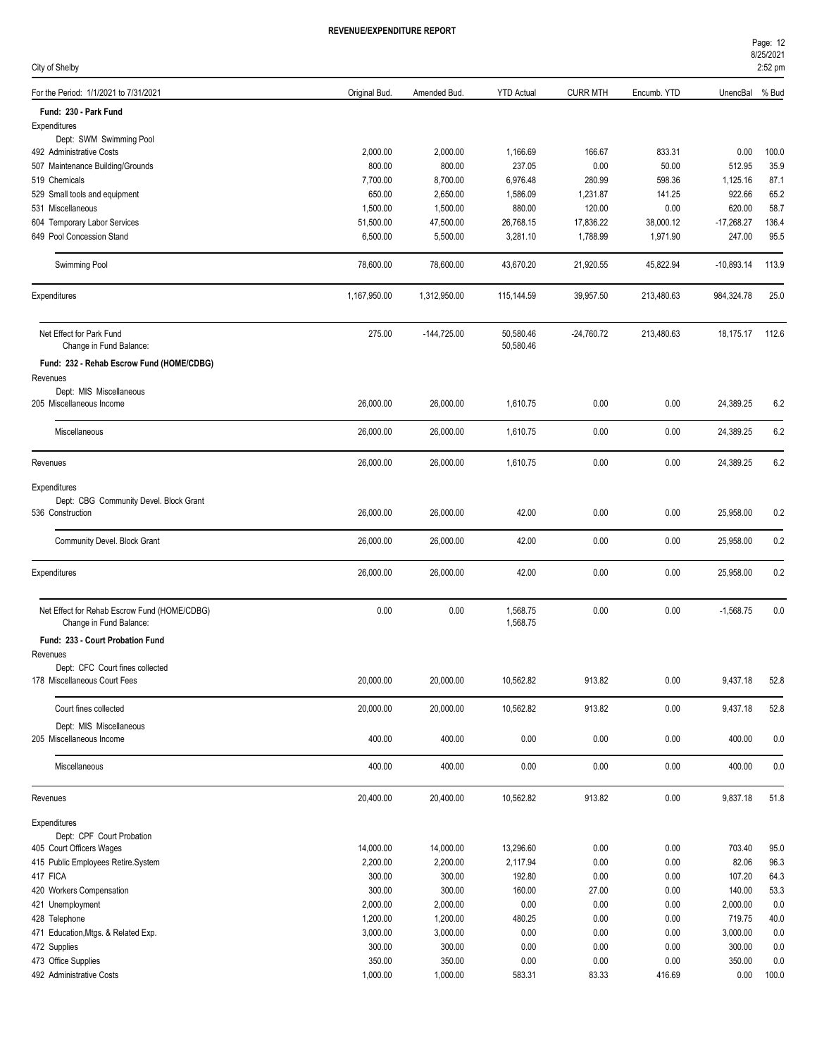**REVENUE/EXPENDITURE REPORT**

City of Shelby

| For the Period: 1/1/2021 to 7/31/2021 | Original Bud. | Amended Bud. | YTD Actual | CURR MTH | Encumb. YTD | UnencBal | % Bud |
|---|---|---|---|---|---|---|---|
| **Fund: 230 - Park Fund** | | | | | | | |
| Expenditures | | | | | | | |
| Dept: SWM Swimming Pool | | | | | | | |
| 492 Administrative Costs | 2,000.00 | 2,000.00 | 1,166.69 | 166.67 | 833.31 | 0.00 | 100.0 |
| 507 Maintenance Building/Grounds | 800.00 | 800.00 | 237.05 | 0.00 | 50.00 | 512.95 | 35.9 |
| 519 Chemicals | 7,700.00 | 8,700.00 | 6,976.48 | 280.99 | 598.36 | 1,125.16 | 87.1 |
| 529 Small tools and equipment | 650.00 | 2,650.00 | 1,586.09 | 1,231.87 | 141.25 | 922.66 | 65.2 |
| 531 Miscellaneous | 1,500.00 | 1,500.00 | 880.00 | 120.00 | 0.00 | 620.00 | 58.7 |
| 604 Temporary Labor Services | 51,500.00 | 47,500.00 | 26,768.15 | 17,836.22 | 38,000.12 | -17,268.27 | 136.4 |
| 649 Pool Concession Stand | 6,500.00 | 5,500.00 | 3,281.10 | 1,788.99 | 1,971.90 | 247.00 | 95.5 |
| Swimming Pool | 78,600.00 | 78,600.00 | 43,670.20 | 21,920.55 | 45,822.94 | -10,893.14 | 113.9 |
| Expenditures | 1,167,950.00 | 1,312,950.00 | 115,144.59 | 39,957.50 | 213,480.63 | 984,324.78 | 25.0 |
| Net Effect for Park Fund | 275.00 | -144,725.00 | 50,580.46 | -24,760.72 | 213,480.63 | 18,175.17 | 112.6 |
| Change in Fund Balance: | | | 50,580.46 | | | | |
| **Fund: 232 - Rehab Escrow Fund (HOME/CDBG)** | | | | | | | |
| Revenues | | | | | | | |
| Dept: MIS Miscellaneous | | | | | | | |
| 205 Miscellaneous Income | 26,000.00 | 26,000.00 | 1,610.75 | 0.00 | 0.00 | 24,389.25 | 6.2 |
| Miscellaneous | 26,000.00 | 26,000.00 | 1,610.75 | 0.00 | 0.00 | 24,389.25 | 6.2 |
| Revenues | 26,000.00 | 26,000.00 | 1,610.75 | 0.00 | 0.00 | 24,389.25 | 6.2 |
| Expenditures | | | | | | | |
| Dept: CBG Community Devel. Block Grant | | | | | | | |
| 536 Construction | 26,000.00 | 26,000.00 | 42.00 | 0.00 | 0.00 | 25,958.00 | 0.2 |
| Community Devel. Block Grant | 26,000.00 | 26,000.00 | 42.00 | 0.00 | 0.00 | 25,958.00 | 0.2 |
| Expenditures | 26,000.00 | 26,000.00 | 42.00 | 0.00 | 0.00 | 25,958.00 | 0.2 |
| Net Effect for Rehab Escrow Fund (HOME/CDBG) | 0.00 | 0.00 | 1,568.75 | 0.00 | 0.00 | -1,568.75 | 0.0 |
| Change in Fund Balance: | | | 1,568.75 | | | | |
| **Fund: 233 - Court Probation Fund** | | | | | | | |
| Revenues | | | | | | | |
| Dept: CFC Court fines collected | | | | | | | |
| 178 Miscellaneous Court Fees | 20,000.00 | 20,000.00 | 10,562.82 | 913.82 | 0.00 | 9,437.18 | 52.8 |
| Court fines collected | 20,000.00 | 20,000.00 | 10,562.82 | 913.82 | 0.00 | 9,437.18 | 52.8 |
| Dept: MIS Miscellaneous | | | | | | | |
| 205 Miscellaneous Income | 400.00 | 400.00 | 0.00 | 0.00 | 0.00 | 400.00 | 0.0 |
| Miscellaneous | 400.00 | 400.00 | 0.00 | 0.00 | 0.00 | 400.00 | 0.0 |
| Revenues | 20,400.00 | 20,400.00 | 10,562.82 | 913.82 | 0.00 | 9,837.18 | 51.8 |
| Expenditures | | | | | | | |
| Dept: CPF Court Probation | | | | | | | |
| 405 Court Officers Wages | 14,000.00 | 14,000.00 | 13,296.60 | 0.00 | 0.00 | 703.40 | 95.0 |
| 415 Public Employees Retire.System | 2,200.00 | 2,200.00 | 2,117.94 | 0.00 | 0.00 | 82.06 | 96.3 |
| 417 FICA | 300.00 | 300.00 | 192.80 | 0.00 | 0.00 | 107.20 | 64.3 |
| 420 Workers Compensation | 300.00 | 300.00 | 160.00 | 27.00 | 0.00 | 140.00 | 53.3 |
| 421 Unemployment | 2,000.00 | 2,000.00 | 0.00 | 0.00 | 0.00 | 2,000.00 | 0.0 |
| 428 Telephone | 1,200.00 | 1,200.00 | 480.25 | 0.00 | 0.00 | 719.75 | 40.0 |
| 471 Education,Mtgs. & Related Exp. | 3,000.00 | 3,000.00 | 0.00 | 0.00 | 0.00 | 3,000.00 | 0.0 |
| 472 Supplies | 300.00 | 300.00 | 0.00 | 0.00 | 0.00 | 300.00 | 0.0 |
| 473 Office Supplies | 350.00 | 350.00 | 0.00 | 0.00 | 0.00 | 350.00 | 0.0 |
| 492 Administrative Costs | 1,000.00 | 1,000.00 | 583.31 | 83.33 | 416.69 | 0.00 | 100.0 |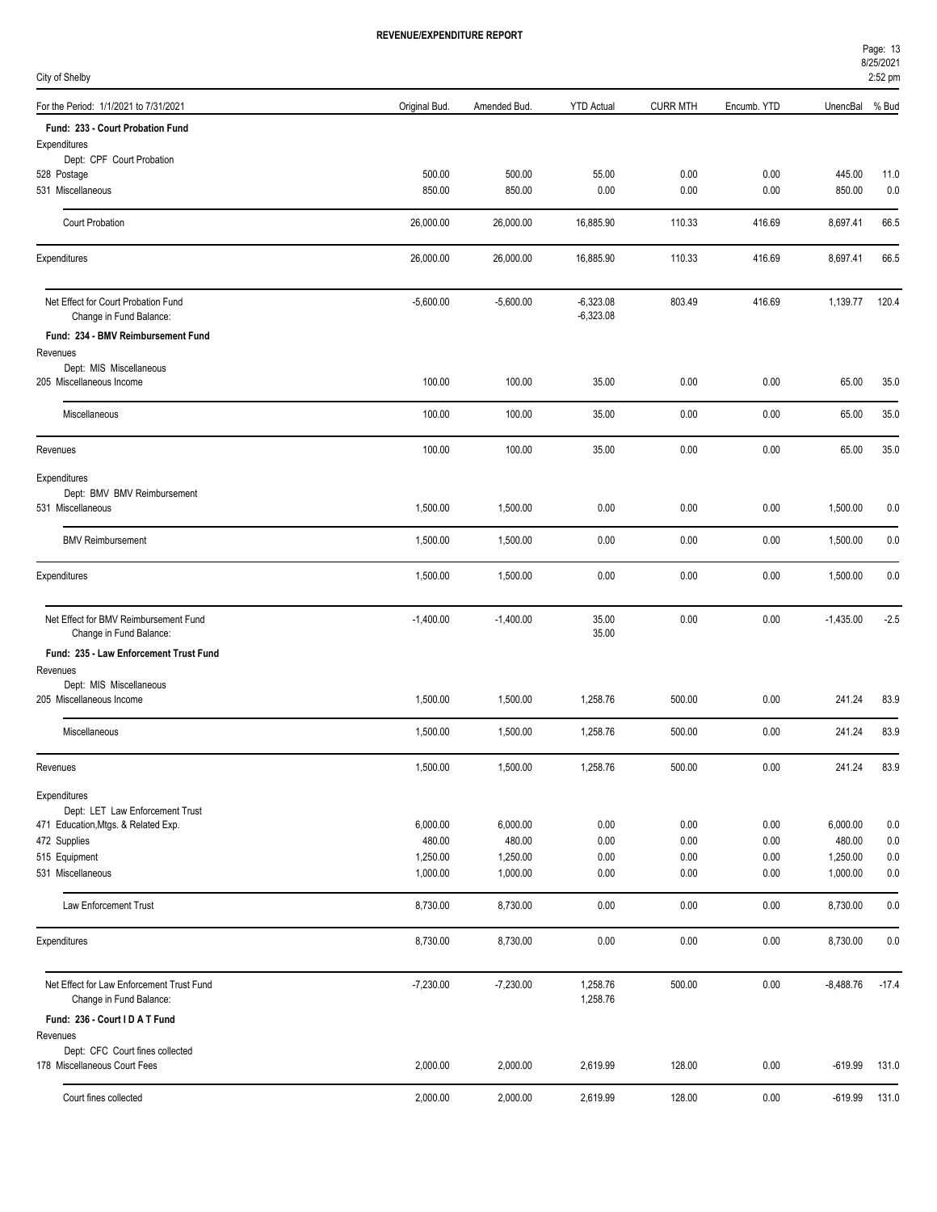**REVENUE/EXPENDITURE REPORT**

City of Shelby

| For the Period: 1/1/2021 to 7/31/2021 | Original Bud. | Amended Bud. | YTD Actual | CURR MTH | Encumb. YTD | UnencBal | % Bud |
|---|---|---|---|---|---|---|---|
| **Fund: 233 - Court Probation Fund** | | | | | | | |
| Expenditures | | | | | | | |
| Dept: CPF Court Probation | | | | | | | |
| 528 Postage | 500.00 | 500.00 | 55.00 | 0.00 | 0.00 | 445.00 | 11.0 |
| 531 Miscellaneous | 850.00 | 850.00 | 0.00 | 0.00 | 0.00 | 850.00 | 0.0 |
| Court Probation | 26,000.00 | 26,000.00 | 16,885.90 | 110.33 | 416.69 | 8,697.41 | 66.5 |
| Expenditures | 26,000.00 | 26,000.00 | 16,885.90 | 110.33 | 416.69 | 8,697.41 | 66.5 |
| Net Effect for Court Probation Fund | -5,600.00 | -5,600.00 | -6,323.08 | 803.49 | 416.69 | 1,139.77 | 120.4 |
| Change in Fund Balance: | | | -6,323.08 | | | | |
| **Fund: 234 - BMV Reimbursement Fund** | | | | | | | |
| Revenues | | | | | | | |
| Dept: MIS Miscellaneous | | | | | | | |
| 205 Miscellaneous Income | 100.00 | 100.00 | 35.00 | 0.00 | 0.00 | 65.00 | 35.0 |
| Miscellaneous | 100.00 | 100.00 | 35.00 | 0.00 | 0.00 | 65.00 | 35.0 |
| Revenues | 100.00 | 100.00 | 35.00 | 0.00 | 0.00 | 65.00 | 35.0 |
| Expenditures | | | | | | | |
| Dept: BMV BMV Reimbursement | | | | | | | |
| 531 Miscellaneous | 1,500.00 | 1,500.00 | 0.00 | 0.00 | 0.00 | 1,500.00 | 0.0 |
| BMV Reimbursement | 1,500.00 | 1,500.00 | 0.00 | 0.00 | 0.00 | 1,500.00 | 0.0 |
| Expenditures | 1,500.00 | 1,500.00 | 0.00 | 0.00 | 0.00 | 1,500.00 | 0.0 |
| Net Effect for BMV Reimbursement Fund | -1,400.00 | -1,400.00 | 35.00 | 0.00 | 0.00 | -1,435.00 | -2.5 |
| Change in Fund Balance: | | | 35.00 | | | | |
| **Fund: 235 - Law Enforcement Trust Fund** | | | | | | | |
| Revenues | | | | | | | |
| Dept: MIS Miscellaneous | | | | | | | |
| 205 Miscellaneous Income | 1,500.00 | 1,500.00 | 1,258.76 | 500.00 | 0.00 | 241.24 | 83.9 |
| Miscellaneous | 1,500.00 | 1,500.00 | 1,258.76 | 500.00 | 0.00 | 241.24 | 83.9 |
| Revenues | 1,500.00 | 1,500.00 | 1,258.76 | 500.00 | 0.00 | 241.24 | 83.9 |
| Expenditures | | | | | | | |
| Dept: LET Law Enforcement Trust | | | | | | | |
| 471 Education,Mtgs. & Related Exp. | 6,000.00 | 6,000.00 | 0.00 | 0.00 | 0.00 | 6,000.00 | 0.0 |
| 472 Supplies | 480.00 | 480.00 | 0.00 | 0.00 | 0.00 | 480.00 | 0.0 |
| 515 Equipment | 1,250.00 | 1,250.00 | 0.00 | 0.00 | 0.00 | 1,250.00 | 0.0 |
| 531 Miscellaneous | 1,000.00 | 1,000.00 | 0.00 | 0.00 | 0.00 | 1,000.00 | 0.0 |
| Law Enforcement Trust | 8,730.00 | 8,730.00 | 0.00 | 0.00 | 0.00 | 8,730.00 | 0.0 |
| Expenditures | 8,730.00 | 8,730.00 | 0.00 | 0.00 | 0.00 | 8,730.00 | 0.0 |
| Net Effect for Law Enforcement Trust Fund | -7,230.00 | -7,230.00 | 1,258.76 | 500.00 | 0.00 | -8,488.76 | -17.4 |
| Change in Fund Balance: | | | 1,258.76 | | | | |
| **Fund: 236 - Court I D A T Fund** | | | | | | | |
| Revenues | | | | | | | |
| Dept: CFC Court fines collected | | | | | | | |
| 178 Miscellaneous Court Fees | 2,000.00 | 2,000.00 | 2,619.99 | 128.00 | 0.00 | -619.99 | 131.0 |
| Court fines collected | 2,000.00 | 2,000.00 | 2,619.99 | 128.00 | 0.00 | -619.99 | 131.0 |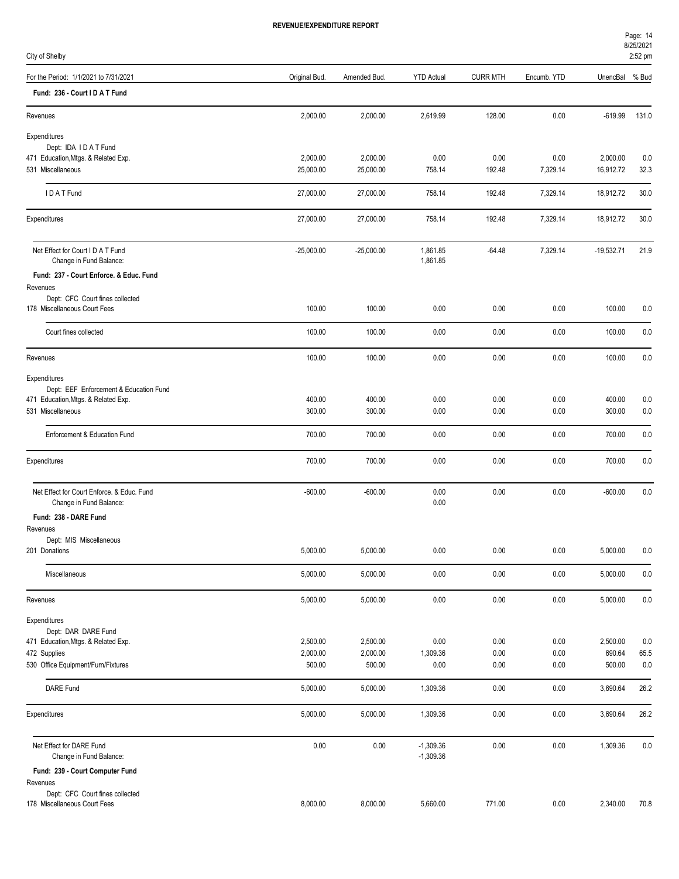**REVENUE/EXPENDITURE REPORT**

City of Shelby

| For the Period: 1/1/2021 to 7/31/2021 | Original Bud. | Amended Bud. | YTD Actual | CURR MTH | Encumb. YTD | UnencBal | % Bud |
|---|---|---|---|---|---|---|---|
| **Fund: 236 - Court I D A T Fund** | | | | | | | |
| Revenues | 2,000.00 | 2,000.00 | 2,619.99 | 128.00 | 0.00 | -619.99 | 131.0 |
| Expenditures | | | | | | | |
| Dept: IDA I D A T Fund | | | | | | | |
| 471 Education,Mtgs. & Related Exp. | 2,000.00 | 2,000.00 | 0.00 | 0.00 | 0.00 | 2,000.00 | 0.0 |
| 531 Miscellaneous | 25,000.00 | 25,000.00 | 758.14 | 192.48 | 7,329.14 | 16,912.72 | 32.3 |
| I D A T Fund | 27,000.00 | 27,000.00 | 758.14 | 192.48 | 7,329.14 | 18,912.72 | 30.0 |
| Expenditures | 27,000.00 | 27,000.00 | 758.14 | 192.48 | 7,329.14 | 18,912.72 | 30.0 |
| Net Effect for Court I D A T Fund | -25,000.00 | -25,000.00 | 1,861.85 | -64.48 | 7,329.14 | -19,532.71 | 21.9 |
| Change in Fund Balance: | | | 1,861.85 | | | | |
| **Fund: 237 - Court Enforce. & Educ. Fund** | | | | | | | |
| Revenues | | | | | | | |
| Dept: CFC Court fines collected | | | | | | | |
| 178 Miscellaneous Court Fees | 100.00 | 100.00 | 0.00 | 0.00 | 0.00 | 100.00 | 0.0 |
| Court fines collected | 100.00 | 100.00 | 0.00 | 0.00 | 0.00 | 100.00 | 0.0 |
| Revenues | 100.00 | 100.00 | 0.00 | 0.00 | 0.00 | 100.00 | 0.0 |
| Expenditures | | | | | | | |
| Dept: EEF Enforcement & Education Fund | | | | | | | |
| 471 Education,Mtgs. & Related Exp. | 400.00 | 400.00 | 0.00 | 0.00 | 0.00 | 400.00 | 0.0 |
| 531 Miscellaneous | 300.00 | 300.00 | 0.00 | 0.00 | 0.00 | 300.00 | 0.0 |
| Enforcement & Education Fund | 700.00 | 700.00 | 0.00 | 0.00 | 0.00 | 700.00 | 0.0 |
| Expenditures | 700.00 | 700.00 | 0.00 | 0.00 | 0.00 | 700.00 | 0.0 |
| Net Effect for Court Enforce. & Educ. Fund | -600.00 | -600.00 | 0.00 | 0.00 | 0.00 | -600.00 | 0.0 |
| Change in Fund Balance: | | | 0.00 | | | | |
| **Fund: 238 - DARE Fund** | | | | | | | |
| Revenues | | | | | | | |
| Dept: MIS Miscellaneous | | | | | | | |
| 201 Donations | 5,000.00 | 5,000.00 | 0.00 | 0.00 | 0.00 | 5,000.00 | 0.0 |
| Miscellaneous | 5,000.00 | 5,000.00 | 0.00 | 0.00 | 0.00 | 5,000.00 | 0.0 |
| Revenues | 5,000.00 | 5,000.00 | 0.00 | 0.00 | 0.00 | 5,000.00 | 0.0 |
| Expenditures | | | | | | | |
| Dept: DAR DARE Fund | | | | | | | |
| 471 Education,Mtgs. & Related Exp. | 2,500.00 | 2,500.00 | 0.00 | 0.00 | 0.00 | 2,500.00 | 0.0 |
| 472 Supplies | 2,000.00 | 2,000.00 | 1,309.36 | 0.00 | 0.00 | 690.64 | 65.5 |
| 530 Office Equipment/Furn/Fixtures | 500.00 | 500.00 | 0.00 | 0.00 | 0.00 | 500.00 | 0.0 |
| DARE Fund | 5,000.00 | 5,000.00 | 1,309.36 | 0.00 | 0.00 | 3,690.64 | 26.2 |
| Expenditures | 5,000.00 | 5,000.00 | 1,309.36 | 0.00 | 0.00 | 3,690.64 | 26.2 |
| Net Effect for DARE Fund | 0.00 | 0.00 | -1,309.36 | 0.00 | 0.00 | 1,309.36 | 0.0 |
| Change in Fund Balance: | | | -1,309.36 | | | | |
| **Fund: 239 - Court Computer Fund** | | | | | | | |
| Revenues | | | | | | | |
| Dept: CFC Court fines collected | | | | | | | |
| 178 Miscellaneous Court Fees | 8,000.00 | 8,000.00 | 5,660.00 | 771.00 | 0.00 | 2,340.00 | 70.8 |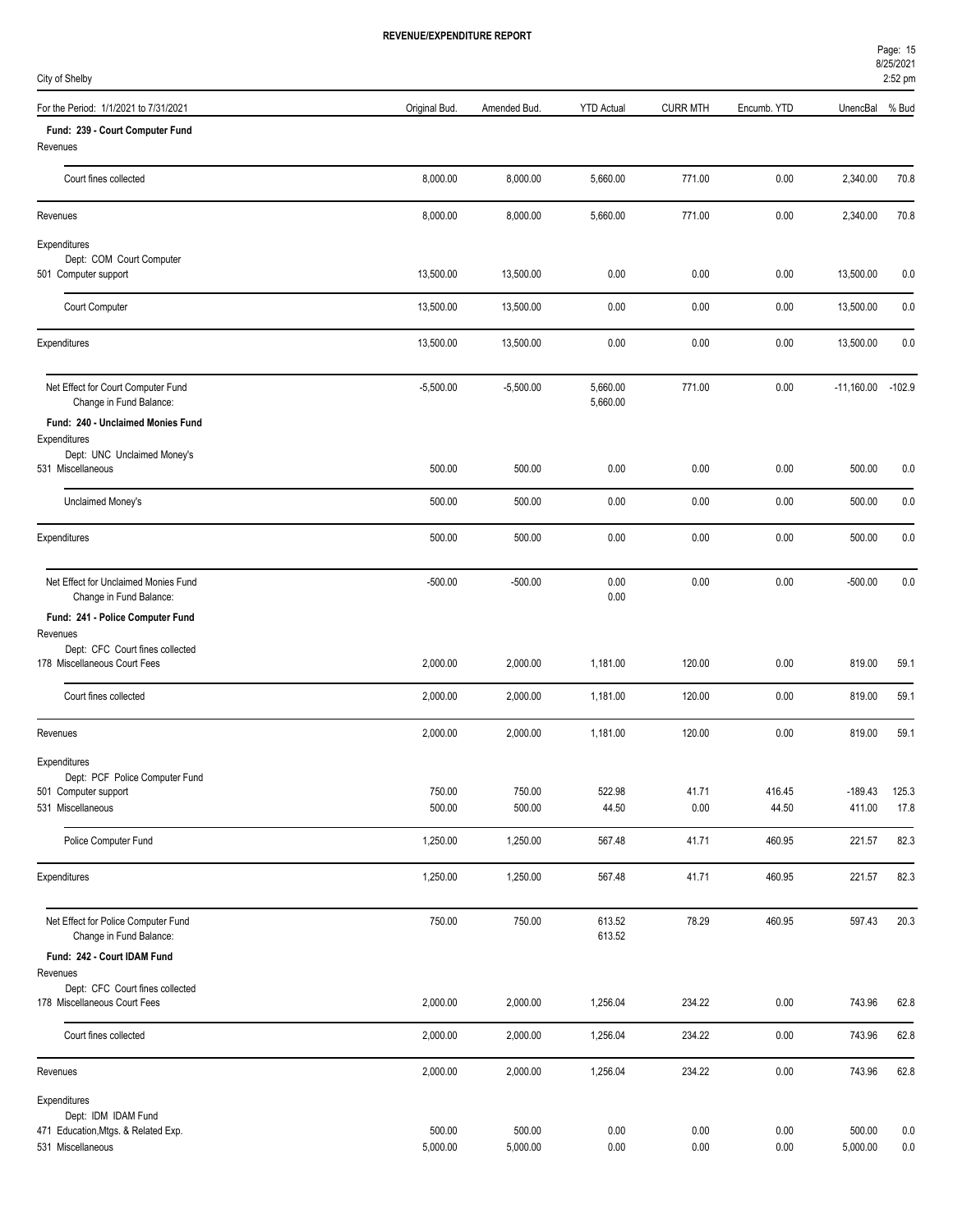**REVENUE/EXPENDITURE REPORT**

City of Shelby

| For the Period: 1/1/2021 to 7/31/2021 | Original Bud. | Amended Bud. | YTD Actual | CURR MTH | Encumb. YTD | UnencBal | % Bud |
|---|---|---|---|---|---|---|---|
| **Fund: 239 - Court Computer Fund** | | | | | | | |
| Revenues | | | | | | | |
| Court fines collected | 8,000.00 | 8,000.00 | 5,660.00 | 771.00 | 0.00 | 2,340.00 | 70.8 |
| Revenues | 8,000.00 | 8,000.00 | 5,660.00 | 771.00 | 0.00 | 2,340.00 | 70.8 |
| Expenditures | | | | | | | |
| Dept: COM Court Computer | | | | | | | |
| 501 Computer support | 13,500.00 | 13,500.00 | 0.00 | 0.00 | 0.00 | 13,500.00 | 0.0 |
| Court Computer | 13,500.00 | 13,500.00 | 0.00 | 0.00 | 0.00 | 13,500.00 | 0.0 |
| Expenditures | 13,500.00 | 13,500.00 | 0.00 | 0.00 | 0.00 | 13,500.00 | 0.0 |
| Net Effect for Court Computer Fund | -5,500.00 | -5,500.00 | 5,660.00 | 771.00 | 0.00 | -11,160.00 | -102.9 |
| Change in Fund Balance: | | | 5,660.00 | | | | |
| **Fund: 240 - Unclaimed Monies Fund** | | | | | | | |
| Expenditures | | | | | | | |
| Dept: UNC Unclaimed Money's | | | | | | | |
| 531 Miscellaneous | 500.00 | 500.00 | 0.00 | 0.00 | 0.00 | 500.00 | 0.0 |
| Unclaimed Money's | 500.00 | 500.00 | 0.00 | 0.00 | 0.00 | 500.00 | 0.0 |
| Expenditures | 500.00 | 500.00 | 0.00 | 0.00 | 0.00 | 500.00 | 0.0 |
| Net Effect for Unclaimed Monies Fund | -500.00 | -500.00 | 0.00 | 0.00 | 0.00 | -500.00 | 0.0 |
| Change in Fund Balance: | | | 0.00 | | | | |
| **Fund: 241 - Police Computer Fund** | | | | | | | |
| Revenues | | | | | | | |
| Dept: CFC Court fines collected | | | | | | | |
| 178 Miscellaneous Court Fees | 2,000.00 | 2,000.00 | 1,181.00 | 120.00 | 0.00 | 819.00 | 59.1 |
| Court fines collected | 2,000.00 | 2,000.00 | 1,181.00 | 120.00 | 0.00 | 819.00 | 59.1 |
| Revenues | 2,000.00 | 2,000.00 | 1,181.00 | 120.00 | 0.00 | 819.00 | 59.1 |
| Expenditures | | | | | | | |
| Dept: PCF Police Computer Fund | | | | | | | |
| 501 Computer support | 750.00 | 750.00 | 522.98 | 41.71 | 416.45 | -189.43 | 125.3 |
| 531 Miscellaneous | 500.00 | 500.00 | 44.50 | 0.00 | 44.50 | 411.00 | 17.8 |
| Police Computer Fund | 1,250.00 | 1,250.00 | 567.48 | 41.71 | 460.95 | 221.57 | 82.3 |
| Expenditures | 1,250.00 | 1,250.00 | 567.48 | 41.71 | 460.95 | 221.57 | 82.3 |
| Net Effect for Police Computer Fund | 750.00 | 750.00 | 613.52 | 78.29 | 460.95 | 597.43 | 20.3 |
| Change in Fund Balance: | | | 613.52 | | | | |
| **Fund: 242 - Court IDAM Fund** | | | | | | | |
| Revenues | | | | | | | |
| Dept: CFC Court fines collected | | | | | | | |
| 178 Miscellaneous Court Fees | 2,000.00 | 2,000.00 | 1,256.04 | 234.22 | 0.00 | 743.96 | 62.8 |
| Court fines collected | 2,000.00 | 2,000.00 | 1,256.04 | 234.22 | 0.00 | 743.96 | 62.8 |
| Revenues | 2,000.00 | 2,000.00 | 1,256.04 | 234.22 | 0.00 | 743.96 | 62.8 |
| Expenditures | | | | | | | |
| Dept: IDM IDAM Fund | | | | | | | |
| 471 Education,Mtgs. & Related Exp. | 500.00 | 500.00 | 0.00 | 0.00 | 0.00 | 500.00 | 0.0 |
| 531 Miscellaneous | 5,000.00 | 5,000.00 | 0.00 | 0.00 | 0.00 | 5,000.00 | 0.0 |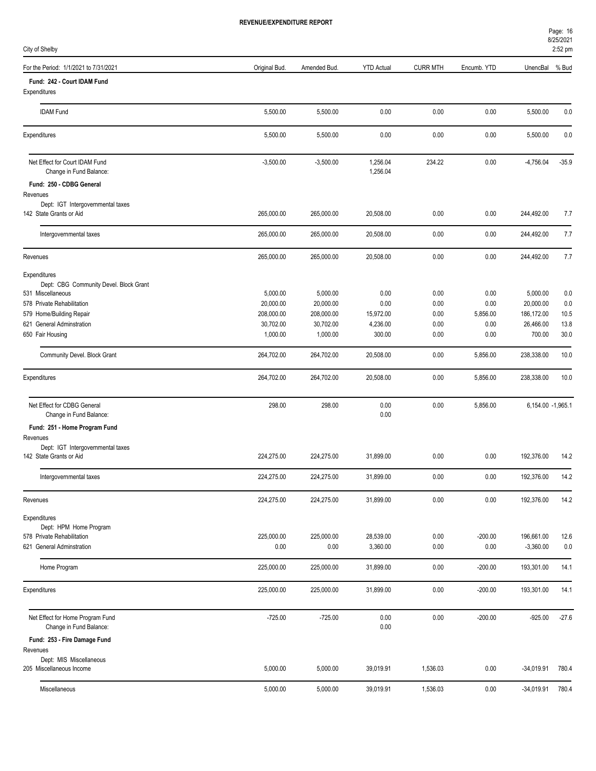**REVENUE/EXPENDITURE REPORT**

City of Shelby

| For the Period: 1/1/2021 to 7/31/2021 | Original Bud. | Amended Bud. | YTD Actual | CURR MTH | Encumb. YTD | UnencBal | % Bud |
|---|---|---|---|---|---|---|---|
| **Fund: 242 - Court IDAM Fund** | | | | | | | |
| Expenditures | | | | | | | |
| IDAM Fund | 5,500.00 | 5,500.00 | 0.00 | 0.00 | 0.00 | 5,500.00 | 0.0 |
| Expenditures | 5,500.00 | 5,500.00 | 0.00 | 0.00 | 0.00 | 5,500.00 | 0.0 |
| Net Effect for Court IDAM Fund | -3,500.00 | -3,500.00 | 1,256.04 | 234.22 | 0.00 | -4,756.04 | -35.9 |
| Change in Fund Balance: | | | 1,256.04 | | | | |
| **Fund: 250 - CDBG General** | | | | | | | |
| Revenues | | | | | | | |
| Dept: IGT Intergovernmental taxes | | | | | | | |
| 142 State Grants or Aid | 265,000.00 | 265,000.00 | 20,508.00 | 0.00 | 0.00 | 244,492.00 | 7.7 |
| Intergovernmental taxes | 265,000.00 | 265,000.00 | 20,508.00 | 0.00 | 0.00 | 244,492.00 | 7.7 |
| Revenues | 265,000.00 | 265,000.00 | 20,508.00 | 0.00 | 0.00 | 244,492.00 | 7.7 |
| Expenditures | | | | | | | |
| Dept: CBG Community Devel. Block Grant | | | | | | | |
| 531 Miscellaneous | 5,000.00 | 5,000.00 | 0.00 | 0.00 | 0.00 | 5,000.00 | 0.0 |
| 578 Private Rehabilitation | 20,000.00 | 20,000.00 | 0.00 | 0.00 | 0.00 | 20,000.00 | 0.0 |
| 579 Home/Building Repair | 208,000.00 | 208,000.00 | 15,972.00 | 0.00 | 5,856.00 | 186,172.00 | 10.5 |
| 621 General Adminstration | 30,702.00 | 30,702.00 | 4,236.00 | 0.00 | 0.00 | 26,466.00 | 13.8 |
| 650 Fair Housing | 1,000.00 | 1,000.00 | 300.00 | 0.00 | 0.00 | 700.00 | 30.0 |
| Community Devel. Block Grant | 264,702.00 | 264,702.00 | 20,508.00 | 0.00 | 5,856.00 | 238,338.00 | 10.0 |
| Expenditures | 264,702.00 | 264,702.00 | 20,508.00 | 0.00 | 5,856.00 | 238,338.00 | 10.0 |
| Net Effect for CDBG General | 298.00 | 298.00 | 0.00 | 0.00 | 5,856.00 | 6,154.00 | -1,965.1 |
| Change in Fund Balance: | | | 0.00 | | | | |
| **Fund: 251 - Home Program Fund** | | | | | | | |
| Revenues | | | | | | | |
| Dept: IGT Intergovernmental taxes | | | | | | | |
| 142 State Grants or Aid | 224,275.00 | 224,275.00 | 31,899.00 | 0.00 | 0.00 | 192,376.00 | 14.2 |
| Intergovernmental taxes | 224,275.00 | 224,275.00 | 31,899.00 | 0.00 | 0.00 | 192,376.00 | 14.2 |
| Revenues | 224,275.00 | 224,275.00 | 31,899.00 | 0.00 | 0.00 | 192,376.00 | 14.2 |
| Expenditures | | | | | | | |
| Dept: HPM Home Program | | | | | | | |
| 578 Private Rehabilitation | 225,000.00 | 225,000.00 | 28,539.00 | 0.00 | -200.00 | 196,661.00 | 12.6 |
| 621 General Adminstration | 0.00 | 0.00 | 3,360.00 | 0.00 | 0.00 | -3,360.00 | 0.0 |
| Home Program | 225,000.00 | 225,000.00 | 31,899.00 | 0.00 | -200.00 | 193,301.00 | 14.1 |
| Expenditures | 225,000.00 | 225,000.00 | 31,899.00 | 0.00 | -200.00 | 193,301.00 | 14.1 |
| Net Effect for Home Program Fund | -725.00 | -725.00 | 0.00 | 0.00 | -200.00 | -925.00 | -27.6 |
| Change in Fund Balance: | | | 0.00 | | | | |
| **Fund: 253 - Fire Damage Fund** | | | | | | | |
| Revenues | | | | | | | |
| Dept: MIS Miscellaneous | | | | | | | |
| 205 Miscellaneous Income | 5,000.00 | 5,000.00 | 39,019.91 | 1,536.03 | 0.00 | -34,019.91 | 780.4 |
| Miscellaneous | 5,000.00 | 5,000.00 | 39,019.91 | 1,536.03 | 0.00 | -34,019.91 | 780.4 |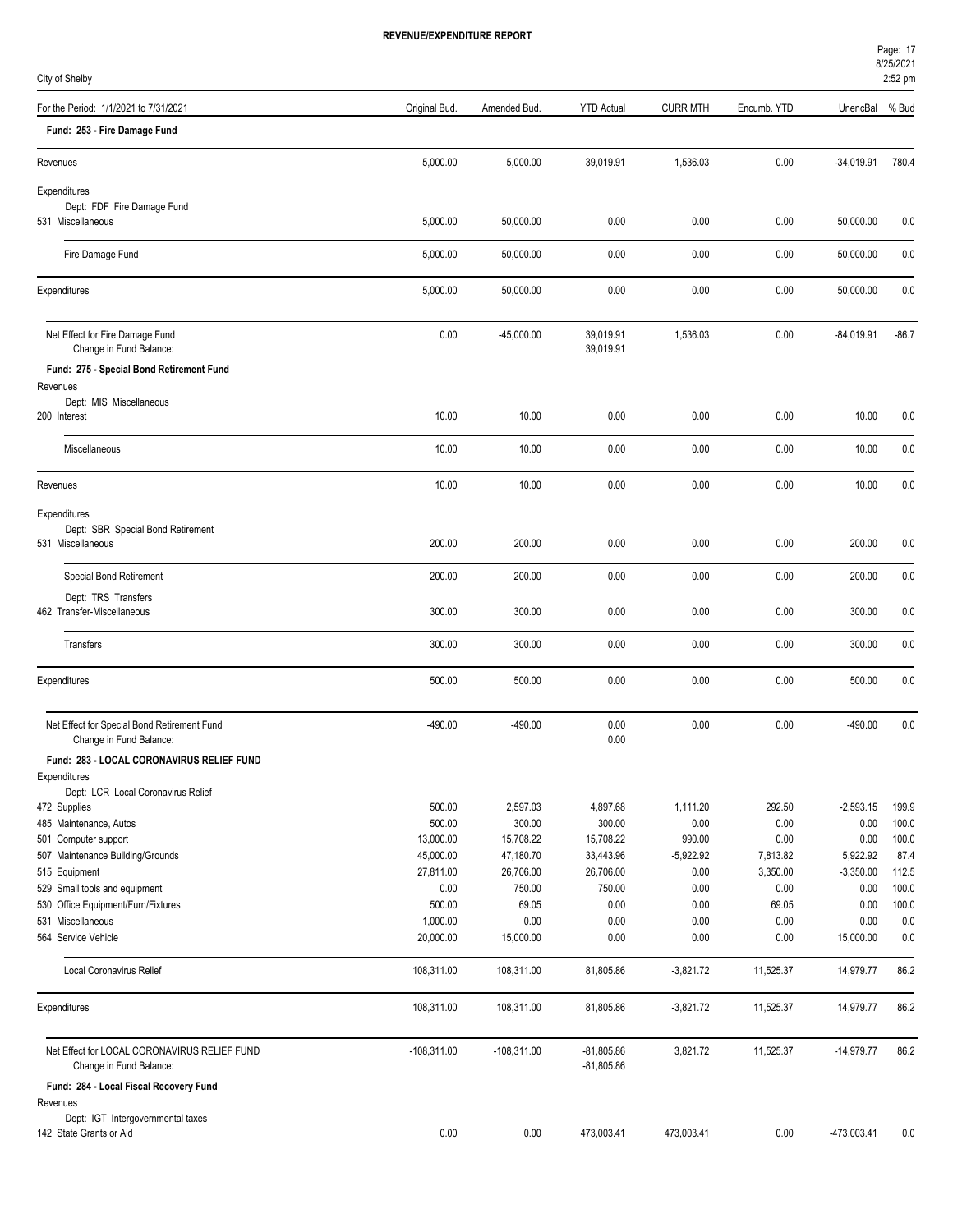**REVENUE/EXPENDITURE REPORT**

City of Shelby

| For the Period: 1/1/2021 to 7/31/2021 | Original Bud. | Amended Bud. | YTD Actual | CURR MTH | Encumb. YTD | UnencBal | % Bud |
|---|---|---|---|---|---|---|---|
| **Fund: 253 - Fire Damage Fund** | | | | | | | |
| Revenues | 5,000.00 | 5,000.00 | 39,019.91 | 1,536.03 | 0.00 | -34,019.91 | 780.4 |
| Expenditures | | | | | | | |
| Dept: FDF Fire Damage Fund | | | | | | | |
| 531 Miscellaneous | 5,000.00 | 50,000.00 | 0.00 | 0.00 | 0.00 | 50,000.00 | 0.0 |
| Fire Damage Fund | 5,000.00 | 50,000.00 | 0.00 | 0.00 | 0.00 | 50,000.00 | 0.0 |
| Expenditures | 5,000.00 | 50,000.00 | 0.00 | 0.00 | 0.00 | 50,000.00 | 0.0 |
| Net Effect for Fire Damage Fund | 0.00 | -45,000.00 | 39,019.91 | 1,536.03 | 0.00 | -84,019.91 | -86.7 |
| Change in Fund Balance: | | | 39,019.91 | | | | |
| **Fund: 275 - Special Bond Retirement Fund** | | | | | | | |
| Revenues | | | | | | | |
| Dept: MIS Miscellaneous | | | | | | | |
| 200 Interest | 10.00 | 10.00 | 0.00 | 0.00 | 0.00 | 10.00 | 0.0 |
| Miscellaneous | 10.00 | 10.00 | 0.00 | 0.00 | 0.00 | 10.00 | 0.0 |
| Revenues | 10.00 | 10.00 | 0.00 | 0.00 | 0.00 | 10.00 | 0.0 |
| Expenditures | | | | | | | |
| Dept: SBR Special Bond Retirement | | | | | | | |
| 531 Miscellaneous | 200.00 | 200.00 | 0.00 | 0.00 | 0.00 | 200.00 | 0.0 |
| Special Bond Retirement | 200.00 | 200.00 | 0.00 | 0.00 | 0.00 | 200.00 | 0.0 |
| Dept: TRS Transfers | | | | | | | |
| 462 Transfer-Miscellaneous | 300.00 | 300.00 | 0.00 | 0.00 | 0.00 | 300.00 | 0.0 |
| Transfers | 300.00 | 300.00 | 0.00 | 0.00 | 0.00 | 300.00 | 0.0 |
| Expenditures | 500.00 | 500.00 | 0.00 | 0.00 | 0.00 | 500.00 | 0.0 |
| Net Effect for Special Bond Retirement Fund | -490.00 | -490.00 | 0.00 | 0.00 | 0.00 | -490.00 | 0.0 |
| Change in Fund Balance: | | | 0.00 | | | | |
| **Fund: 283 - LOCAL CORONAVIRUS RELIEF FUND** | | | | | | | |
| Expenditures | | | | | | | |
| Dept: LCR Local Coronavirus Relief | | | | | | | |
| 472 Supplies | 500.00 | 2,597.03 | 4,897.68 | 1,111.20 | 292.50 | -2,593.15 | 199.9 |
| 485 Maintenance, Autos | 500.00 | 300.00 | 300.00 | 0.00 | 0.00 | 0.00 | 100.0 |
| 501 Computer support | 13,000.00 | 15,708.22 | 15,708.22 | 990.00 | 0.00 | 0.00 | 100.0 |
| 507 Maintenance Building/Grounds | 45,000.00 | 47,180.70 | 33,443.96 | -5,922.92 | 7,813.82 | 5,922.92 | 87.4 |
| 515 Equipment | 27,811.00 | 26,706.00 | 26,706.00 | 0.00 | 3,350.00 | -3,350.00 | 112.5 |
| 529 Small tools and equipment | 0.00 | 750.00 | 750.00 | 0.00 | 0.00 | 0.00 | 100.0 |
| 530 Office Equipment/Furn/Fixtures | 500.00 | 69.05 | 0.00 | 0.00 | 69.05 | 0.00 | 100.0 |
| 531 Miscellaneous | 1,000.00 | 0.00 | 0.00 | 0.00 | 0.00 | 0.00 | 0.0 |
| 564 Service Vehicle | 20,000.00 | 15,000.00 | 0.00 | 0.00 | 0.00 | 15,000.00 | 0.0 |
| Local Coronavirus Relief | 108,311.00 | 108,311.00 | 81,805.86 | -3,821.72 | 11,525.37 | 14,979.77 | 86.2 |
| Expenditures | 108,311.00 | 108,311.00 | 81,805.86 | -3,821.72 | 11,525.37 | 14,979.77 | 86.2 |
| Net Effect for LOCAL CORONAVIRUS RELIEF FUND | -108,311.00 | -108,311.00 | -81,805.86 | 3,821.72 | 11,525.37 | -14,979.77 | 86.2 |
| Change in Fund Balance: | | | -81,805.86 | | | | |
| **Fund: 284 - Local Fiscal Recovery Fund** | | | | | | | |
| Revenues | | | | | | | |
| Dept: IGT Intergovernmental taxes | | | | | | | |
| 142 State Grants or Aid | 0.00 | 0.00 | 473,003.41 | 473,003.41 | 0.00 | -473,003.41 | 0.0 |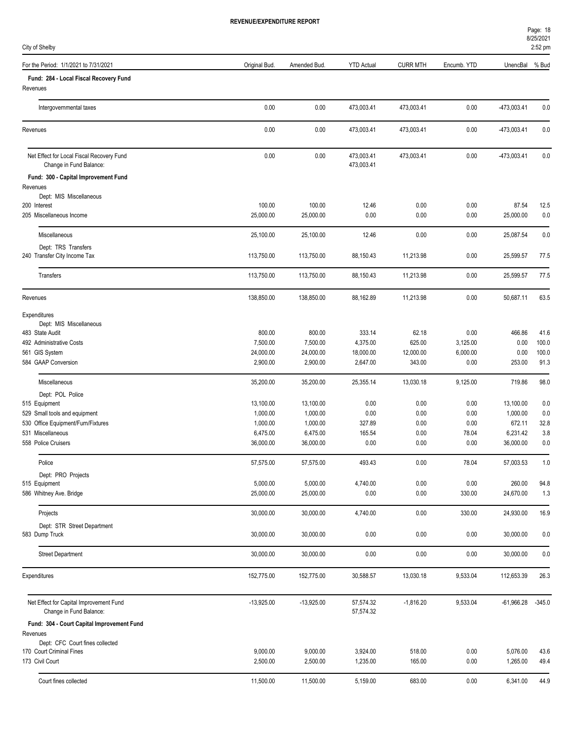**REVENUE/EXPENDITURE REPORT**

City of Shelby

| For the Period: 1/1/2021 to 7/31/2021 | Original Bud. | Amended Bud. | YTD Actual | CURR MTH | Encumb. YTD | UnencBal | % Bud |
|---|---|---|---|---|---|---|---|
| **Fund: 284 - Local Fiscal Recovery Fund** | | | | | | | |
| Revenues | | | | | | | |
| Intergovernmental taxes | 0.00 | 0.00 | 473,003.41 | 473,003.41 | 0.00 | -473,003.41 | 0.0 |
| Revenues | 0.00 | 0.00 | 473,003.41 | 473,003.41 | 0.00 | -473,003.41 | 0.0 |
| Net Effect for Local Fiscal Recovery Fund | 0.00 | 0.00 | 473,003.41 | 473,003.41 | 0.00 | -473,003.41 | 0.0 |
| Change in Fund Balance: | | | 473,003.41 | | | | |
| **Fund: 300 - Capital Improvement Fund** | | | | | | | |
| Revenues | | | | | | | |
| Dept: MIS Miscellaneous | | | | | | | |
| 200 Interest | 100.00 | 100.00 | 12.46 | 0.00 | 0.00 | 87.54 | 12.5 |
| 205 Miscellaneous Income | 25,000.00 | 25,000.00 | 0.00 | 0.00 | 0.00 | 25,000.00 | 0.0 |
| Miscellaneous | 25,100.00 | 25,100.00 | 12.46 | 0.00 | 0.00 | 25,087.54 | 0.0 |
| Dept: TRS Transfers | | | | | | | |
| 240 Transfer City Income Tax | 113,750.00 | 113,750.00 | 88,150.43 | 11,213.98 | 0.00 | 25,599.57 | 77.5 |
| Transfers | 113,750.00 | 113,750.00 | 88,150.43 | 11,213.98 | 0.00 | 25,599.57 | 77.5 |
| Revenues | 138,850.00 | 138,850.00 | 88,162.89 | 11,213.98 | 0.00 | 50,687.11 | 63.5 |
| Expenditures | | | | | | | |
| Dept: MIS Miscellaneous | | | | | | | |
| 483 State Audit | 800.00 | 800.00 | 333.14 | 62.18 | 0.00 | 466.86 | 41.6 |
| 492 Administrative Costs | 7,500.00 | 7,500.00 | 4,375.00 | 625.00 | 3,125.00 | 0.00 | 100.0 |
| 561 GIS System | 24,000.00 | 24,000.00 | 18,000.00 | 12,000.00 | 6,000.00 | 0.00 | 100.0 |
| 584 GAAP Conversion | 2,900.00 | 2,900.00 | 2,647.00 | 343.00 | 0.00 | 253.00 | 91.3 |
| Miscellaneous | 35,200.00 | 35,200.00 | 25,355.14 | 13,030.18 | 9,125.00 | 719.86 | 98.0 |
| Dept: POL Police | | | | | | | |
| 515 Equipment | 13,100.00 | 13,100.00 | 0.00 | 0.00 | 0.00 | 13,100.00 | 0.0 |
| 529 Small tools and equipment | 1,000.00 | 1,000.00 | 0.00 | 0.00 | 0.00 | 1,000.00 | 0.0 |
| 530 Office Equipment/Furn/Fixtures | 1,000.00 | 1,000.00 | 327.89 | 0.00 | 0.00 | 672.11 | 32.8 |
| 531 Miscellaneous | 6,475.00 | 6,475.00 | 165.54 | 0.00 | 78.04 | 6,231.42 | 3.8 |
| 558 Police Cruisers | 36,000.00 | 36,000.00 | 0.00 | 0.00 | 0.00 | 36,000.00 | 0.0 |
| Police | 57,575.00 | 57,575.00 | 493.43 | 0.00 | 78.04 | 57,003.53 | 1.0 |
| Dept: PRO Projects | | | | | | | |
| 515 Equipment | 5,000.00 | 5,000.00 | 4,740.00 | 0.00 | 0.00 | 260.00 | 94.8 |
| 586 Whitney Ave. Bridge | 25,000.00 | 25,000.00 | 0.00 | 0.00 | 330.00 | 24,670.00 | 1.3 |
| Projects | 30,000.00 | 30,000.00 | 4,740.00 | 0.00 | 330.00 | 24,930.00 | 16.9 |
| Dept: STR Street Department | | | | | | | |
| 583 Dump Truck | 30,000.00 | 30,000.00 | 0.00 | 0.00 | 0.00 | 30,000.00 | 0.0 |
| Street Department | 30,000.00 | 30,000.00 | 0.00 | 0.00 | 0.00 | 30,000.00 | 0.0 |
| Expenditures | 152,775.00 | 152,775.00 | 30,588.57 | 13,030.18 | 9,533.04 | 112,653.39 | 26.3 |
| Net Effect for Capital Improvement Fund | -13,925.00 | -13,925.00 | 57,574.32 | -1,816.20 | 9,533.04 | -61,966.28 | -345.0 |
| Change in Fund Balance: | | | 57,574.32 | | | | |
| **Fund: 304 - Court Capital Improvement Fund** | | | | | | | |
| Revenues | | | | | | | |
| Dept: CFC Court fines collected | | | | | | | |
| 170 Court Criminal Fines | 9,000.00 | 9,000.00 | 3,924.00 | 518.00 | 0.00 | 5,076.00 | 43.6 |
| 173 Civil Court | 2,500.00 | 2,500.00 | 1,235.00 | 165.00 | 0.00 | 1,265.00 | 49.4 |
| Court fines collected | 11,500.00 | 11,500.00 | 5,159.00 | 683.00 | 0.00 | 6,341.00 | 44.9 |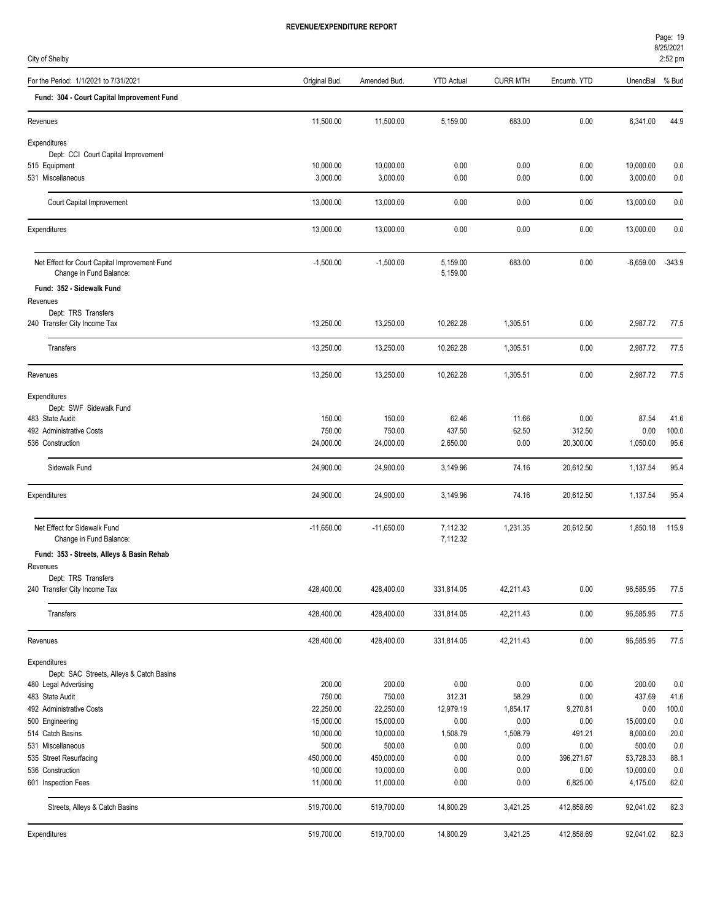**REVENUE/EXPENDITURE REPORT**

City of Shelby

8/25/2021 2:52 pm

| For the Period: 1/1/2021 to 7/31/2021 | Original Bud. | Amended Bud. | YTD Actual | CURR MTH | Encumb. YTD | UnencBal | % Bud |
|---|---|---|---|---|---|---|---|
| **Fund: 304 - Court Capital Improvement Fund** | | | | | | | |
| Revenues | 11,500.00 | 11,500.00 | 5,159.00 | 683.00 | 0.00 | 6,341.00 | 44.9 |
| Expenditures | | | | | | | |
| Dept: CCI Court Capital Improvement | | | | | | | |
| 515 Equipment | 10,000.00 | 10,000.00 | 0.00 | 0.00 | 0.00 | 10,000.00 | 0.0 |
| 531 Miscellaneous | 3,000.00 | 3,000.00 | 0.00 | 0.00 | 0.00 | 3,000.00 | 0.0 |
| Court Capital Improvement | 13,000.00 | 13,000.00 | 0.00 | 0.00 | 0.00 | 13,000.00 | 0.0 |
| Expenditures | 13,000.00 | 13,000.00 | 0.00 | 0.00 | 0.00 | 13,000.00 | 0.0 |
| Net Effect for Court Capital Improvement Fund | -1,500.00 | -1,500.00 | 5,159.00 | 683.00 | 0.00 | -6,659.00 | -343.9 |
| Change in Fund Balance: | | | 5,159.00 | | | | |
| **Fund: 352 - Sidewalk Fund** | | | | | | | |
| Revenues | | | | | | | |
| Dept: TRS Transfers | | | | | | | |
| 240 Transfer City Income Tax | 13,250.00 | 13,250.00 | 10,262.28 | 1,305.51 | 0.00 | 2,987.72 | 77.5 |
| Transfers | 13,250.00 | 13,250.00 | 10,262.28 | 1,305.51 | 0.00 | 2,987.72 | 77.5 |
| Revenues | 13,250.00 | 13,250.00 | 10,262.28 | 1,305.51 | 0.00 | 2,987.72 | 77.5 |
| Expenditures | | | | | | | |
| Dept: SWF Sidewalk Fund | | | | | | | |
| 483 State Audit | 150.00 | 150.00 | 62.46 | 11.66 | 0.00 | 87.54 | 41.6 |
| 492 Administrative Costs | 750.00 | 750.00 | 437.50 | 62.50 | 312.50 | 0.00 | 100.0 |
| 536 Construction | 24,000.00 | 24,000.00 | 2,650.00 | 0.00 | 20,300.00 | 1,050.00 | 95.6 |
| Sidewalk Fund | 24,900.00 | 24,900.00 | 3,149.96 | 74.16 | 20,612.50 | 1,137.54 | 95.4 |
| Expenditures | 24,900.00 | 24,900.00 | 3,149.96 | 74.16 | 20,612.50 | 1,137.54 | 95.4 |
| Net Effect for Sidewalk Fund | -11,650.00 | -11,650.00 | 7,112.32 | 1,231.35 | 20,612.50 | 1,850.18 | 115.9 |
| Change in Fund Balance: | | | 7,112.32 | | | | |
| **Fund: 353 - Streets, Alleys & Basin Rehab** | | | | | | | |
| Revenues | | | | | | | |
| Dept: TRS Transfers | | | | | | | |
| 240 Transfer City Income Tax | 428,400.00 | 428,400.00 | 331,814.05 | 42,211.43 | 0.00 | 96,585.95 | 77.5 |
| Transfers | 428,400.00 | 428,400.00 | 331,814.05 | 42,211.43 | 0.00 | 96,585.95 | 77.5 |
| Revenues | 428,400.00 | 428,400.00 | 331,814.05 | 42,211.43 | 0.00 | 96,585.95 | 77.5 |
| Expenditures | | | | | | | |
| Dept: SAC Streets, Alleys & Catch Basins | | | | | | | |
| 480 Legal Advertising | 200.00 | 200.00 | 0.00 | 0.00 | 0.00 | 200.00 | 0.0 |
| 483 State Audit | 750.00 | 750.00 | 312.31 | 58.29 | 0.00 | 437.69 | 41.6 |
| 492 Administrative Costs | 22,250.00 | 22,250.00 | 12,979.19 | 1,854.17 | 9,270.81 | 0.00 | 100.0 |
| 500 Engineering | 15,000.00 | 15,000.00 | 0.00 | 0.00 | 0.00 | 15,000.00 | 0.0 |
| 514 Catch Basins | 10,000.00 | 10,000.00 | 1,508.79 | 1,508.79 | 491.21 | 8,000.00 | 20.0 |
| 531 Miscellaneous | 500.00 | 500.00 | 0.00 | 0.00 | 0.00 | 500.00 | 0.0 |
| 535 Street Resurfacing | 450,000.00 | 450,000.00 | 0.00 | 0.00 | 396,271.67 | 53,728.33 | 88.1 |
| 536 Construction | 10,000.00 | 10,000.00 | 0.00 | 0.00 | 0.00 | 10,000.00 | 0.0 |
| 601 Inspection Fees | 11,000.00 | 11,000.00 | 0.00 | 0.00 | 6,825.00 | 4,175.00 | 62.0 |
| Streets, Alleys & Catch Basins | 519,700.00 | 519,700.00 | 14,800.29 | 3,421.25 | 412,858.69 | 92,041.02 | 82.3 |
| Expenditures | 519,700.00 | 519,700.00 | 14,800.29 | 3,421.25 | 412,858.69 | 92,041.02 | 82.3 |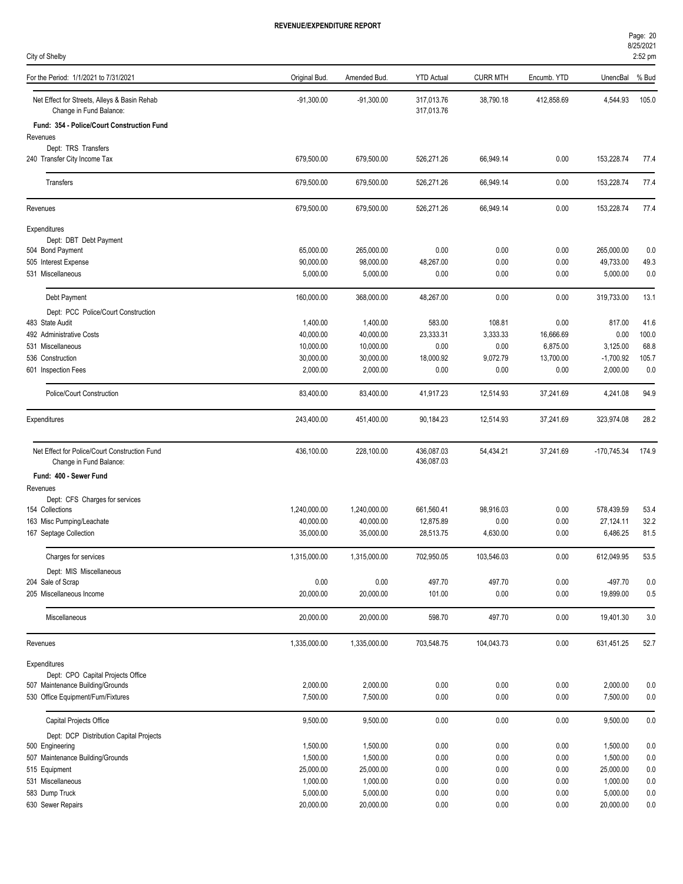**REVENUE/EXPENDITURE REPORT**

City of Shelby

| For the Period: 1/1/2021 to 7/31/2021 | Original Bud. | Amended Bud. | YTD Actual | CURR MTH | Encumb. YTD | UnencBal | % Bud |
|---|---|---|---|---|---|---|---|
| Net Effect for Streets, Alleys & Basin Rehab | -91,300.00 | -91,300.00 | 317,013.76 | 38,790.18 | 412,858.69 | 4,544.93 | 105.0 |
| Change in Fund Balance: | | | 317,013.76 | | | | |
| **Fund: 354 - Police/Court Construction Fund** | | | | | | | |
| Revenues | | | | | | | |
| Dept: TRS Transfers | | | | | | | |
| 240 Transfer City Income Tax | 679,500.00 | 679,500.00 | 526,271.26 | 66,949.14 | 0.00 | 153,228.74 | 77.4 |
| Transfers | 679,500.00 | 679,500.00 | 526,271.26 | 66,949.14 | 0.00 | 153,228.74 | 77.4 |
| Revenues | 679,500.00 | 679,500.00 | 526,271.26 | 66,949.14 | 0.00 | 153,228.74 | 77.4 |
| Expenditures | | | | | | | |
| Dept: DBT Debt Payment | | | | | | | |
| 504 Bond Payment | 65,000.00 | 265,000.00 | 0.00 | 0.00 | 0.00 | 265,000.00 | 0.0 |
| 505 Interest Expense | 90,000.00 | 98,000.00 | 48,267.00 | 0.00 | 0.00 | 49,733.00 | 49.3 |
| 531 Miscellaneous | 5,000.00 | 5,000.00 | 0.00 | 0.00 | 0.00 | 5,000.00 | 0.0 |
| Debt Payment | 160,000.00 | 368,000.00 | 48,267.00 | 0.00 | 0.00 | 319,733.00 | 13.1 |
| Dept: PCC Police/Court Construction | | | | | | | |
| 483 State Audit | 1,400.00 | 1,400.00 | 583.00 | 108.81 | 0.00 | 817.00 | 41.6 |
| 492 Administrative Costs | 40,000.00 | 40,000.00 | 23,333.31 | 3,333.33 | 16,666.69 | 0.00 | 100.0 |
| 531 Miscellaneous | 10,000.00 | 10,000.00 | 0.00 | 0.00 | 6,875.00 | 3,125.00 | 68.8 |
| 536 Construction | 30,000.00 | 30,000.00 | 18,000.92 | 9,072.79 | 13,700.00 | -1,700.92 | 105.7 |
| 601 Inspection Fees | 2,000.00 | 2,000.00 | 0.00 | 0.00 | 0.00 | 2,000.00 | 0.0 |
| Police/Court Construction | 83,400.00 | 83,400.00 | 41,917.23 | 12,514.93 | 37,241.69 | 4,241.08 | 94.9 |
| Expenditures | 243,400.00 | 451,400.00 | 90,184.23 | 12,514.93 | 37,241.69 | 323,974.08 | 28.2 |
| Net Effect for Police/Court Construction Fund | 436,100.00 | 228,100.00 | 436,087.03 | 54,434.21 | 37,241.69 | -170,745.34 | 174.9 |
| Change in Fund Balance: | | | 436,087.03 | | | | |
| **Fund: 400 - Sewer Fund** | | | | | | | |
| Revenues | | | | | | | |
| Dept: CFS Charges for services | | | | | | | |
| 154 Collections | 1,240,000.00 | 1,240,000.00 | 661,560.41 | 98,916.03 | 0.00 | 578,439.59 | 53.4 |
| 163 Misc Pumping/Leachate | 40,000.00 | 40,000.00 | 12,875.89 | 0.00 | 0.00 | 27,124.11 | 32.2 |
| 167 Septage Collection | 35,000.00 | 35,000.00 | 28,513.75 | 4,630.00 | 0.00 | 6,486.25 | 81.5 |
| Charges for services | 1,315,000.00 | 1,315,000.00 | 702,950.05 | 103,546.03 | 0.00 | 612,049.95 | 53.5 |
| Dept: MIS Miscellaneous | | | | | | | |
| 204 Sale of Scrap | 0.00 | 0.00 | 497.70 | 497.70 | 0.00 | -497.70 | 0.0 |
| 205 Miscellaneous Income | 20,000.00 | 20,000.00 | 101.00 | 0.00 | 0.00 | 19,899.00 | 0.5 |
| Miscellaneous | 20,000.00 | 20,000.00 | 598.70 | 497.70 | 0.00 | 19,401.30 | 3.0 |
| Revenues | 1,335,000.00 | 1,335,000.00 | 703,548.75 | 104,043.73 | 0.00 | 631,451.25 | 52.7 |
| Expenditures | | | | | | | |
| Dept: CPO Capital Projects Office | | | | | | | |
| 507 Maintenance Building/Grounds | 2,000.00 | 2,000.00 | 0.00 | 0.00 | 0.00 | 2,000.00 | 0.0 |
| 530 Office Equipment/Furn/Fixtures | 7,500.00 | 7,500.00 | 0.00 | 0.00 | 0.00 | 7,500.00 | 0.0 |
| Capital Projects Office | 9,500.00 | 9,500.00 | 0.00 | 0.00 | 0.00 | 9,500.00 | 0.0 |
| Dept: DCP Distribution Capital Projects | | | | | | | |
| 500 Engineering | 1,500.00 | 1,500.00 | 0.00 | 0.00 | 0.00 | 1,500.00 | 0.0 |
| 507 Maintenance Building/Grounds | 1,500.00 | 1,500.00 | 0.00 | 0.00 | 0.00 | 1,500.00 | 0.0 |
| 515 Equipment | 25,000.00 | 25,000.00 | 0.00 | 0.00 | 0.00 | 25,000.00 | 0.0 |
| 531 Miscellaneous | 1,000.00 | 1,000.00 | 0.00 | 0.00 | 0.00 | 1,000.00 | 0.0 |
| 583 Dump Truck | 5,000.00 | 5,000.00 | 0.00 | 0.00 | 0.00 | 5,000.00 | 0.0 |
| 630 Sewer Repairs | 20,000.00 | 20,000.00 | 0.00 | 0.00 | 0.00 | 20,000.00 | 0.0 |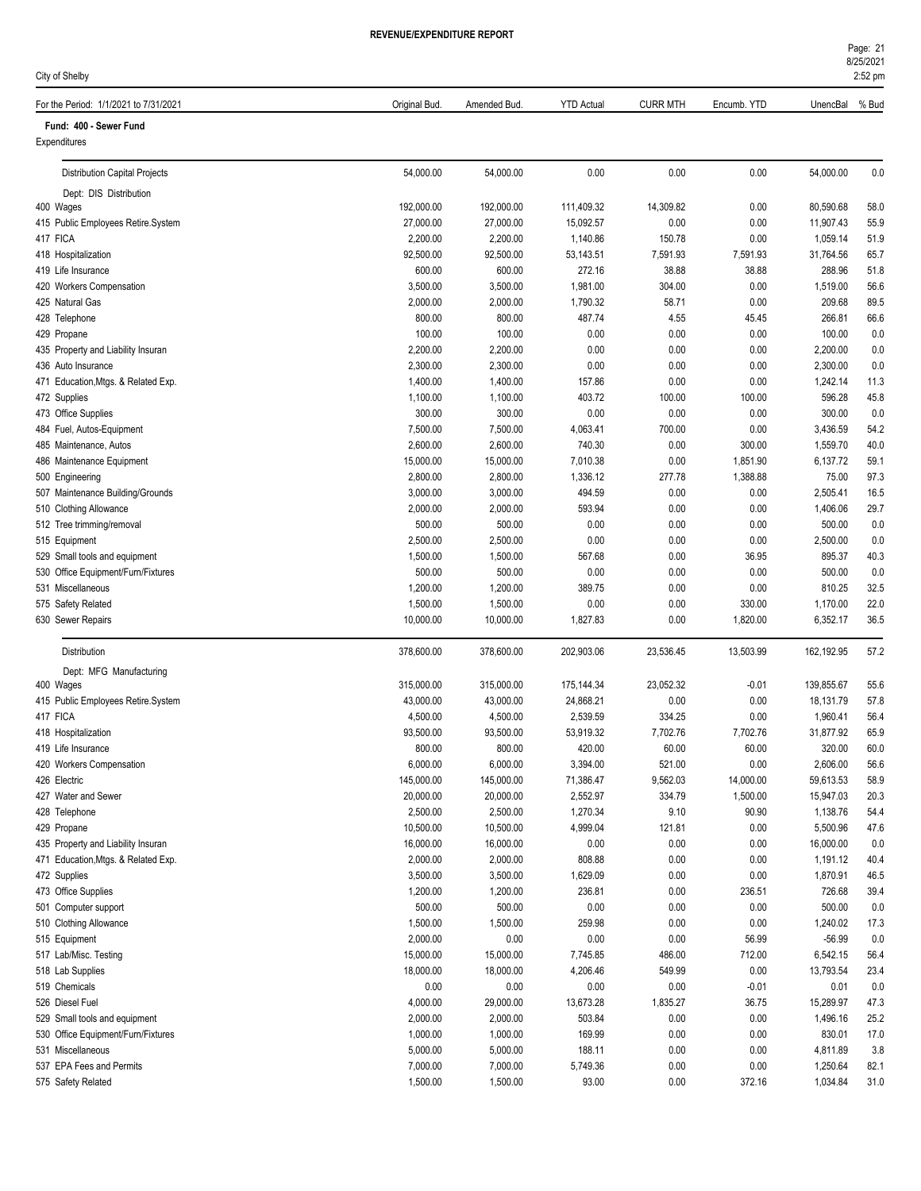**REVENUE/EXPENDITURE REPORT**

City of Shelby

| For the Period: 1/1/2021 to 7/31/2021 | Original Bud. | Amended Bud. | YTD Actual | CURR MTH | Encumb. YTD | UnencBal | % Bud |
|---|---|---|---|---|---|---|---|
| **Fund: 400 - Sewer Fund** | | | | | | | |
| Expenditures | | | | | | | |
| Distribution Capital Projects | 54,000.00 | 54,000.00 | 0.00 | 0.00 | 0.00 | 54,000.00 | 0.0 |
| Dept: DIS Distribution | | | | | | | |
| 400 Wages | 192,000.00 | 192,000.00 | 111,409.32 | 14,309.82 | 0.00 | 80,590.68 | 58.0 |
| 415 Public Employees Retire.System | 27,000.00 | 27,000.00 | 15,092.57 | 0.00 | 0.00 | 11,907.43 | 55.9 |
| 417 FICA | 2,200.00 | 2,200.00 | 1,140.86 | 150.78 | 0.00 | 1,059.14 | 51.9 |
| 418 Hospitalization | 92,500.00 | 92,500.00 | 53,143.51 | 7,591.93 | 7,591.93 | 31,764.56 | 65.7 |
| 419 Life Insurance | 600.00 | 600.00 | 272.16 | 38.88 | 38.88 | 288.96 | 51.8 |
| 420 Workers Compensation | 3,500.00 | 3,500.00 | 1,981.00 | 304.00 | 0.00 | 1,519.00 | 56.6 |
| 425 Natural Gas | 2,000.00 | 2,000.00 | 1,790.32 | 58.71 | 0.00 | 209.68 | 89.5 |
| 428 Telephone | 800.00 | 800.00 | 487.74 | 4.55 | 45.45 | 266.81 | 66.6 |
| 429 Propane | 100.00 | 100.00 | 0.00 | 0.00 | 0.00 | 100.00 | 0.0 |
| 435 Property and Liability Insuran | 2,200.00 | 2,200.00 | 0.00 | 0.00 | 0.00 | 2,200.00 | 0.0 |
| 436 Auto Insurance | 2,300.00 | 2,300.00 | 0.00 | 0.00 | 0.00 | 2,300.00 | 0.0 |
| 471 Education,Mtgs. & Related Exp. | 1,400.00 | 1,400.00 | 157.86 | 0.00 | 0.00 | 1,242.14 | 11.3 |
| 472 Supplies | 1,100.00 | 1,100.00 | 403.72 | 100.00 | 100.00 | 596.28 | 45.8 |
| 473 Office Supplies | 300.00 | 300.00 | 0.00 | 0.00 | 0.00 | 300.00 | 0.0 |
| 484 Fuel, Autos-Equipment | 7,500.00 | 7,500.00 | 4,063.41 | 700.00 | 0.00 | 3,436.59 | 54.2 |
| 485 Maintenance, Autos | 2,600.00 | 2,600.00 | 740.30 | 0.00 | 300.00 | 1,559.70 | 40.0 |
| 486 Maintenance Equipment | 15,000.00 | 15,000.00 | 7,010.38 | 0.00 | 1,851.90 | 6,137.72 | 59.1 |
| 500 Engineering | 2,800.00 | 2,800.00 | 1,336.12 | 277.78 | 1,388.88 | 75.00 | 97.3 |
| 507 Maintenance Building/Grounds | 3,000.00 | 3,000.00 | 494.59 | 0.00 | 0.00 | 2,505.41 | 16.5 |
| 510 Clothing Allowance | 2,000.00 | 2,000.00 | 593.94 | 0.00 | 0.00 | 1,406.06 | 29.7 |
| 512 Tree trimming/removal | 500.00 | 500.00 | 0.00 | 0.00 | 0.00 | 500.00 | 0.0 |
| 515 Equipment | 2,500.00 | 2,500.00 | 0.00 | 0.00 | 0.00 | 2,500.00 | 0.0 |
| 529 Small tools and equipment | 1,500.00 | 1,500.00 | 567.68 | 0.00 | 36.95 | 895.37 | 40.3 |
| 530 Office Equipment/Furn/Fixtures | 500.00 | 500.00 | 0.00 | 0.00 | 0.00 | 500.00 | 0.0 |
| 531 Miscellaneous | 1,200.00 | 1,200.00 | 389.75 | 0.00 | 0.00 | 810.25 | 32.5 |
| 575 Safety Related | 1,500.00 | 1,500.00 | 0.00 | 0.00 | 330.00 | 1,170.00 | 22.0 |
| 630 Sewer Repairs | 10,000.00 | 10,000.00 | 1,827.83 | 0.00 | 1,820.00 | 6,352.17 | 36.5 |
| Distribution | 378,600.00 | 378,600.00 | 202,903.06 | 23,536.45 | 13,503.99 | 162,192.95 | 57.2 |
| Dept: MFG Manufacturing | | | | | | | |
| 400 Wages | 315,000.00 | 315,000.00 | 175,144.34 | 23,052.32 | -0.01 | 139,855.67 | 55.6 |
| 415 Public Employees Retire.System | 43,000.00 | 43,000.00 | 24,868.21 | 0.00 | 0.00 | 18,131.79 | 57.8 |
| 417 FICA | 4,500.00 | 4,500.00 | 2,539.59 | 334.25 | 0.00 | 1,960.41 | 56.4 |
| 418 Hospitalization | 93,500.00 | 93,500.00 | 53,919.32 | 7,702.76 | 7,702.76 | 31,877.92 | 65.9 |
| 419 Life Insurance | 800.00 | 800.00 | 420.00 | 60.00 | 60.00 | 320.00 | 60.0 |
| 420 Workers Compensation | 6,000.00 | 6,000.00 | 3,394.00 | 521.00 | 0.00 | 2,606.00 | 56.6 |
| 426 Electric | 145,000.00 | 145,000.00 | 71,386.47 | 9,562.03 | 14,000.00 | 59,613.53 | 58.9 |
| 427 Water and Sewer | 20,000.00 | 20,000.00 | 2,552.97 | 334.79 | 1,500.00 | 15,947.03 | 20.3 |
| 428 Telephone | 2,500.00 | 2,500.00 | 1,270.34 | 9.10 | 90.90 | 1,138.76 | 54.4 |
| 429 Propane | 10,500.00 | 10,500.00 | 4,999.04 | 121.81 | 0.00 | 5,500.96 | 47.6 |
| 435 Property and Liability Insuran | 16,000.00 | 16,000.00 | 0.00 | 0.00 | 0.00 | 16,000.00 | 0.0 |
| 471 Education,Mtgs. & Related Exp. | 2,000.00 | 2,000.00 | 808.88 | 0.00 | 0.00 | 1,191.12 | 40.4 |
| 472 Supplies | 3,500.00 | 3,500.00 | 1,629.09 | 0.00 | 0.00 | 1,870.91 | 46.5 |
| 473 Office Supplies | 1,200.00 | 1,200.00 | 236.81 | 0.00 | 236.51 | 726.68 | 39.4 |
| 501 Computer support | 500.00 | 500.00 | 0.00 | 0.00 | 0.00 | 500.00 | 0.0 |
| 510 Clothing Allowance | 1,500.00 | 1,500.00 | 259.98 | 0.00 | 0.00 | 1,240.02 | 17.3 |
| 515 Equipment | 2,000.00 | 0.00 | 0.00 | 0.00 | 56.99 | -56.99 | 0.0 |
| 517 Lab/Misc. Testing | 15,000.00 | 15,000.00 | 7,745.85 | 486.00 | 712.00 | 6,542.15 | 56.4 |
| 518 Lab Supplies | 18,000.00 | 18,000.00 | 4,206.46 | 549.99 | 0.00 | 13,793.54 | 23.4 |
| 519 Chemicals | 0.00 | 0.00 | 0.00 | 0.00 | -0.01 | 0.01 | 0.0 |
| 526 Diesel Fuel | 4,000.00 | 29,000.00 | 13,673.28 | 1,835.27 | 36.75 | 15,289.97 | 47.3 |
| 529 Small tools and equipment | 2,000.00 | 2,000.00 | 503.84 | 0.00 | 0.00 | 1,496.16 | 25.2 |
| 530 Office Equipment/Furn/Fixtures | 1,000.00 | 1,000.00 | 169.99 | 0.00 | 0.00 | 830.01 | 17.0 |
| 531 Miscellaneous | 5,000.00 | 5,000.00 | 188.11 | 0.00 | 0.00 | 4,811.89 | 3.8 |
| 537 EPA Fees and Permits | 7,000.00 | 7,000.00 | 5,749.36 | 0.00 | 0.00 | 1,250.64 | 82.1 |
| 575 Safety Related | 1,500.00 | 1,500.00 | 93.00 | 0.00 | 372.16 | 1,034.84 | 31.0 |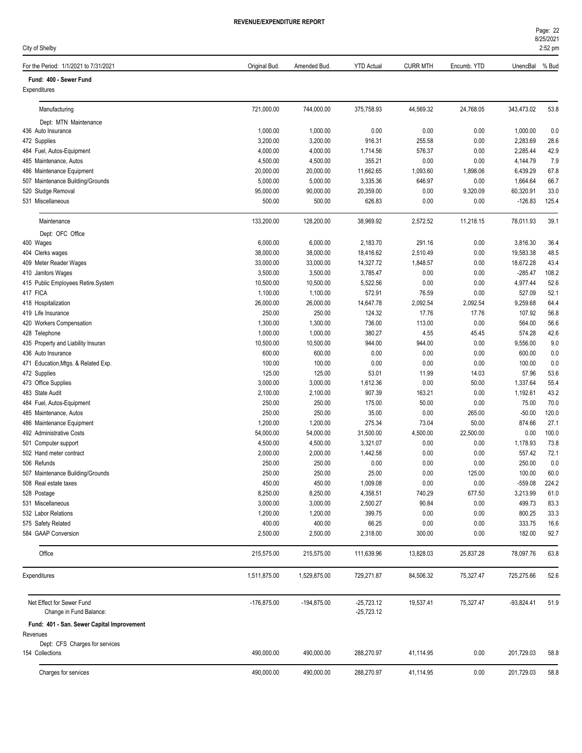**REVENUE/EXPENDITURE REPORT**

City of Shelby

| For the Period: 1/1/2021 to 7/31/2021 | Original Bud. | Amended Bud. | YTD Actual | CURR MTH | Encumb. YTD | UnencBal | % Bud |
|---|---|---|---|---|---|---|---|
| **Fund: 400 - Sewer Fund** | | | | | | | |
| Expenditures | | | | | | | |
| Manufacturing | 721,000.00 | 744,000.00 | 375,758.93 | 44,569.32 | 24,768.05 | 343,473.02 | 53.8 |
| Dept: MTN Maintenance | | | | | | | |
| 436 Auto Insurance | 1,000.00 | 1,000.00 | 0.00 | 0.00 | 0.00 | 1,000.00 | 0.0 |
| 472 Supplies | 3,200.00 | 3,200.00 | 916.31 | 255.58 | 0.00 | 2,283.69 | 28.6 |
| 484 Fuel, Autos-Equipment | 4,000.00 | 4,000.00 | 1,714.56 | 576.37 | 0.00 | 2,285.44 | 42.9 |
| 485 Maintenance, Autos | 4,500.00 | 4,500.00 | 355.21 | 0.00 | 0.00 | 4,144.79 | 7.9 |
| 486 Maintenance Equipment | 20,000.00 | 20,000.00 | 11,662.65 | 1,093.60 | 1,898.06 | 6,439.29 | 67.8 |
| 507 Maintenance Building/Grounds | 5,000.00 | 5,000.00 | 3,335.36 | 646.97 | 0.00 | 1,664.64 | 66.7 |
| 520 Sludge Removal | 95,000.00 | 90,000.00 | 20,359.00 | 0.00 | 9,320.09 | 60,320.91 | 33.0 |
| 531 Miscellaneous | 500.00 | 500.00 | 626.83 | 0.00 | 0.00 | -126.83 | 125.4 |
| Maintenance | 133,200.00 | 128,200.00 | 38,969.92 | 2,572.52 | 11,218.15 | 78,011.93 | 39.1 |
| Dept: OFC Office | | | | | | | |
| 400 Wages | 6,000.00 | 6,000.00 | 2,183.70 | 291.16 | 0.00 | 3,816.30 | 36.4 |
| 404 Clerks wages | 38,000.00 | 38,000.00 | 18,416.62 | 2,510.49 | 0.00 | 19,583.38 | 48.5 |
| 409 Meter Reader Wages | 33,000.00 | 33,000.00 | 14,327.72 | 1,848.57 | 0.00 | 18,672.28 | 43.4 |
| 410 Janitors Wages | 3,500.00 | 3,500.00 | 3,785.47 | 0.00 | 0.00 | -285.47 | 108.2 |
| 415 Public Employees Retire.System | 10,500.00 | 10,500.00 | 5,522.56 | 0.00 | 0.00 | 4,977.44 | 52.6 |
| 417 FICA | 1,100.00 | 1,100.00 | 572.91 | 76.59 | 0.00 | 527.09 | 52.1 |
| 418 Hospitalization | 26,000.00 | 26,000.00 | 14,647.78 | 2,092.54 | 2,092.54 | 9,259.68 | 64.4 |
| 419 Life Insurance | 250.00 | 250.00 | 124.32 | 17.76 | 17.76 | 107.92 | 56.8 |
| 420 Workers Compensation | 1,300.00 | 1,300.00 | 736.00 | 113.00 | 0.00 | 564.00 | 56.6 |
| 428 Telephone | 1,000.00 | 1,000.00 | 380.27 | 4.55 | 45.45 | 574.28 | 42.6 |
| 435 Property and Liability Insuran | 10,500.00 | 10,500.00 | 944.00 | 944.00 | 0.00 | 9,556.00 | 9.0 |
| 436 Auto Insurance | 600.00 | 600.00 | 0.00 | 0.00 | 0.00 | 600.00 | 0.0 |
| 471 Education,Mtgs. & Related Exp. | 100.00 | 100.00 | 0.00 | 0.00 | 0.00 | 100.00 | 0.0 |
| 472 Supplies | 125.00 | 125.00 | 53.01 | 11.99 | 14.03 | 57.96 | 53.6 |
| 473 Office Supplies | 3,000.00 | 3,000.00 | 1,612.36 | 0.00 | 50.00 | 1,337.64 | 55.4 |
| 483 State Audit | 2,100.00 | 2,100.00 | 907.39 | 163.21 | 0.00 | 1,192.61 | 43.2 |
| 484 Fuel, Autos-Equipment | 250.00 | 250.00 | 175.00 | 50.00 | 0.00 | 75.00 | 70.0 |
| 485 Maintenance, Autos | 250.00 | 250.00 | 35.00 | 0.00 | 265.00 | -50.00 | 120.0 |
| 486 Maintenance Equipment | 1,200.00 | 1,200.00 | 275.34 | 73.04 | 50.00 | 874.66 | 27.1 |
| 492 Administrative Costs | 54,000.00 | 54,000.00 | 31,500.00 | 4,500.00 | 22,500.00 | 0.00 | 100.0 |
| 501 Computer support | 4,500.00 | 4,500.00 | 3,321.07 | 0.00 | 0.00 | 1,178.93 | 73.8 |
| 502 Hand meter contract | 2,000.00 | 2,000.00 | 1,442.58 | 0.00 | 0.00 | 557.42 | 72.1 |
| 506 Refunds | 250.00 | 250.00 | 0.00 | 0.00 | 0.00 | 250.00 | 0.0 |
| 507 Maintenance Building/Grounds | 250.00 | 250.00 | 25.00 | 0.00 | 125.00 | 100.00 | 60.0 |
| 508 Real estate taxes | 450.00 | 450.00 | 1,009.08 | 0.00 | 0.00 | -559.08 | 224.2 |
| 528 Postage | 8,250.00 | 8,250.00 | 4,358.51 | 740.29 | 677.50 | 3,213.99 | 61.0 |
| 531 Miscellaneous | 3,000.00 | 3,000.00 | 2,500.27 | 90.84 | 0.00 | 499.73 | 83.3 |
| 532 Labor Relations | 1,200.00 | 1,200.00 | 399.75 | 0.00 | 0.00 | 800.25 | 33.3 |
| 575 Safety Related | 400.00 | 400.00 | 66.25 | 0.00 | 0.00 | 333.75 | 16.6 |
| 584 GAAP Conversion | 2,500.00 | 2,500.00 | 2,318.00 | 300.00 | 0.00 | 182.00 | 92.7 |
| Office | 215,575.00 | 215,575.00 | 111,639.96 | 13,828.03 | 25,837.28 | 78,097.76 | 63.8 |
| Expenditures | 1,511,875.00 | 1,529,875.00 | 729,271.87 | 84,506.32 | 75,327.47 | 725,275.66 | 52.6 |
| Net Effect for Sewer Fund | -176,875.00 | -194,875.00 | -25,723.12 | 19,537.41 | 75,327.47 | -93,824.41 | 51.9 |
| Change in Fund Balance: | | | -25,723.12 | | | | |
| **Fund: 401 - San. Sewer Capital Improvement** | | | | | | | |
| Revenues | | | | | | | |
| Dept: CFS Charges for services | | | | | | | |
| 154 Collections | 490,000.00 | 490,000.00 | 288,270.97 | 41,114.95 | 0.00 | 201,729.03 | 58.8 |
| Charges for services | 490,000.00 | 490,000.00 | 288,270.97 | 41,114.95 | 0.00 | 201,729.03 | 58.8 |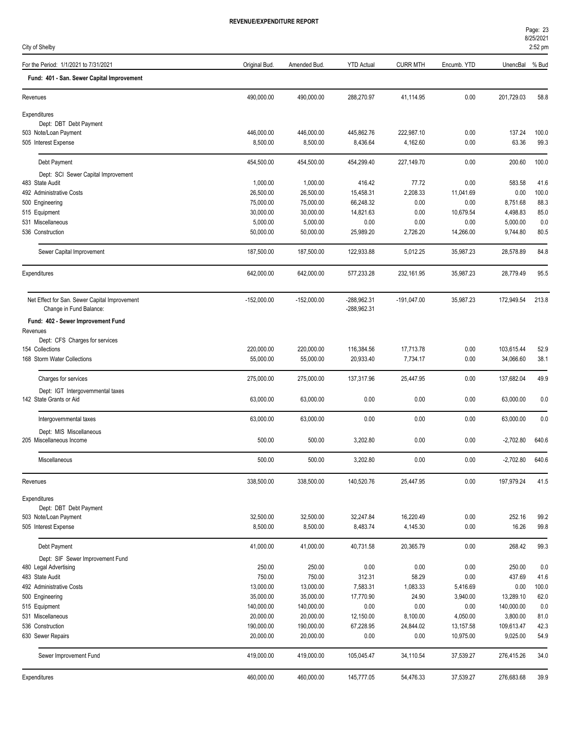**REVENUE/EXPENDITURE REPORT**

City of Shelby

| For the Period: 1/1/2021 to 7/31/2021 | Original Bud. | Amended Bud. | YTD Actual | CURR MTH | Encumb. YTD | UnencBal | % Bud |
|---|---|---|---|---|---|---|---|
| **Fund: 401 - San. Sewer Capital Improvement** | | | | | | | |
| Revenues | 490,000.00 | 490,000.00 | 288,270.97 | 41,114.95 | 0.00 | 201,729.03 | 58.8 |
| Expenditures | | | | | | | |
| Dept: DBT Debt Payment | | | | | | | |
| 503 Note/Loan Payment | 446,000.00 | 446,000.00 | 445,862.76 | 222,987.10 | 0.00 | 137.24 | 100.0 |
| 505 Interest Expense | 8,500.00 | 8,500.00 | 8,436.64 | 4,162.60 | 0.00 | 63.36 | 99.3 |
| Debt Payment | 454,500.00 | 454,500.00 | 454,299.40 | 227,149.70 | 0.00 | 200.60 | 100.0 |
| Dept: SCI Sewer Capital Improvement | | | | | | | |
| 483 State Audit | 1,000.00 | 1,000.00 | 416.42 | 77.72 | 0.00 | 583.58 | 41.6 |
| 492 Administrative Costs | 26,500.00 | 26,500.00 | 15,458.31 | 2,208.33 | 11,041.69 | 0.00 | 100.0 |
| 500 Engineering | 75,000.00 | 75,000.00 | 66,248.32 | 0.00 | 0.00 | 8,751.68 | 88.3 |
| 515 Equipment | 30,000.00 | 30,000.00 | 14,821.63 | 0.00 | 10,679.54 | 4,498.83 | 85.0 |
| 531 Miscellaneous | 5,000.00 | 5,000.00 | 0.00 | 0.00 | 0.00 | 5,000.00 | 0.0 |
| 536 Construction | 50,000.00 | 50,000.00 | 25,989.20 | 2,726.20 | 14,266.00 | 9,744.80 | 80.5 |
| Sewer Capital Improvement | 187,500.00 | 187,500.00 | 122,933.88 | 5,012.25 | 35,987.23 | 28,578.89 | 84.8 |
| Expenditures | 642,000.00 | 642,000.00 | 577,233.28 | 232,161.95 | 35,987.23 | 28,779.49 | 95.5 |
| Net Effect for San. Sewer Capital Improvement | -152,000.00 | -152,000.00 | -288,962.31 | -191,047.00 | 35,987.23 | 172,949.54 | 213.8 |
| Change in Fund Balance: | | | -288,962.31 | | | | |
| **Fund: 402 - Sewer Improvement Fund** | | | | | | | |
| Revenues | | | | | | | |
| Dept: CFS Charges for services | | | | | | | |
| 154 Collections | 220,000.00 | 220,000.00 | 116,384.56 | 17,713.78 | 0.00 | 103,615.44 | 52.9 |
| 168 Storm Water Collections | 55,000.00 | 55,000.00 | 20,933.40 | 7,734.17 | 0.00 | 34,066.60 | 38.1 |
| Charges for services | 275,000.00 | 275,000.00 | 137,317.96 | 25,447.95 | 0.00 | 137,682.04 | 49.9 |
| Dept: IGT Intergovernmental taxes | | | | | | | |
| 142 State Grants or Aid | 63,000.00 | 63,000.00 | 0.00 | 0.00 | 0.00 | 63,000.00 | 0.0 |
| Intergovernmental taxes | 63,000.00 | 63,000.00 | 0.00 | 0.00 | 0.00 | 63,000.00 | 0.0 |
| Dept: MIS Miscellaneous | | | | | | | |
| 205 Miscellaneous Income | 500.00 | 500.00 | 3,202.80 | 0.00 | 0.00 | -2,702.80 | 640.6 |
| Miscellaneous | 500.00 | 500.00 | 3,202.80 | 0.00 | 0.00 | -2,702.80 | 640.6 |
| Revenues | 338,500.00 | 338,500.00 | 140,520.76 | 25,447.95 | 0.00 | 197,979.24 | 41.5 |
| Expenditures | | | | | | | |
| Dept: DBT Debt Payment | | | | | | | |
| 503 Note/Loan Payment | 32,500.00 | 32,500.00 | 32,247.84 | 16,220.49 | 0.00 | 252.16 | 99.2 |
| 505 Interest Expense | 8,500.00 | 8,500.00 | 8,483.74 | 4,145.30 | 0.00 | 16.26 | 99.8 |
| Debt Payment | 41,000.00 | 41,000.00 | 40,731.58 | 20,365.79 | 0.00 | 268.42 | 99.3 |
| Dept: SIF Sewer Improvement Fund | | | | | | | |
| 480 Legal Advertising | 250.00 | 250.00 | 0.00 | 0.00 | 0.00 | 250.00 | 0.0 |
| 483 State Audit | 750.00 | 750.00 | 312.31 | 58.29 | 0.00 | 437.69 | 41.6 |
| 492 Administrative Costs | 13,000.00 | 13,000.00 | 7,583.31 | 1,083.33 | 5,416.69 | 0.00 | 100.0 |
| 500 Engineering | 35,000.00 | 35,000.00 | 17,770.90 | 24.90 | 3,940.00 | 13,289.10 | 62.0 |
| 515 Equipment | 140,000.00 | 140,000.00 | 0.00 | 0.00 | 0.00 | 140,000.00 | 0.0 |
| 531 Miscellaneous | 20,000.00 | 20,000.00 | 12,150.00 | 8,100.00 | 4,050.00 | 3,800.00 | 81.0 |
| 536 Construction | 190,000.00 | 190,000.00 | 67,228.95 | 24,844.02 | 13,157.58 | 109,613.47 | 42.3 |
| 630 Sewer Repairs | 20,000.00 | 20,000.00 | 0.00 | 0.00 | 10,975.00 | 9,025.00 | 54.9 |
| Sewer Improvement Fund | 419,000.00 | 419,000.00 | 105,045.47 | 34,110.54 | 37,539.27 | 276,415.26 | 34.0 |
| Expenditures | 460,000.00 | 460,000.00 | 145,777.05 | 54,476.33 | 37,539.27 | 276,683.68 | 39.9 |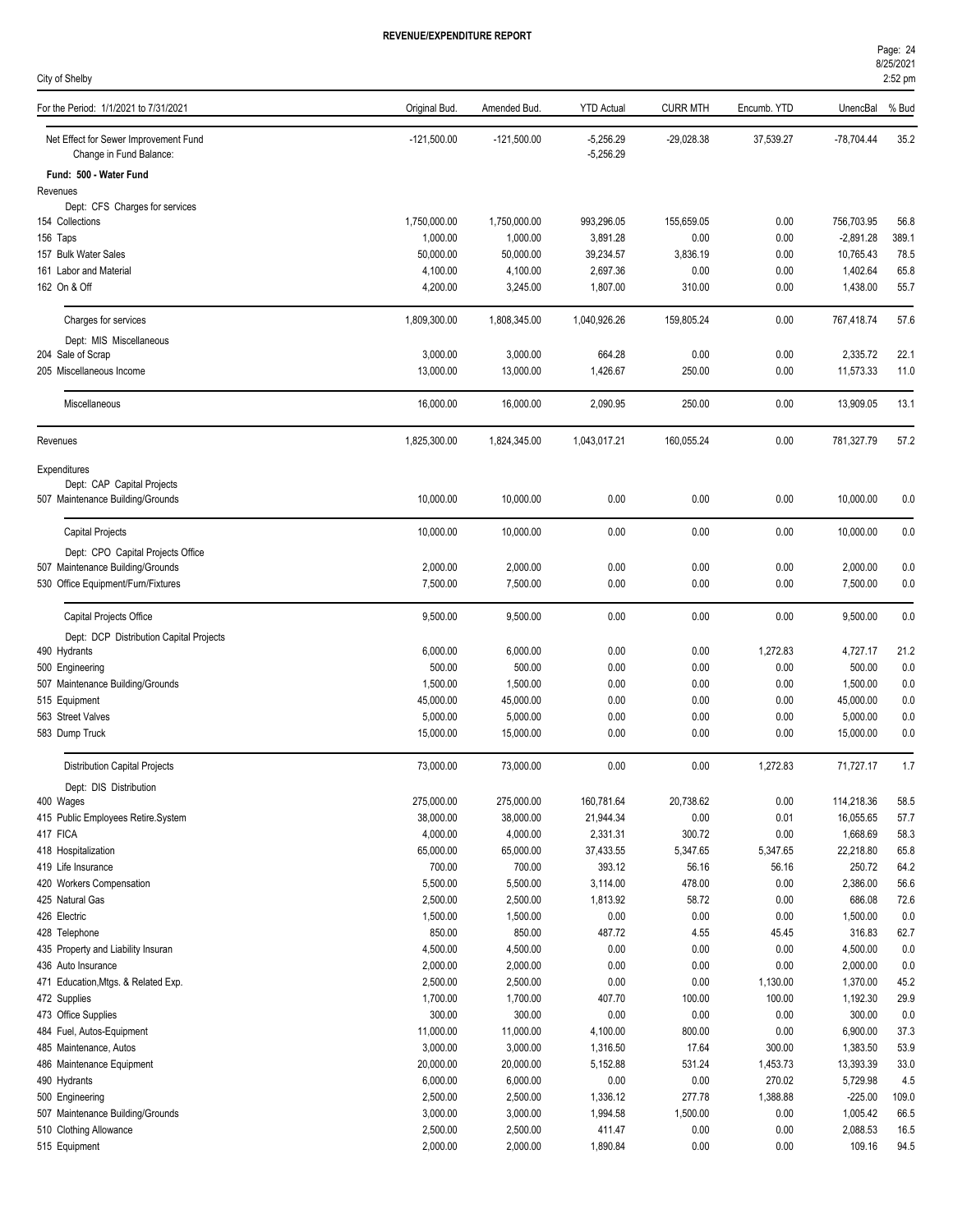# REVENUE/EXPENDITURE REPORT

City of Shelby

| For the Period: 1/1/2021 to 7/31/2021 | Original Bud. | Amended Bud. | YTD Actual | CURR MTH | Encumb. YTD | UnencBal | % Bud |
|---|---|---|---|---|---|---|---|
| Net Effect for Sewer Improvement Fund | -121,500.00 | -121,500.00 | -5,256.29 | -29,028.38 | 37,539.27 | -78,704.44 | 35.2 |
| Change in Fund Balance: | | | -5,256.29 | | | | |
| **Fund: 500 - Water Fund** | | | | | | | |
| Revenues | | | | | | | |
| Dept: CFS Charges for services | | | | | | | |
| 154 Collections | 1,750,000.00 | 1,750,000.00 | 993,296.05 | 155,659.05 | 0.00 | 756,703.95 | 56.8 |
| 156 Taps | 1,000.00 | 1,000.00 | 3,891.28 | 0.00 | 0.00 | -2,891.28 | 389.1 |
| 157 Bulk Water Sales | 50,000.00 | 50,000.00 | 39,234.57 | 3,836.19 | 0.00 | 10,765.43 | 78.5 |
| 161 Labor and Material | 4,100.00 | 4,100.00 | 2,697.36 | 0.00 | 0.00 | 1,402.64 | 65.8 |
| 162 On & Off | 4,200.00 | 3,245.00 | 1,807.00 | 310.00 | 0.00 | 1,438.00 | 55.7 |
| Charges for services | 1,809,300.00 | 1,808,345.00 | 1,040,926.26 | 159,805.24 | 0.00 | 767,418.74 | 57.6 |
| Dept: MIS Miscellaneous | | | | | | | |
| 204 Sale of Scrap | 3,000.00 | 3,000.00 | 664.28 | 0.00 | 0.00 | 2,335.72 | 22.1 |
| 205 Miscellaneous Income | 13,000.00 | 13,000.00 | 1,426.67 | 250.00 | 0.00 | 11,573.33 | 11.0 |
| Miscellaneous | 16,000.00 | 16,000.00 | 2,090.95 | 250.00 | 0.00 | 13,909.05 | 13.1 |
| Revenues | 1,825,300.00 | 1,824,345.00 | 1,043,017.21 | 160,055.24 | 0.00 | 781,327.79 | 57.2 |
| Expenditures | | | | | | | |
| Dept: CAP Capital Projects | | | | | | | |
| 507 Maintenance Building/Grounds | 10,000.00 | 10,000.00 | 0.00 | 0.00 | 0.00 | 10,000.00 | 0.0 |
| Capital Projects | 10,000.00 | 10,000.00 | 0.00 | 0.00 | 0.00 | 10,000.00 | 0.0 |
| Dept: CPO Capital Projects Office | | | | | | | |
| 507 Maintenance Building/Grounds | 2,000.00 | 2,000.00 | 0.00 | 0.00 | 0.00 | 2,000.00 | 0.0 |
| 530 Office Equipment/Furn/Fixtures | 7,500.00 | 7,500.00 | 0.00 | 0.00 | 0.00 | 7,500.00 | 0.0 |
| Capital Projects Office | 9,500.00 | 9,500.00 | 0.00 | 0.00 | 0.00 | 9,500.00 | 0.0 |
| Dept: DCP Distribution Capital Projects | | | | | | | |
| 490 Hydrants | 6,000.00 | 6,000.00 | 0.00 | 0.00 | 1,272.83 | 4,727.17 | 21.2 |
| 500 Engineering | 500.00 | 500.00 | 0.00 | 0.00 | 0.00 | 500.00 | 0.0 |
| 507 Maintenance Building/Grounds | 1,500.00 | 1,500.00 | 0.00 | 0.00 | 0.00 | 1,500.00 | 0.0 |
| 515 Equipment | 45,000.00 | 45,000.00 | 0.00 | 0.00 | 0.00 | 45,000.00 | 0.0 |
| 563 Street Valves | 5,000.00 | 5,000.00 | 0.00 | 0.00 | 0.00 | 5,000.00 | 0.0 |
| 583 Dump Truck | 15,000.00 | 15,000.00 | 0.00 | 0.00 | 0.00 | 15,000.00 | 0.0 |
| Distribution Capital Projects | 73,000.00 | 73,000.00 | 0.00 | 0.00 | 1,272.83 | 71,727.17 | 1.7 |
| Dept: DIS Distribution | | | | | | | |
| 400 Wages | 275,000.00 | 275,000.00 | 160,781.64 | 20,738.62 | 0.00 | 114,218.36 | 58.5 |
| 415 Public Employees Retire.System | 38,000.00 | 38,000.00 | 21,944.34 | 0.00 | 0.01 | 16,055.65 | 57.7 |
| 417 FICA | 4,000.00 | 4,000.00 | 2,331.31 | 300.72 | 0.00 | 1,668.69 | 58.3 |
| 418 Hospitalization | 65,000.00 | 65,000.00 | 37,433.55 | 5,347.65 | 5,347.65 | 22,218.80 | 65.8 |
| 419 Life Insurance | 700.00 | 700.00 | 393.12 | 56.16 | 56.16 | 250.72 | 64.2 |
| 420 Workers Compensation | 5,500.00 | 5,500.00 | 3,114.00 | 478.00 | 0.00 | 2,386.00 | 56.6 |
| 425 Natural Gas | 2,500.00 | 2,500.00 | 1,813.92 | 58.72 | 0.00 | 686.08 | 72.6 |
| 426 Electric | 1,500.00 | 1,500.00 | 0.00 | 0.00 | 0.00 | 1,500.00 | 0.0 |
| 428 Telephone | 850.00 | 850.00 | 487.72 | 4.55 | 45.45 | 316.83 | 62.7 |
| 435 Property and Liability Insuran | 4,500.00 | 4,500.00 | 0.00 | 0.00 | 0.00 | 4,500.00 | 0.0 |
| 436 Auto Insurance | 2,000.00 | 2,000.00 | 0.00 | 0.00 | 0.00 | 2,000.00 | 0.0 |
| 471 Education,Mtgs. & Related Exp. | 2,500.00 | 2,500.00 | 0.00 | 0.00 | 1,130.00 | 1,370.00 | 45.2 |
| 472 Supplies | 1,700.00 | 1,700.00 | 407.70 | 100.00 | 100.00 | 1,192.30 | 29.9 |
| 473 Office Supplies | 300.00 | 300.00 | 0.00 | 0.00 | 0.00 | 300.00 | 0.0 |
| 484 Fuel, Autos-Equipment | 11,000.00 | 11,000.00 | 4,100.00 | 800.00 | 0.00 | 6,900.00 | 37.3 |
| 485 Maintenance, Autos | 3,000.00 | 3,000.00 | 1,316.50 | 17.64 | 300.00 | 1,383.50 | 53.9 |
| 486 Maintenance Equipment | 20,000.00 | 20,000.00 | 5,152.88 | 531.24 | 1,453.73 | 13,393.39 | 33.0 |
| 490 Hydrants | 6,000.00 | 6,000.00 | 0.00 | 0.00 | 270.02 | 5,729.98 | 4.5 |
| 500 Engineering | 2,500.00 | 2,500.00 | 1,336.12 | 277.78 | 1,388.88 | -225.00 | 109.0 |
| 507 Maintenance Building/Grounds | 3,000.00 | 3,000.00 | 1,994.58 | 1,500.00 | 0.00 | 1,005.42 | 66.5 |
| 510 Clothing Allowance | 2,500.00 | 2,500.00 | 411.47 | 0.00 | 0.00 | 2,088.53 | 16.5 |
| 515 Equipment | 2,000.00 | 2,000.00 | 1,890.84 | 0.00 | 0.00 | 109.16 | 94.5 |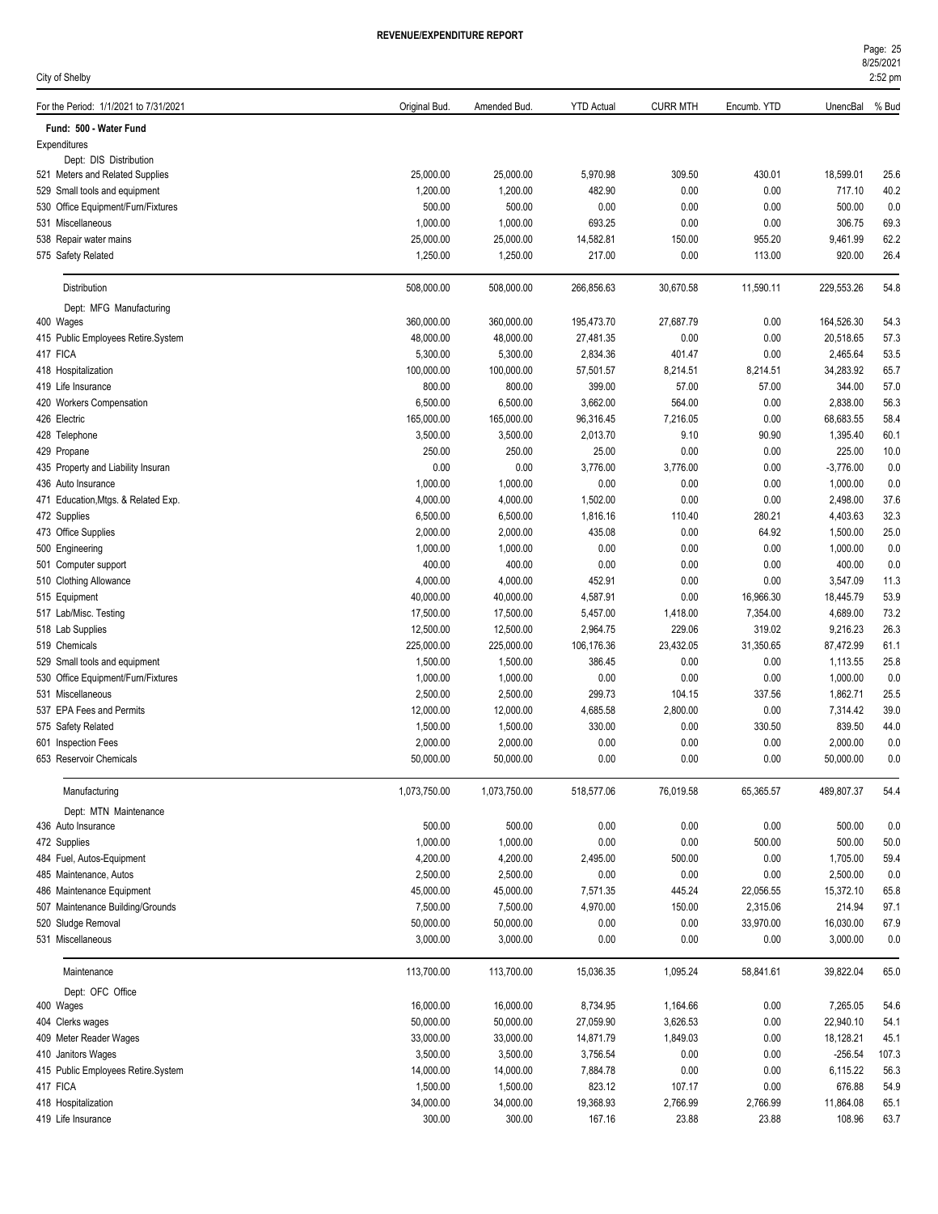**REVENUE/EXPENDITURE REPORT**

City of Shelby

| For the Period: 1/1/2021 to 7/31/2021 | Original Bud. | Amended Bud. | YTD Actual | CURR MTH | Encumb. YTD | UnencBal | % Bud |
|---|---|---|---|---|---|---|---|
| **Fund: 500 - Water Fund** | | | | | | | |
| Expenditures | | | | | | | |
| Dept: DIS Distribution | | | | | | | |
| 521 Meters and Related Supplies | 25,000.00 | 25,000.00 | 5,970.98 | 309.50 | 430.01 | 18,599.01 | 25.6 |
| 529 Small tools and equipment | 1,200.00 | 1,200.00 | 482.90 | 0.00 | 0.00 | 717.10 | 40.2 |
| 530 Office Equipment/Furn/Fixtures | 500.00 | 500.00 | 0.00 | 0.00 | 0.00 | 500.00 | 0.0 |
| 531 Miscellaneous | 1,000.00 | 1,000.00 | 693.25 | 0.00 | 0.00 | 306.75 | 69.3 |
| 538 Repair water mains | 25,000.00 | 25,000.00 | 14,582.81 | 150.00 | 955.20 | 9,461.99 | 62.2 |
| 575 Safety Related | 1,250.00 | 1,250.00 | 217.00 | 0.00 | 113.00 | 920.00 | 26.4 |
| Distribution | 508,000.00 | 508,000.00 | 266,856.63 | 30,670.58 | 11,590.11 | 229,553.26 | 54.8 |
| Dept: MFG Manufacturing | | | | | | | |
| 400 Wages | 360,000.00 | 360,000.00 | 195,473.70 | 27,687.79 | 0.00 | 164,526.30 | 54.3 |
| 415 Public Employees Retire.System | 48,000.00 | 48,000.00 | 27,481.35 | 0.00 | 0.00 | 20,518.65 | 57.3 |
| 417 FICA | 5,300.00 | 5,300.00 | 2,834.36 | 401.47 | 0.00 | 2,465.64 | 53.5 |
| 418 Hospitalization | 100,000.00 | 100,000.00 | 57,501.57 | 8,214.51 | 8,214.51 | 34,283.92 | 65.7 |
| 419 Life Insurance | 800.00 | 800.00 | 399.00 | 57.00 | 57.00 | 344.00 | 57.0 |
| 420 Workers Compensation | 6,500.00 | 6,500.00 | 3,662.00 | 564.00 | 0.00 | 2,838.00 | 56.3 |
| 426 Electric | 165,000.00 | 165,000.00 | 96,316.45 | 7,216.05 | 0.00 | 68,683.55 | 58.4 |
| 428 Telephone | 3,500.00 | 3,500.00 | 2,013.70 | 9.10 | 90.90 | 1,395.40 | 60.1 |
| 429 Propane | 250.00 | 250.00 | 25.00 | 0.00 | 0.00 | 225.00 | 10.0 |
| 435 Property and Liability Insuran | 0.00 | 0.00 | 3,776.00 | 3,776.00 | 0.00 | -3,776.00 | 0.0 |
| 436 Auto Insurance | 1,000.00 | 1,000.00 | 0.00 | 0.00 | 0.00 | 1,000.00 | 0.0 |
| 471 Education,Mtgs. & Related Exp. | 4,000.00 | 4,000.00 | 1,502.00 | 0.00 | 0.00 | 2,498.00 | 37.6 |
| 472 Supplies | 6,500.00 | 6,500.00 | 1,816.16 | 110.40 | 280.21 | 4,403.63 | 32.3 |
| 473 Office Supplies | 2,000.00 | 2,000.00 | 435.08 | 0.00 | 64.92 | 1,500.00 | 25.0 |
| 500 Engineering | 1,000.00 | 1,000.00 | 0.00 | 0.00 | 0.00 | 1,000.00 | 0.0 |
| 501 Computer support | 400.00 | 400.00 | 0.00 | 0.00 | 0.00 | 400.00 | 0.0 |
| 510 Clothing Allowance | 4,000.00 | 4,000.00 | 452.91 | 0.00 | 0.00 | 3,547.09 | 11.3 |
| 515 Equipment | 40,000.00 | 40,000.00 | 4,587.91 | 0.00 | 16,966.30 | 18,445.79 | 53.9 |
| 517 Lab/Misc. Testing | 17,500.00 | 17,500.00 | 5,457.00 | 1,418.00 | 7,354.00 | 4,689.00 | 73.2 |
| 518 Lab Supplies | 12,500.00 | 12,500.00 | 2,964.75 | 229.06 | 319.02 | 9,216.23 | 26.3 |
| 519 Chemicals | 225,000.00 | 225,000.00 | 106,176.36 | 23,432.05 | 31,350.65 | 87,472.99 | 61.1 |
| 529 Small tools and equipment | 1,500.00 | 1,500.00 | 386.45 | 0.00 | 0.00 | 1,113.55 | 25.8 |
| 530 Office Equipment/Furn/Fixtures | 1,000.00 | 1,000.00 | 0.00 | 0.00 | 0.00 | 1,000.00 | 0.0 |
| 531 Miscellaneous | 2,500.00 | 2,500.00 | 299.73 | 104.15 | 337.56 | 1,862.71 | 25.5 |
| 537 EPA Fees and Permits | 12,000.00 | 12,000.00 | 4,685.58 | 2,800.00 | 0.00 | 7,314.42 | 39.0 |
| 575 Safety Related | 1,500.00 | 1,500.00 | 330.00 | 0.00 | 330.50 | 839.50 | 44.0 |
| 601 Inspection Fees | 2,000.00 | 2,000.00 | 0.00 | 0.00 | 0.00 | 2,000.00 | 0.0 |
| 653 Reservoir Chemicals | 50,000.00 | 50,000.00 | 0.00 | 0.00 | 0.00 | 50,000.00 | 0.0 |
| Manufacturing | 1,073,750.00 | 1,073,750.00 | 518,577.06 | 76,019.58 | 65,365.57 | 489,807.37 | 54.4 |
| Dept: MTN Maintenance | | | | | | | |
| 436 Auto Insurance | 500.00 | 500.00 | 0.00 | 0.00 | 0.00 | 500.00 | 0.0 |
| 472 Supplies | 1,000.00 | 1,000.00 | 0.00 | 0.00 | 500.00 | 500.00 | 50.0 |
| 484 Fuel, Autos-Equipment | 4,200.00 | 4,200.00 | 2,495.00 | 500.00 | 0.00 | 1,705.00 | 59.4 |
| 485 Maintenance, Autos | 2,500.00 | 2,500.00 | 0.00 | 0.00 | 0.00 | 2,500.00 | 0.0 |
| 486 Maintenance Equipment | 45,000.00 | 45,000.00 | 7,571.35 | 445.24 | 22,056.55 | 15,372.10 | 65.8 |
| 507 Maintenance Building/Grounds | 7,500.00 | 7,500.00 | 4,970.00 | 150.00 | 2,315.06 | 214.94 | 97.1 |
| 520 Sludge Removal | 50,000.00 | 50,000.00 | 0.00 | 0.00 | 33,970.00 | 16,030.00 | 67.9 |
| 531 Miscellaneous | 3,000.00 | 3,000.00 | 0.00 | 0.00 | 0.00 | 3,000.00 | 0.0 |
| Maintenance | 113,700.00 | 113,700.00 | 15,036.35 | 1,095.24 | 58,841.61 | 39,822.04 | 65.0 |
| Dept: OFC Office | | | | | | | |
| 400 Wages | 16,000.00 | 16,000.00 | 8,734.95 | 1,164.66 | 0.00 | 7,265.05 | 54.6 |
| 404 Clerks wages | 50,000.00 | 50,000.00 | 27,059.90 | 3,626.53 | 0.00 | 22,940.10 | 54.1 |
| 409 Meter Reader Wages | 33,000.00 | 33,000.00 | 14,871.79 | 1,849.03 | 0.00 | 18,128.21 | 45.1 |
| 410 Janitors Wages | 3,500.00 | 3,500.00 | 3,756.54 | 0.00 | 0.00 | -256.54 | 107.3 |
| 415 Public Employees Retire.System | 14,000.00 | 14,000.00 | 7,884.78 | 0.00 | 0.00 | 6,115.22 | 56.3 |
| 417 FICA | 1,500.00 | 1,500.00 | 823.12 | 107.17 | 0.00 | 676.88 | 54.9 |
| 418 Hospitalization | 34,000.00 | 34,000.00 | 19,368.93 | 2,766.99 | 2,766.99 | 11,864.08 | 65.1 |
| 419 Life Insurance | 300.00 | 300.00 | 167.16 | 23.88 | 23.88 | 108.96 | 63.7 |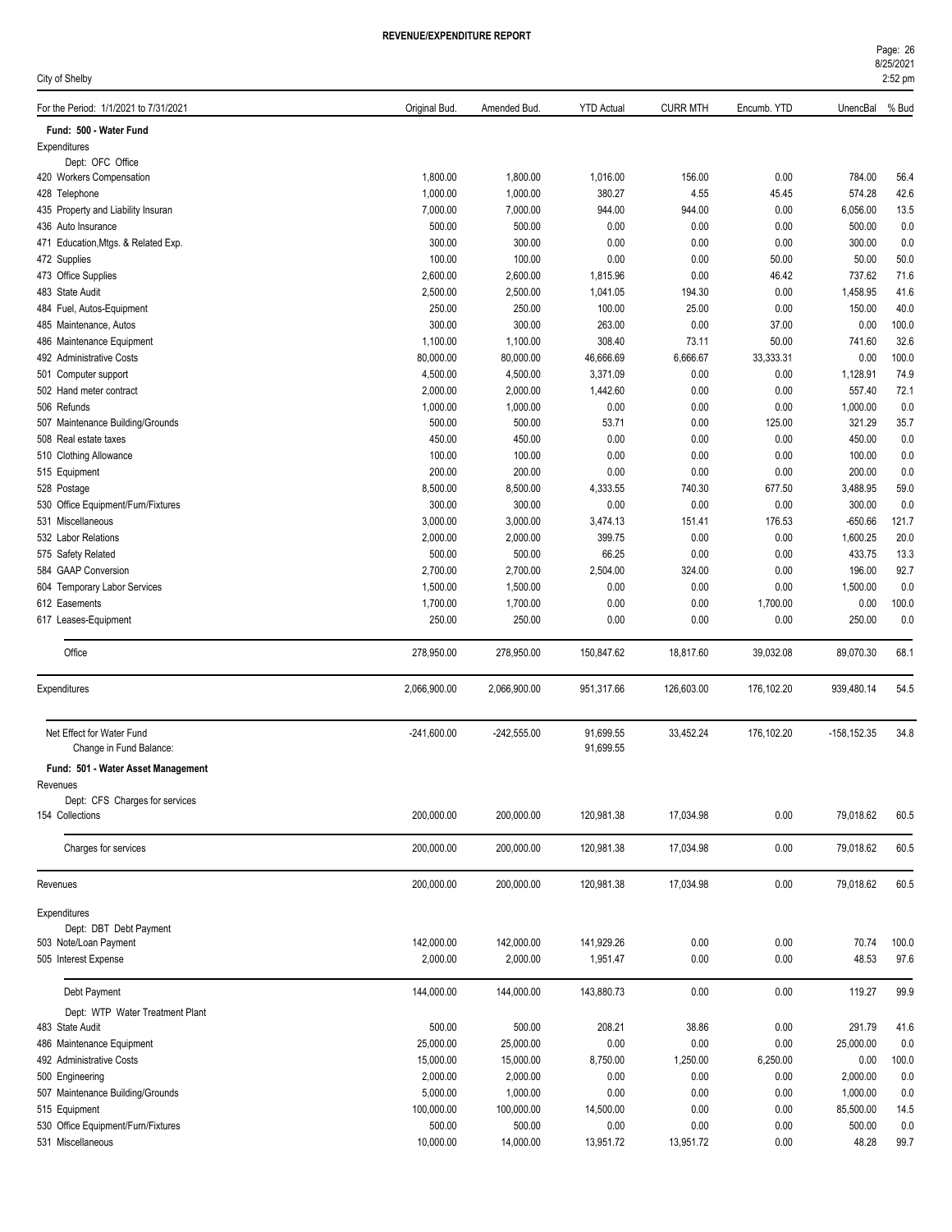**REVENUE/EXPENDITURE REPORT**

City of Shelby

| For the Period: 1/1/2021 to 7/31/2021 | Original Bud. | Amended Bud. | YTD Actual | CURR MTH | Encumb. YTD | UnencBal | % Bud |
|---|---|---|---|---|---|---|---|
| **Fund: 500 - Water Fund** | | | | | | | |
| Expenditures | | | | | | | |
| Dept: OFC Office | | | | | | | |
| 420 Workers Compensation | 1,800.00 | 1,800.00 | 1,016.00 | 156.00 | 0.00 | 784.00 | 56.4 |
| 428 Telephone | 1,000.00 | 1,000.00 | 380.27 | 4.55 | 45.45 | 574.28 | 42.6 |
| 435 Property and Liability Insuran | 7,000.00 | 7,000.00 | 944.00 | 944.00 | 0.00 | 6,056.00 | 13.5 |
| 436 Auto Insurance | 500.00 | 500.00 | 0.00 | 0.00 | 0.00 | 500.00 | 0.0 |
| 471 Education,Mtgs. & Related Exp. | 300.00 | 300.00 | 0.00 | 0.00 | 0.00 | 300.00 | 0.0 |
| 472 Supplies | 100.00 | 100.00 | 0.00 | 0.00 | 50.00 | 50.00 | 50.0 |
| 473 Office Supplies | 2,600.00 | 2,600.00 | 1,815.96 | 0.00 | 46.42 | 737.62 | 71.6 |
| 483 State Audit | 2,500.00 | 2,500.00 | 1,041.05 | 194.30 | 0.00 | 1,458.95 | 41.6 |
| 484 Fuel, Autos-Equipment | 250.00 | 250.00 | 100.00 | 25.00 | 0.00 | 150.00 | 40.0 |
| 485 Maintenance, Autos | 300.00 | 300.00 | 263.00 | 0.00 | 37.00 | 0.00 | 100.0 |
| 486 Maintenance Equipment | 1,100.00 | 1,100.00 | 308.40 | 73.11 | 50.00 | 741.60 | 32.6 |
| 492 Administrative Costs | 80,000.00 | 80,000.00 | 46,666.69 | 6,666.67 | 33,333.31 | 0.00 | 100.0 |
| 501 Computer support | 4,500.00 | 4,500.00 | 3,371.09 | 0.00 | 0.00 | 1,128.91 | 74.9 |
| 502 Hand meter contract | 2,000.00 | 2,000.00 | 1,442.60 | 0.00 | 0.00 | 557.40 | 72.1 |
| 506 Refunds | 1,000.00 | 1,000.00 | 0.00 | 0.00 | 0.00 | 1,000.00 | 0.0 |
| 507 Maintenance Building/Grounds | 500.00 | 500.00 | 53.71 | 0.00 | 125.00 | 321.29 | 35.7 |
| 508 Real estate taxes | 450.00 | 450.00 | 0.00 | 0.00 | 0.00 | 450.00 | 0.0 |
| 510 Clothing Allowance | 100.00 | 100.00 | 0.00 | 0.00 | 0.00 | 100.00 | 0.0 |
| 515 Equipment | 200.00 | 200.00 | 0.00 | 0.00 | 0.00 | 200.00 | 0.0 |
| 528 Postage | 8,500.00 | 8,500.00 | 4,333.55 | 740.30 | 677.50 | 3,488.95 | 59.0 |
| 530 Office Equipment/Furn/Fixtures | 300.00 | 300.00 | 0.00 | 0.00 | 0.00 | 300.00 | 0.0 |
| 531 Miscellaneous | 3,000.00 | 3,000.00 | 3,474.13 | 151.41 | 176.53 | -650.66 | 121.7 |
| 532 Labor Relations | 2,000.00 | 2,000.00 | 399.75 | 0.00 | 0.00 | 1,600.25 | 20.0 |
| 575 Safety Related | 500.00 | 500.00 | 66.25 | 0.00 | 0.00 | 433.75 | 13.3 |
| 584 GAAP Conversion | 2,700.00 | 2,700.00 | 2,504.00 | 324.00 | 0.00 | 196.00 | 92.7 |
| 604 Temporary Labor Services | 1,500.00 | 1,500.00 | 0.00 | 0.00 | 0.00 | 1,500.00 | 0.0 |
| 612 Easements | 1,700.00 | 1,700.00 | 0.00 | 0.00 | 1,700.00 | 0.00 | 100.0 |
| 617 Leases-Equipment | 250.00 | 250.00 | 0.00 | 0.00 | 0.00 | 250.00 | 0.0 |
| Office | 278,950.00 | 278,950.00 | 150,847.62 | 18,817.60 | 39,032.08 | 89,070.30 | 68.1 |
| Expenditures | 2,066,900.00 | 2,066,900.00 | 951,317.66 | 126,603.00 | 176,102.20 | 939,480.14 | 54.5 |
| Net Effect for Water Fund | -241,600.00 | -242,555.00 | 91,699.55 | 33,452.24 | 176,102.20 | -158,152.35 | 34.8 |
| Change in Fund Balance: | | | 91,699.55 | | | | |
| **Fund: 501 - Water Asset Management** | | | | | | | |
| Revenues | | | | | | | |
| Dept: CFS Charges for services | | | | | | | |
| 154 Collections | 200,000.00 | 200,000.00 | 120,981.38 | 17,034.98 | 0.00 | 79,018.62 | 60.5 |
| Charges for services | 200,000.00 | 200,000.00 | 120,981.38 | 17,034.98 | 0.00 | 79,018.62 | 60.5 |
| Revenues | 200,000.00 | 200,000.00 | 120,981.38 | 17,034.98 | 0.00 | 79,018.62 | 60.5 |
| Expenditures | | | | | | | |
| Dept: DBT Debt Payment | | | | | | | |
| 503 Note/Loan Payment | 142,000.00 | 142,000.00 | 141,929.26 | 0.00 | 0.00 | 70.74 | 100.0 |
| 505 Interest Expense | 2,000.00 | 2,000.00 | 1,951.47 | 0.00 | 0.00 | 48.53 | 97.6 |
| Debt Payment | 144,000.00 | 144,000.00 | 143,880.73 | 0.00 | 0.00 | 119.27 | 99.9 |
| Dept: WTP Water Treatment Plant | | | | | | | |
| 483 State Audit | 500.00 | 500.00 | 208.21 | 38.86 | 0.00 | 291.79 | 41.6 |
| 486 Maintenance Equipment | 25,000.00 | 25,000.00 | 0.00 | 0.00 | 0.00 | 25,000.00 | 0.0 |
| 492 Administrative Costs | 15,000.00 | 15,000.00 | 8,750.00 | 1,250.00 | 6,250.00 | 0.00 | 100.0 |
| 500 Engineering | 2,000.00 | 2,000.00 | 0.00 | 0.00 | 0.00 | 2,000.00 | 0.0 |
| 507 Maintenance Building/Grounds | 5,000.00 | 1,000.00 | 0.00 | 0.00 | 0.00 | 1,000.00 | 0.0 |
| 515 Equipment | 100,000.00 | 100,000.00 | 14,500.00 | 0.00 | 0.00 | 85,500.00 | 14.5 |
| 530 Office Equipment/Furn/Fixtures | 500.00 | 500.00 | 0.00 | 0.00 | 0.00 | 500.00 | 0.0 |
| 531 Miscellaneous | 10,000.00 | 14,000.00 | 13,951.72 | 13,951.72 | 0.00 | 48.28 | 99.7 |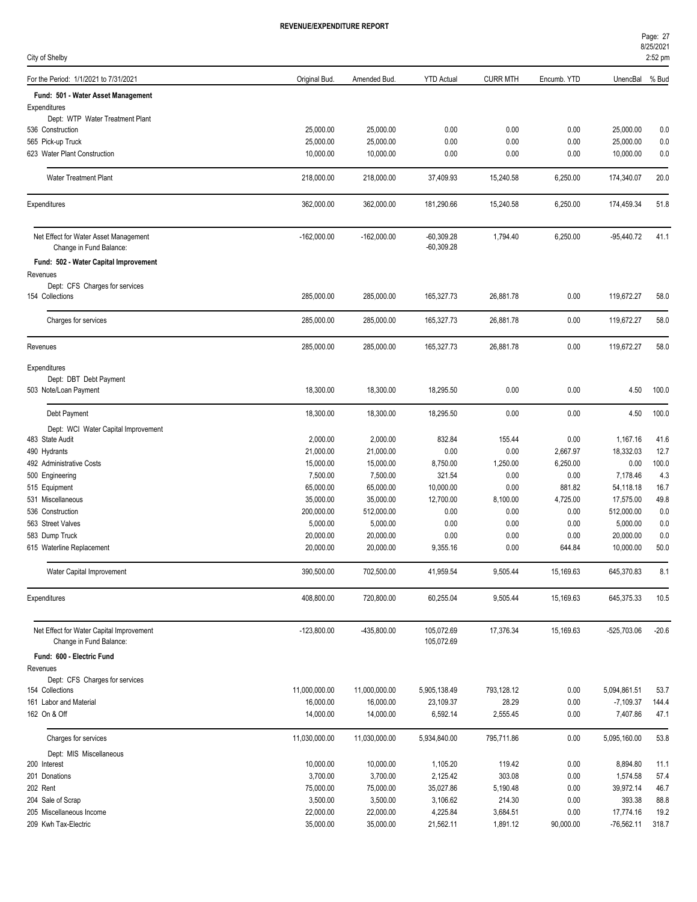**REVENUE/EXPENDITURE REPORT**

City of Shelby

| For the Period: 1/1/2021 to 7/31/2021 | Original Bud. | Amended Bud. | YTD Actual | CURR MTH | Encumb. YTD | UnencBal | % Bud |
|---|---|---|---|---|---|---|---|
| **Fund: 501 - Water Asset Management** | | | | | | | |
| Expenditures | | | | | | | |
| Dept: WTP Water Treatment Plant | | | | | | | |
| 536 Construction | 25,000.00 | 25,000.00 | 0.00 | 0.00 | 0.00 | 25,000.00 | 0.0 |
| 565 Pick-up Truck | 25,000.00 | 25,000.00 | 0.00 | 0.00 | 0.00 | 25,000.00 | 0.0 |
| 623 Water Plant Construction | 10,000.00 | 10,000.00 | 0.00 | 0.00 | 0.00 | 10,000.00 | 0.0 |
| Water Treatment Plant | 218,000.00 | 218,000.00 | 37,409.93 | 15,240.58 | 6,250.00 | 174,340.07 | 20.0 |
| Expenditures | 362,000.00 | 362,000.00 | 181,290.66 | 15,240.58 | 6,250.00 | 174,459.34 | 51.8 |
| Net Effect for Water Asset Management | -162,000.00 | -162,000.00 | -60,309.28 | 1,794.40 | 6,250.00 | -95,440.72 | 41.1 |
| Change in Fund Balance: | | | -60,309.28 | | | | |
| **Fund: 502 - Water Capital Improvement** | | | | | | | |
| Revenues | | | | | | | |
| Dept: CFS Charges for services | | | | | | | |
| 154 Collections | 285,000.00 | 285,000.00 | 165,327.73 | 26,881.78 | 0.00 | 119,672.27 | 58.0 |
| Charges for services | 285,000.00 | 285,000.00 | 165,327.73 | 26,881.78 | 0.00 | 119,672.27 | 58.0 |
| Revenues | 285,000.00 | 285,000.00 | 165,327.73 | 26,881.78 | 0.00 | 119,672.27 | 58.0 |
| Expenditures | | | | | | | |
| Dept: DBT Debt Payment | | | | | | | |
| 503 Note/Loan Payment | 18,300.00 | 18,300.00 | 18,295.50 | 0.00 | 0.00 | 4.50 | 100.0 |
| Debt Payment | 18,300.00 | 18,300.00 | 18,295.50 | 0.00 | 0.00 | 4.50 | 100.0 |
| Dept: WCI Water Capital Improvement | | | | | | | |
| 483 State Audit | 2,000.00 | 2,000.00 | 832.84 | 155.44 | 0.00 | 1,167.16 | 41.6 |
| 490 Hydrants | 21,000.00 | 21,000.00 | 0.00 | 0.00 | 2,667.97 | 18,332.03 | 12.7 |
| 492 Administrative Costs | 15,000.00 | 15,000.00 | 8,750.00 | 1,250.00 | 6,250.00 | 0.00 | 100.0 |
| 500 Engineering | 7,500.00 | 7,500.00 | 321.54 | 0.00 | 0.00 | 7,178.46 | 4.3 |
| 515 Equipment | 65,000.00 | 65,000.00 | 10,000.00 | 0.00 | 881.82 | 54,118.18 | 16.7 |
| 531 Miscellaneous | 35,000.00 | 35,000.00 | 12,700.00 | 8,100.00 | 4,725.00 | 17,575.00 | 49.8 |
| 536 Construction | 200,000.00 | 512,000.00 | 0.00 | 0.00 | 0.00 | 512,000.00 | 0.0 |
| 563 Street Valves | 5,000.00 | 5,000.00 | 0.00 | 0.00 | 0.00 | 5,000.00 | 0.0 |
| 583 Dump Truck | 20,000.00 | 20,000.00 | 0.00 | 0.00 | 0.00 | 20,000.00 | 0.0 |
| 615 Waterline Replacement | 20,000.00 | 20,000.00 | 9,355.16 | 0.00 | 644.84 | 10,000.00 | 50.0 |
| Water Capital Improvement | 390,500.00 | 702,500.00 | 41,959.54 | 9,505.44 | 15,169.63 | 645,370.83 | 8.1 |
| Expenditures | 408,800.00 | 720,800.00 | 60,255.04 | 9,505.44 | 15,169.63 | 645,375.33 | 10.5 |
| Net Effect for Water Capital Improvement | -123,800.00 | -435,800.00 | 105,072.69 | 17,376.34 | 15,169.63 | -525,703.06 | -20.6 |
| Change in Fund Balance: | | | 105,072.69 | | | | |
| **Fund: 600 - Electric Fund** | | | | | | | |
| Revenues | | | | | | | |
| Dept: CFS Charges for services | | | | | | | |
| 154 Collections | 11,000,000.00 | 11,000,000.00 | 5,905,138.49 | 793,128.12 | 0.00 | 5,094,861.51 | 53.7 |
| 161 Labor and Material | 16,000.00 | 16,000.00 | 23,109.37 | 28.29 | 0.00 | -7,109.37 | 144.4 |
| 162 On & Off | 14,000.00 | 14,000.00 | 6,592.14 | 2,555.45 | 0.00 | 7,407.86 | 47.1 |
| Charges for services | 11,030,000.00 | 11,030,000.00 | 5,934,840.00 | 795,711.86 | 0.00 | 5,095,160.00 | 53.8 |
| Dept: MIS Miscellaneous | | | | | | | |
| 200 Interest | 10,000.00 | 10,000.00 | 1,105.20 | 119.42 | 0.00 | 8,894.80 | 11.1 |
| 201 Donations | 3,700.00 | 3,700.00 | 2,125.42 | 303.08 | 0.00 | 1,574.58 | 57.4 |
| 202 Rent | 75,000.00 | 75,000.00 | 35,027.86 | 5,190.48 | 0.00 | 39,972.14 | 46.7 |
| 204 Sale of Scrap | 3,500.00 | 3,500.00 | 3,106.62 | 214.30 | 0.00 | 393.38 | 88.8 |
| 205 Miscellaneous Income | 22,000.00 | 22,000.00 | 4,225.84 | 3,684.51 | 0.00 | 17,774.16 | 19.2 |
| 209 Kwh Tax-Electric | 35,000.00 | 35,000.00 | 21,562.11 | 1,891.12 | 90,000.00 | -76,562.11 | 318.7 |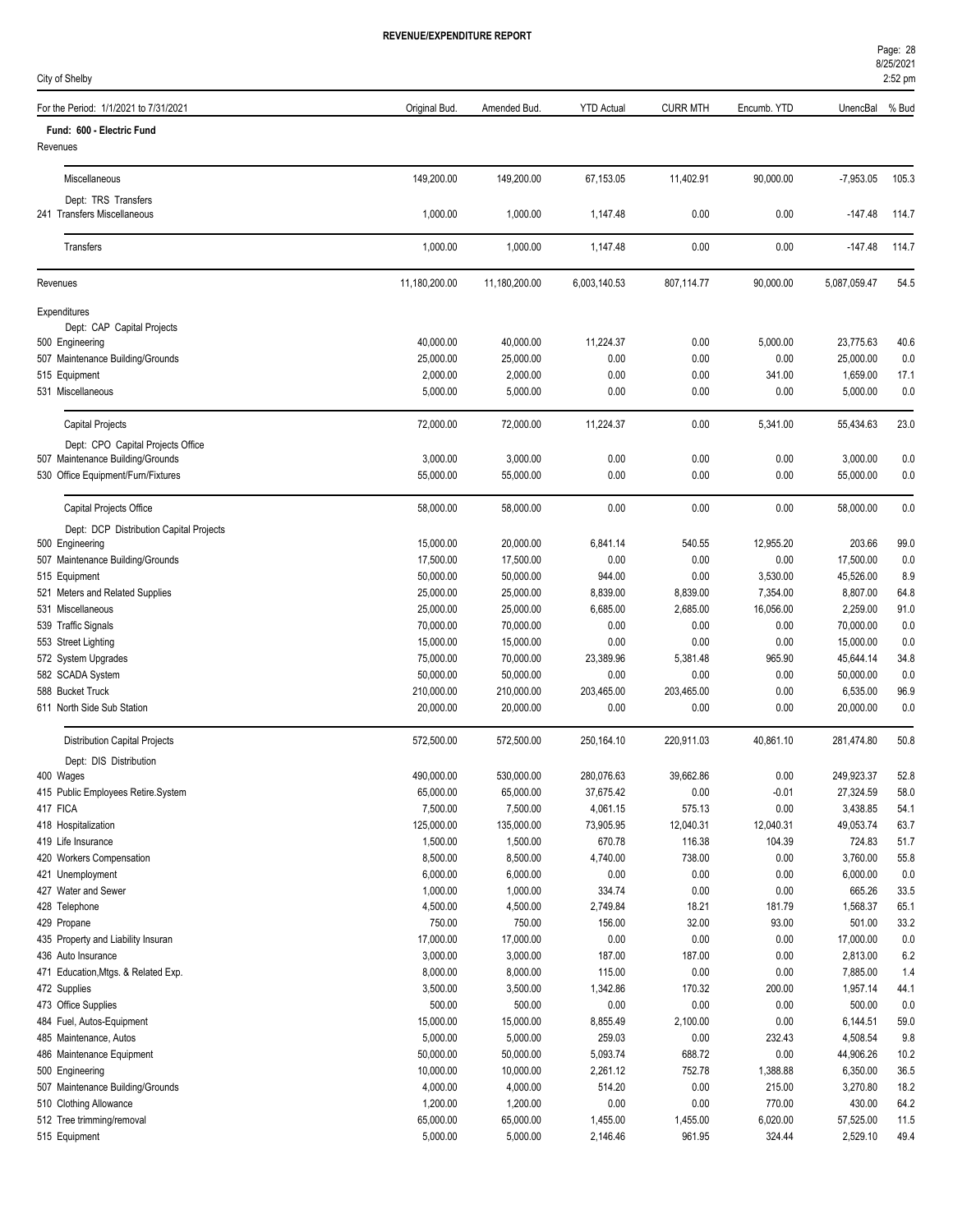**REVENUE/EXPENDITURE REPORT**

City of Shelby

| For the Period: 1/1/2021 to 7/31/2021 | Original Bud. | Amended Bud. | YTD Actual | CURR MTH | Encumb. YTD | UnencBal | % Bud |
|---|---|---|---|---|---|---|---|
| **Fund: 600 - Electric Fund** | | | | | | | |
| Revenues | | | | | | | |
| Miscellaneous | 149,200.00 | 149,200.00 | 67,153.05 | 11,402.91 | 90,000.00 | -7,953.05 | 105.3 |
| Dept: TRS Transfers | | | | | | | |
| 241 Transfers Miscellaneous | 1,000.00 | 1,000.00 | 1,147.48 | 0.00 | 0.00 | -147.48 | 114.7 |
| Transfers | 1,000.00 | 1,000.00 | 1,147.48 | 0.00 | 0.00 | -147.48 | 114.7 |
| Revenues | 11,180,200.00 | 11,180,200.00 | 6,003,140.53 | 807,114.77 | 90,000.00 | 5,087,059.47 | 54.5 |
| Expenditures | | | | | | | |
| Dept: CAP Capital Projects | | | | | | | |
| 500 Engineering | 40,000.00 | 40,000.00 | 11,224.37 | 0.00 | 5,000.00 | 23,775.63 | 40.6 |
| 507 Maintenance Building/Grounds | 25,000.00 | 25,000.00 | 0.00 | 0.00 | 0.00 | 25,000.00 | 0.0 |
| 515 Equipment | 2,000.00 | 2,000.00 | 0.00 | 0.00 | 341.00 | 1,659.00 | 17.1 |
| 531 Miscellaneous | 5,000.00 | 5,000.00 | 0.00 | 0.00 | 0.00 | 5,000.00 | 0.0 |
| Capital Projects | 72,000.00 | 72,000.00 | 11,224.37 | 0.00 | 5,341.00 | 55,434.63 | 23.0 |
| Dept: CPO Capital Projects Office | | | | | | | |
| 507 Maintenance Building/Grounds | 3,000.00 | 3,000.00 | 0.00 | 0.00 | 0.00 | 3,000.00 | 0.0 |
| 530 Office Equipment/Furn/Fixtures | 55,000.00 | 55,000.00 | 0.00 | 0.00 | 0.00 | 55,000.00 | 0.0 |
| Capital Projects Office | 58,000.00 | 58,000.00 | 0.00 | 0.00 | 0.00 | 58,000.00 | 0.0 |
| Dept: DCP Distribution Capital Projects | | | | | | | |
| 500 Engineering | 15,000.00 | 20,000.00 | 6,841.14 | 540.55 | 12,955.20 | 203.66 | 99.0 |
| 507 Maintenance Building/Grounds | 17,500.00 | 17,500.00 | 0.00 | 0.00 | 0.00 | 17,500.00 | 0.0 |
| 515 Equipment | 50,000.00 | 50,000.00 | 944.00 | 0.00 | 3,530.00 | 45,526.00 | 8.9 |
| 521 Meters and Related Supplies | 25,000.00 | 25,000.00 | 8,839.00 | 8,839.00 | 7,354.00 | 8,807.00 | 64.8 |
| 531 Miscellaneous | 25,000.00 | 25,000.00 | 6,685.00 | 2,685.00 | 16,056.00 | 2,259.00 | 91.0 |
| 539 Traffic Signals | 70,000.00 | 70,000.00 | 0.00 | 0.00 | 0.00 | 70,000.00 | 0.0 |
| 553 Street Lighting | 15,000.00 | 15,000.00 | 0.00 | 0.00 | 0.00 | 15,000.00 | 0.0 |
| 572 System Upgrades | 75,000.00 | 70,000.00 | 23,389.96 | 5,381.48 | 965.90 | 45,644.14 | 34.8 |
| 582 SCADA System | 50,000.00 | 50,000.00 | 0.00 | 0.00 | 0.00 | 50,000.00 | 0.0 |
| 588 Bucket Truck | 210,000.00 | 210,000.00 | 203,465.00 | 203,465.00 | 0.00 | 6,535.00 | 96.9 |
| 611 North Side Sub Station | 20,000.00 | 20,000.00 | 0.00 | 0.00 | 0.00 | 20,000.00 | 0.0 |
| Distribution Capital Projects | 572,500.00 | 572,500.00 | 250,164.10 | 220,911.03 | 40,861.10 | 281,474.80 | 50.8 |
| Dept: DIS Distribution | | | | | | | |
| 400 Wages | 490,000.00 | 530,000.00 | 280,076.63 | 39,662.86 | 0.00 | 249,923.37 | 52.8 |
| 415 Public Employees Retire.System | 65,000.00 | 65,000.00 | 37,675.42 | 0.00 | -0.01 | 27,324.59 | 58.0 |
| 417 FICA | 7,500.00 | 7,500.00 | 4,061.15 | 575.13 | 0.00 | 3,438.85 | 54.1 |
| 418 Hospitalization | 125,000.00 | 135,000.00 | 73,905.95 | 12,040.31 | 12,040.31 | 49,053.74 | 63.7 |
| 419 Life Insurance | 1,500.00 | 1,500.00 | 670.78 | 116.38 | 104.39 | 724.83 | 51.7 |
| 420 Workers Compensation | 8,500.00 | 8,500.00 | 4,740.00 | 738.00 | 0.00 | 3,760.00 | 55.8 |
| 421 Unemployment | 6,000.00 | 6,000.00 | 0.00 | 0.00 | 0.00 | 6,000.00 | 0.0 |
| 427 Water and Sewer | 1,000.00 | 1,000.00 | 334.74 | 0.00 | 0.00 | 665.26 | 33.5 |
| 428 Telephone | 4,500.00 | 4,500.00 | 2,749.84 | 18.21 | 181.79 | 1,568.37 | 65.1 |
| 429 Propane | 750.00 | 750.00 | 156.00 | 32.00 | 93.00 | 501.00 | 33.2 |
| 435 Property and Liability Insuran | 17,000.00 | 17,000.00 | 0.00 | 0.00 | 0.00 | 17,000.00 | 0.0 |
| 436 Auto Insurance | 3,000.00 | 3,000.00 | 187.00 | 187.00 | 0.00 | 2,813.00 | 6.2 |
| 471 Education,Mtgs. & Related Exp. | 8,000.00 | 8,000.00 | 115.00 | 0.00 | 0.00 | 7,885.00 | 1.4 |
| 472 Supplies | 3,500.00 | 3,500.00 | 1,342.86 | 170.32 | 200.00 | 1,957.14 | 44.1 |
| 473 Office Supplies | 500.00 | 500.00 | 0.00 | 0.00 | 0.00 | 500.00 | 0.0 |
| 484 Fuel, Autos-Equipment | 15,000.00 | 15,000.00 | 8,855.49 | 2,100.00 | 0.00 | 6,144.51 | 59.0 |
| 485 Maintenance, Autos | 5,000.00 | 5,000.00 | 259.03 | 0.00 | 232.43 | 4,508.54 | 9.8 |
| 486 Maintenance Equipment | 50,000.00 | 50,000.00 | 5,093.74 | 688.72 | 0.00 | 44,906.26 | 10.2 |
| 500 Engineering | 10,000.00 | 10,000.00 | 2,261.12 | 752.78 | 1,388.88 | 6,350.00 | 36.5 |
| 507 Maintenance Building/Grounds | 4,000.00 | 4,000.00 | 514.20 | 0.00 | 215.00 | 3,270.80 | 18.2 |
| 510 Clothing Allowance | 1,200.00 | 1,200.00 | 0.00 | 0.00 | 770.00 | 430.00 | 64.2 |
| 512 Tree trimming/removal | 65,000.00 | 65,000.00 | 1,455.00 | 1,455.00 | 6,020.00 | 57,525.00 | 11.5 |
| 515 Equipment | 5,000.00 | 5,000.00 | 2,146.46 | 961.95 | 324.44 | 2,529.10 | 49.4 |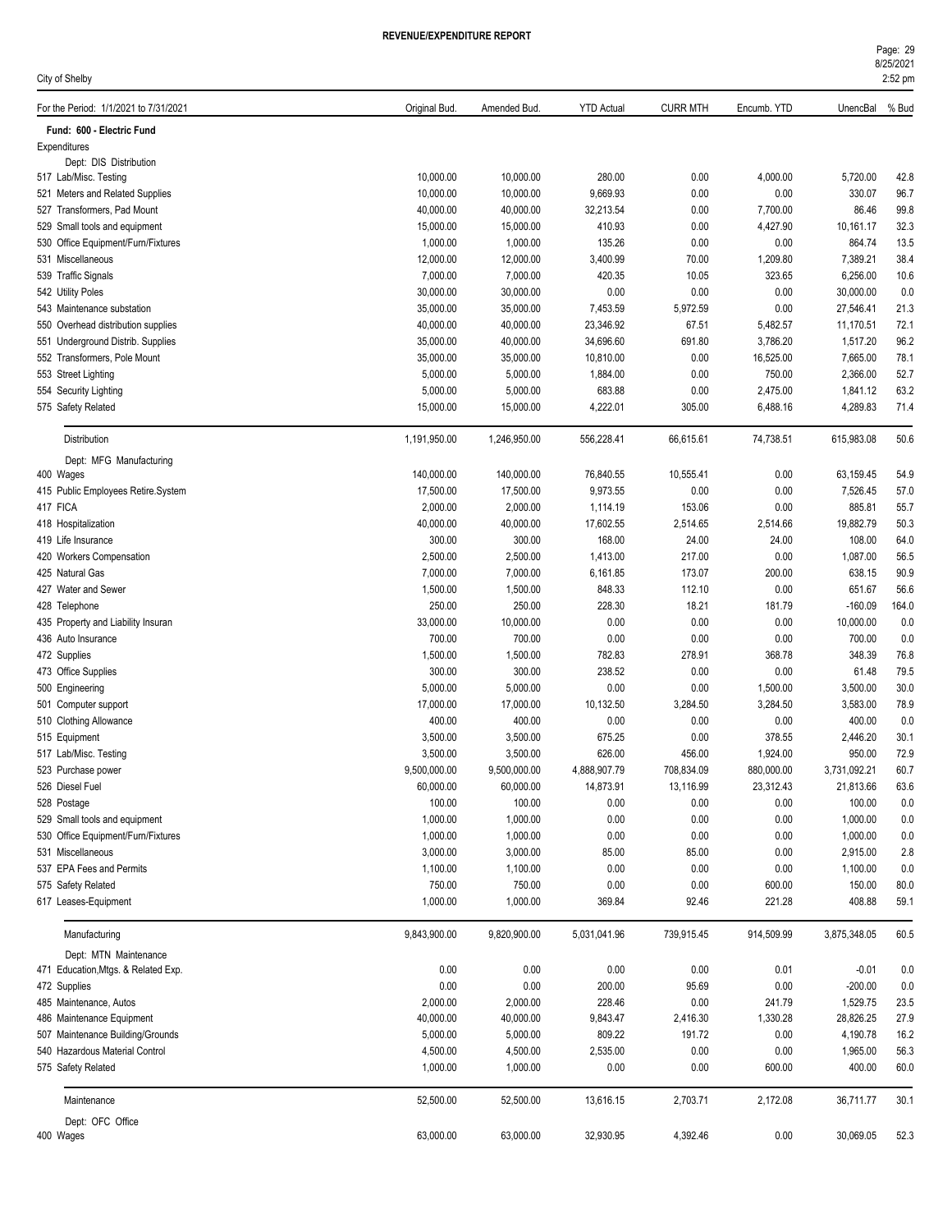# REVENUE/EXPENDITURE REPORT

City of Shelby

| For the Period: 1/1/2021 to 7/31/2021 | Original Bud. | Amended Bud. | YTD Actual | CURR MTH | Encumb. YTD | UnencBal | % Bud |
|---|---|---|---|---|---|---|---|
| **Fund: 600 - Electric Fund** | | | | | | | |
| Expenditures | | | | | | | |
| Dept: DIS Distribution | | | | | | | |
| 517 Lab/Misc. Testing | 10,000.00 | 10,000.00 | 280.00 | 0.00 | 4,000.00 | 5,720.00 | 42.8 |
| 521 Meters and Related Supplies | 10,000.00 | 10,000.00 | 9,669.93 | 0.00 | 0.00 | 330.07 | 96.7 |
| 527 Transformers, Pad Mount | 40,000.00 | 40,000.00 | 32,213.54 | 0.00 | 7,700.00 | 86.46 | 99.8 |
| 529 Small tools and equipment | 15,000.00 | 15,000.00 | 410.93 | 0.00 | 4,427.90 | 10,161.17 | 32.3 |
| 530 Office Equipment/Furn/Fixtures | 1,000.00 | 1,000.00 | 135.26 | 0.00 | 0.00 | 864.74 | 13.5 |
| 531 Miscellaneous | 12,000.00 | 12,000.00 | 3,400.99 | 70.00 | 1,209.80 | 7,389.21 | 38.4 |
| 539 Traffic Signals | 7,000.00 | 7,000.00 | 420.35 | 10.05 | 323.65 | 6,256.00 | 10.6 |
| 542 Utility Poles | 30,000.00 | 30,000.00 | 0.00 | 0.00 | 0.00 | 30,000.00 | 0.0 |
| 543 Maintenance substation | 35,000.00 | 35,000.00 | 7,453.59 | 5,972.59 | 0.00 | 27,546.41 | 21.3 |
| 550 Overhead distribution supplies | 40,000.00 | 40,000.00 | 23,346.92 | 67.51 | 5,482.57 | 11,170.51 | 72.1 |
| 551 Underground Distrib. Supplies | 35,000.00 | 40,000.00 | 34,696.60 | 691.80 | 3,786.20 | 1,517.20 | 96.2 |
| 552 Transformers, Pole Mount | 35,000.00 | 35,000.00 | 10,810.00 | 0.00 | 16,525.00 | 7,665.00 | 78.1 |
| 553 Street Lighting | 5,000.00 | 5,000.00 | 1,884.00 | 0.00 | 750.00 | 2,366.00 | 52.7 |
| 554 Security Lighting | 5,000.00 | 5,000.00 | 683.88 | 0.00 | 2,475.00 | 1,841.12 | 63.2 |
| 575 Safety Related | 15,000.00 | 15,000.00 | 4,222.01 | 305.00 | 6,488.16 | 4,289.83 | 71.4 |
| Distribution | 1,191,950.00 | 1,246,950.00 | 556,228.41 | 66,615.61 | 74,738.51 | 615,983.08 | 50.6 |
| Dept: MFG Manufacturing | | | | | | | |
| 400 Wages | 140,000.00 | 140,000.00 | 76,840.55 | 10,555.41 | 0.00 | 63,159.45 | 54.9 |
| 415 Public Employees Retire.System | 17,500.00 | 17,500.00 | 9,973.55 | 0.00 | 0.00 | 7,526.45 | 57.0 |
| 417 FICA | 2,000.00 | 2,000.00 | 1,114.19 | 153.06 | 0.00 | 885.81 | 55.7 |
| 418 Hospitalization | 40,000.00 | 40,000.00 | 17,602.55 | 2,514.65 | 2,514.66 | 19,882.79 | 50.3 |
| 419 Life Insurance | 300.00 | 300.00 | 168.00 | 24.00 | 24.00 | 108.00 | 64.0 |
| 420 Workers Compensation | 2,500.00 | 2,500.00 | 1,413.00 | 217.00 | 0.00 | 1,087.00 | 56.5 |
| 425 Natural Gas | 7,000.00 | 7,000.00 | 6,161.85 | 173.07 | 200.00 | 638.15 | 90.9 |
| 427 Water and Sewer | 1,500.00 | 1,500.00 | 848.33 | 112.10 | 0.00 | 651.67 | 56.6 |
| 428 Telephone | 250.00 | 250.00 | 228.30 | 18.21 | 181.79 | -160.09 | 164.0 |
| 435 Property and Liability Insuran | 33,000.00 | 10,000.00 | 0.00 | 0.00 | 0.00 | 10,000.00 | 0.0 |
| 436 Auto Insurance | 700.00 | 700.00 | 0.00 | 0.00 | 0.00 | 700.00 | 0.0 |
| 472 Supplies | 1,500.00 | 1,500.00 | 782.83 | 278.91 | 368.78 | 348.39 | 76.8 |
| 473 Office Supplies | 300.00 | 300.00 | 238.52 | 0.00 | 0.00 | 61.48 | 79.5 |
| 500 Engineering | 5,000.00 | 5,000.00 | 0.00 | 0.00 | 1,500.00 | 3,500.00 | 30.0 |
| 501 Computer support | 17,000.00 | 17,000.00 | 10,132.50 | 3,284.50 | 3,284.50 | 3,583.00 | 78.9 |
| 510 Clothing Allowance | 400.00 | 400.00 | 0.00 | 0.00 | 0.00 | 400.00 | 0.0 |
| 515 Equipment | 3,500.00 | 3,500.00 | 675.25 | 0.00 | 378.55 | 2,446.20 | 30.1 |
| 517 Lab/Misc. Testing | 3,500.00 | 3,500.00 | 626.00 | 456.00 | 1,924.00 | 950.00 | 72.9 |
| 523 Purchase power | 9,500,000.00 | 9,500,000.00 | 4,888,907.79 | 708,834.09 | 880,000.00 | 3,731,092.21 | 60.7 |
| 526 Diesel Fuel | 60,000.00 | 60,000.00 | 14,873.91 | 13,116.99 | 23,312.43 | 21,813.66 | 63.6 |
| 528 Postage | 100.00 | 100.00 | 0.00 | 0.00 | 0.00 | 100.00 | 0.0 |
| 529 Small tools and equipment | 1,000.00 | 1,000.00 | 0.00 | 0.00 | 0.00 | 1,000.00 | 0.0 |
| 530 Office Equipment/Furn/Fixtures | 1,000.00 | 1,000.00 | 0.00 | 0.00 | 0.00 | 1,000.00 | 0.0 |
| 531 Miscellaneous | 3,000.00 | 3,000.00 | 85.00 | 85.00 | 0.00 | 2,915.00 | 2.8 |
| 537 EPA Fees and Permits | 1,100.00 | 1,100.00 | 0.00 | 0.00 | 0.00 | 1,100.00 | 0.0 |
| 575 Safety Related | 750.00 | 750.00 | 0.00 | 0.00 | 600.00 | 150.00 | 80.0 |
| 617 Leases-Equipment | 1,000.00 | 1,000.00 | 369.84 | 92.46 | 221.28 | 408.88 | 59.1 |
| Manufacturing | 9,843,900.00 | 9,820,900.00 | 5,031,041.96 | 739,915.45 | 914,509.99 | 3,875,348.05 | 60.5 |
| Dept: MTN Maintenance | | | | | | | |
| 471 Education,Mtgs. & Related Exp. | 0.00 | 0.00 | 0.00 | 0.00 | 0.01 | -0.01 | 0.0 |
| 472 Supplies | 0.00 | 0.00 | 200.00 | 95.69 | 0.00 | -200.00 | 0.0 |
| 485 Maintenance, Autos | 2,000.00 | 2,000.00 | 228.46 | 0.00 | 241.79 | 1,529.75 | 23.5 |
| 486 Maintenance Equipment | 40,000.00 | 40,000.00 | 9,843.47 | 2,416.30 | 1,330.28 | 28,826.25 | 27.9 |
| 507 Maintenance Building/Grounds | 5,000.00 | 5,000.00 | 809.22 | 191.72 | 0.00 | 4,190.78 | 16.2 |
| 540 Hazardous Material Control | 4,500.00 | 4,500.00 | 2,535.00 | 0.00 | 0.00 | 1,965.00 | 56.3 |
| 575 Safety Related | 1,000.00 | 1,000.00 | 0.00 | 0.00 | 600.00 | 400.00 | 60.0 |
| Maintenance | 52,500.00 | 52,500.00 | 13,616.15 | 2,703.71 | 2,172.08 | 36,711.77 | 30.1 |
| Dept: OFC Office | | | | | | | |
| 400 Wages | 63,000.00 | 63,000.00 | 32,930.95 | 4,392.46 | 0.00 | 30,069.05 | 52.3 |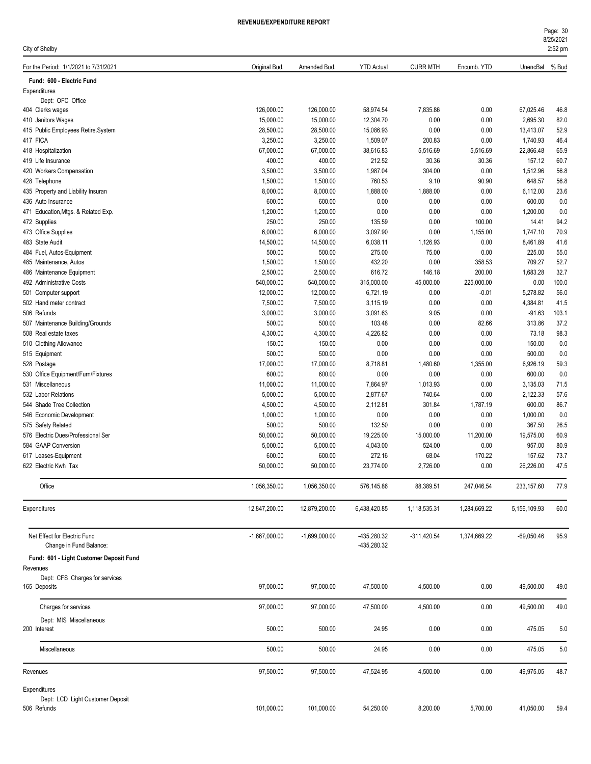# REVENUE/EXPENDITURE REPORT

City of Shelby

| For the Period: 1/1/2021 to 7/31/2021 | Original Bud. | Amended Bud. | YTD Actual | CURR MTH | Encumb. YTD | UnencBal | % Bud |
|---|---|---|---|---|---|---|---|
| **Fund: 600 - Electric Fund** | | | | | | | |
| Expenditures | | | | | | | |
| Dept: OFC Office | | | | | | | |
| 404 Clerks wages | 126,000.00 | 126,000.00 | 58,974.54 | 7,835.86 | 0.00 | 67,025.46 | 46.8 |
| 410 Janitors Wages | 15,000.00 | 15,000.00 | 12,304.70 | 0.00 | 0.00 | 2,695.30 | 82.0 |
| 415 Public Employees Retire.System | 28,500.00 | 28,500.00 | 15,086.93 | 0.00 | 0.00 | 13,413.07 | 52.9 |
| 417 FICA | 3,250.00 | 3,250.00 | 1,509.07 | 200.83 | 0.00 | 1,740.93 | 46.4 |
| 418 Hospitalization | 67,000.00 | 67,000.00 | 38,616.83 | 5,516.69 | 5,516.69 | 22,866.48 | 65.9 |
| 419 Life Insurance | 400.00 | 400.00 | 212.52 | 30.36 | 30.36 | 157.12 | 60.7 |
| 420 Workers Compensation | 3,500.00 | 3,500.00 | 1,987.04 | 304.00 | 0.00 | 1,512.96 | 56.8 |
| 428 Telephone | 1,500.00 | 1,500.00 | 760.53 | 9.10 | 90.90 | 648.57 | 56.8 |
| 435 Property and Liability Insuran | 8,000.00 | 8,000.00 | 1,888.00 | 1,888.00 | 0.00 | 6,112.00 | 23.6 |
| 436 Auto Insurance | 600.00 | 600.00 | 0.00 | 0.00 | 0.00 | 600.00 | 0.0 |
| 471 Education,Mtgs. & Related Exp. | 1,200.00 | 1,200.00 | 0.00 | 0.00 | 0.00 | 1,200.00 | 0.0 |
| 472 Supplies | 250.00 | 250.00 | 135.59 | 0.00 | 100.00 | 14.41 | 94.2 |
| 473 Office Supplies | 6,000.00 | 6,000.00 | 3,097.90 | 0.00 | 1,155.00 | 1,747.10 | 70.9 |
| 483 State Audit | 14,500.00 | 14,500.00 | 6,038.11 | 1,126.93 | 0.00 | 8,461.89 | 41.6 |
| 484 Fuel, Autos-Equipment | 500.00 | 500.00 | 275.00 | 75.00 | 0.00 | 225.00 | 55.0 |
| 485 Maintenance, Autos | 1,500.00 | 1,500.00 | 432.20 | 0.00 | 358.53 | 709.27 | 52.7 |
| 486 Maintenance Equipment | 2,500.00 | 2,500.00 | 616.72 | 146.18 | 200.00 | 1,683.28 | 32.7 |
| 492 Administrative Costs | 540,000.00 | 540,000.00 | 315,000.00 | 45,000.00 | 225,000.00 | 0.00 | 100.0 |
| 501 Computer support | 12,000.00 | 12,000.00 | 6,721.19 | 0.00 | -0.01 | 5,278.82 | 56.0 |
| 502 Hand meter contract | 7,500.00 | 7,500.00 | 3,115.19 | 0.00 | 0.00 | 4,384.81 | 41.5 |
| 506 Refunds | 3,000.00 | 3,000.00 | 3,091.63 | 9.05 | 0.00 | -91.63 | 103.1 |
| 507 Maintenance Building/Grounds | 500.00 | 500.00 | 103.48 | 0.00 | 82.66 | 313.86 | 37.2 |
| 508 Real estate taxes | 4,300.00 | 4,300.00 | 4,226.82 | 0.00 | 0.00 | 73.18 | 98.3 |
| 510 Clothing Allowance | 150.00 | 150.00 | 0.00 | 0.00 | 0.00 | 150.00 | 0.0 |
| 515 Equipment | 500.00 | 500.00 | 0.00 | 0.00 | 0.00 | 500.00 | 0.0 |
| 528 Postage | 17,000.00 | 17,000.00 | 8,718.81 | 1,480.60 | 1,355.00 | 6,926.19 | 59.3 |
| 530 Office Equipment/Furn/Fixtures | 600.00 | 600.00 | 0.00 | 0.00 | 0.00 | 600.00 | 0.0 |
| 531 Miscellaneous | 11,000.00 | 11,000.00 | 7,864.97 | 1,013.93 | 0.00 | 3,135.03 | 71.5 |
| 532 Labor Relations | 5,000.00 | 5,000.00 | 2,877.67 | 740.64 | 0.00 | 2,122.33 | 57.6 |
| 544 Shade Tree Collection | 4,500.00 | 4,500.00 | 2,112.81 | 301.84 | 1,787.19 | 600.00 | 86.7 |
| 546 Economic Development | 1,000.00 | 1,000.00 | 0.00 | 0.00 | 0.00 | 1,000.00 | 0.0 |
| 575 Safety Related | 500.00 | 500.00 | 132.50 | 0.00 | 0.00 | 367.50 | 26.5 |
| 576 Electric Dues/Professional Ser | 50,000.00 | 50,000.00 | 19,225.00 | 15,000.00 | 11,200.00 | 19,575.00 | 60.9 |
| 584 GAAP Conversion | 5,000.00 | 5,000.00 | 4,043.00 | 524.00 | 0.00 | 957.00 | 80.9 |
| 617 Leases-Equipment | 600.00 | 600.00 | 272.16 | 68.04 | 170.22 | 157.62 | 73.7 |
| 622 Electric Kwh Tax | 50,000.00 | 50,000.00 | 23,774.00 | 2,726.00 | 0.00 | 26,226.00 | 47.5 |
| Office | 1,056,350.00 | 1,056,350.00 | 576,145.86 | 88,389.51 | 247,046.54 | 233,157.60 | 77.9 |
| Expenditures | 12,847,200.00 | 12,879,200.00 | 6,438,420.85 | 1,118,535.31 | 1,284,669.22 | 5,156,109.93 | 60.0 |
| Net Effect for Electric Fund | -1,667,000.00 | -1,699,000.00 | -435,280.32 | -311,420.54 | 1,374,669.22 | -69,050.46 | 95.9 |
| Change in Fund Balance: | | | -435,280.32 | | | | |
| **Fund: 601 - Light Customer Deposit Fund** | | | | | | | |
| Revenues | | | | | | | |
| Dept: CFS Charges for services | | | | | | | |
| 165 Deposits | 97,000.00 | 97,000.00 | 47,500.00 | 4,500.00 | 0.00 | 49,500.00 | 49.0 |
| Charges for services | 97,000.00 | 97,000.00 | 47,500.00 | 4,500.00 | 0.00 | 49,500.00 | 49.0 |
| Dept: MIS Miscellaneous | | | | | | | |
| 200 Interest | 500.00 | 500.00 | 24.95 | 0.00 | 0.00 | 475.05 | 5.0 |
| Miscellaneous | 500.00 | 500.00 | 24.95 | 0.00 | 0.00 | 475.05 | 5.0 |
| Revenues | 97,500.00 | 97,500.00 | 47,524.95 | 4,500.00 | 0.00 | 49,975.05 | 48.7 |
| Expenditures | | | | | | | |
| Dept: LCD Light Customer Deposit | | | | | | | |
| 506 Refunds | 101,000.00 | 101,000.00 | 54,250.00 | 8,200.00 | 5,700.00 | 41,050.00 | 59.4 |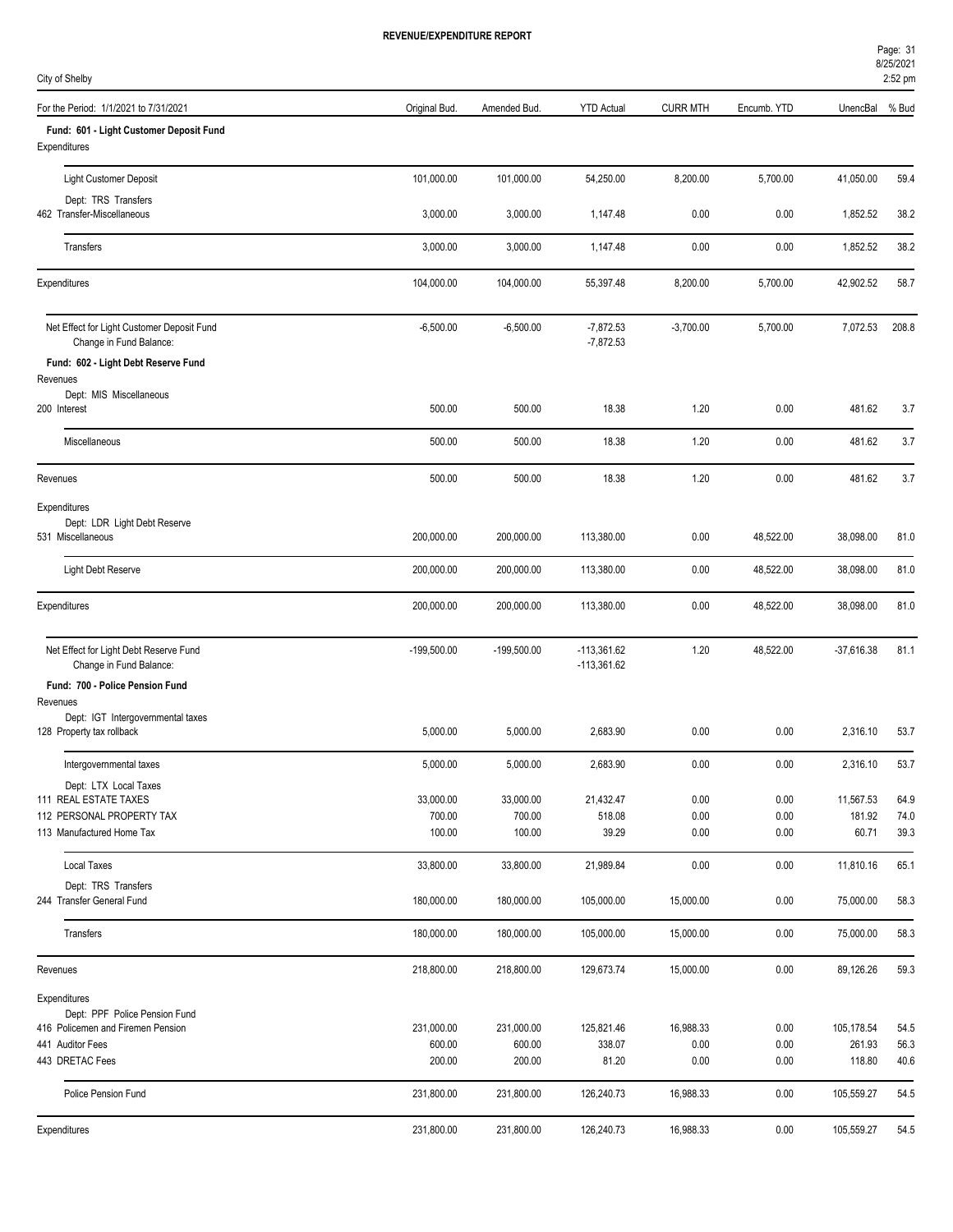**REVENUE/EXPENDITURE REPORT**

City of Shelby

| For the Period: 1/1/2021 to 7/31/2021 | Original Bud. | Amended Bud. | YTD Actual | CURR MTH | Encumb. YTD | UnencBal | % Bud |
|---|---|---|---|---|---|---|---|
| **Fund: 601 - Light Customer Deposit Fund** | | | | | | | |
| Expenditures | | | | | | | |
| Light Customer Deposit | 101,000.00 | 101,000.00 | 54,250.00 | 8,200.00 | 5,700.00 | 41,050.00 | 59.4 |
| Dept: TRS Transfers | | | | | | | |
| 462 Transfer-Miscellaneous | 3,000.00 | 3,000.00 | 1,147.48 | 0.00 | 0.00 | 1,852.52 | 38.2 |
| Transfers | 3,000.00 | 3,000.00 | 1,147.48 | 0.00 | 0.00 | 1,852.52 | 38.2 |
| Expenditures | 104,000.00 | 104,000.00 | 55,397.48 | 8,200.00 | 5,700.00 | 42,902.52 | 58.7 |
| Net Effect for Light Customer Deposit Fund | -6,500.00 | -6,500.00 | -7,872.53 | -3,700.00 | 5,700.00 | 7,072.53 | 208.8 |
| Change in Fund Balance: | | | -7,872.53 | | | | |
| **Fund: 602 - Light Debt Reserve Fund** | | | | | | | |
| Revenues | | | | | | | |
| Dept: MIS Miscellaneous | | | | | | | |
| 200 Interest | 500.00 | 500.00 | 18.38 | 1.20 | 0.00 | 481.62 | 3.7 |
| Miscellaneous | 500.00 | 500.00 | 18.38 | 1.20 | 0.00 | 481.62 | 3.7 |
| Revenues | 500.00 | 500.00 | 18.38 | 1.20 | 0.00 | 481.62 | 3.7 |
| Expenditures | | | | | | | |
| Dept: LDR Light Debt Reserve | | | | | | | |
| 531 Miscellaneous | 200,000.00 | 200,000.00 | 113,380.00 | 0.00 | 48,522.00 | 38,098.00 | 81.0 |
| Light Debt Reserve | 200,000.00 | 200,000.00 | 113,380.00 | 0.00 | 48,522.00 | 38,098.00 | 81.0 |
| Expenditures | 200,000.00 | 200,000.00 | 113,380.00 | 0.00 | 48,522.00 | 38,098.00 | 81.0 |
| Net Effect for Light Debt Reserve Fund | -199,500.00 | -199,500.00 | -113,361.62 | 1.20 | 48,522.00 | -37,616.38 | 81.1 |
| Change in Fund Balance: | | | -113,361.62 | | | | |
| **Fund: 700 - Police Pension Fund** | | | | | | | |
| Revenues | | | | | | | |
| Dept: IGT Intergovernmental taxes | | | | | | | |
| 128 Property tax rollback | 5,000.00 | 5,000.00 | 2,683.90 | 0.00 | 0.00 | 2,316.10 | 53.7 |
| Intergovernmental taxes | 5,000.00 | 5,000.00 | 2,683.90 | 0.00 | 0.00 | 2,316.10 | 53.7 |
| Dept: LTX Local Taxes | | | | | | | |
| 111 REAL ESTATE TAXES | 33,000.00 | 33,000.00 | 21,432.47 | 0.00 | 0.00 | 11,567.53 | 64.9 |
| 112 PERSONAL PROPERTY TAX | 700.00 | 700.00 | 518.08 | 0.00 | 0.00 | 181.92 | 74.0 |
| 113 Manufactured Home Tax | 100.00 | 100.00 | 39.29 | 0.00 | 0.00 | 60.71 | 39.3 |
| Local Taxes | 33,800.00 | 33,800.00 | 21,989.84 | 0.00 | 0.00 | 11,810.16 | 65.1 |
| Dept: TRS Transfers | | | | | | | |
| 244 Transfer General Fund | 180,000.00 | 180,000.00 | 105,000.00 | 15,000.00 | 0.00 | 75,000.00 | 58.3 |
| Transfers | 180,000.00 | 180,000.00 | 105,000.00 | 15,000.00 | 0.00 | 75,000.00 | 58.3 |
| Revenues | 218,800.00 | 218,800.00 | 129,673.74 | 15,000.00 | 0.00 | 89,126.26 | 59.3 |
| Expenditures | | | | | | | |
| Dept: PPF Police Pension Fund | | | | | | | |
| 416 Policemen and Firemen Pension | 231,000.00 | 231,000.00 | 125,821.46 | 16,988.33 | 0.00 | 105,178.54 | 54.5 |
| 441 Auditor Fees | 600.00 | 600.00 | 338.07 | 0.00 | 0.00 | 261.93 | 56.3 |
| 443 DRETAC Fees | 200.00 | 200.00 | 81.20 | 0.00 | 0.00 | 118.80 | 40.6 |
| Police Pension Fund | 231,800.00 | 231,800.00 | 126,240.73 | 16,988.33 | 0.00 | 105,559.27 | 54.5 |
| Expenditures | 231,800.00 | 231,800.00 | 126,240.73 | 16,988.33 | 0.00 | 105,559.27 | 54.5 |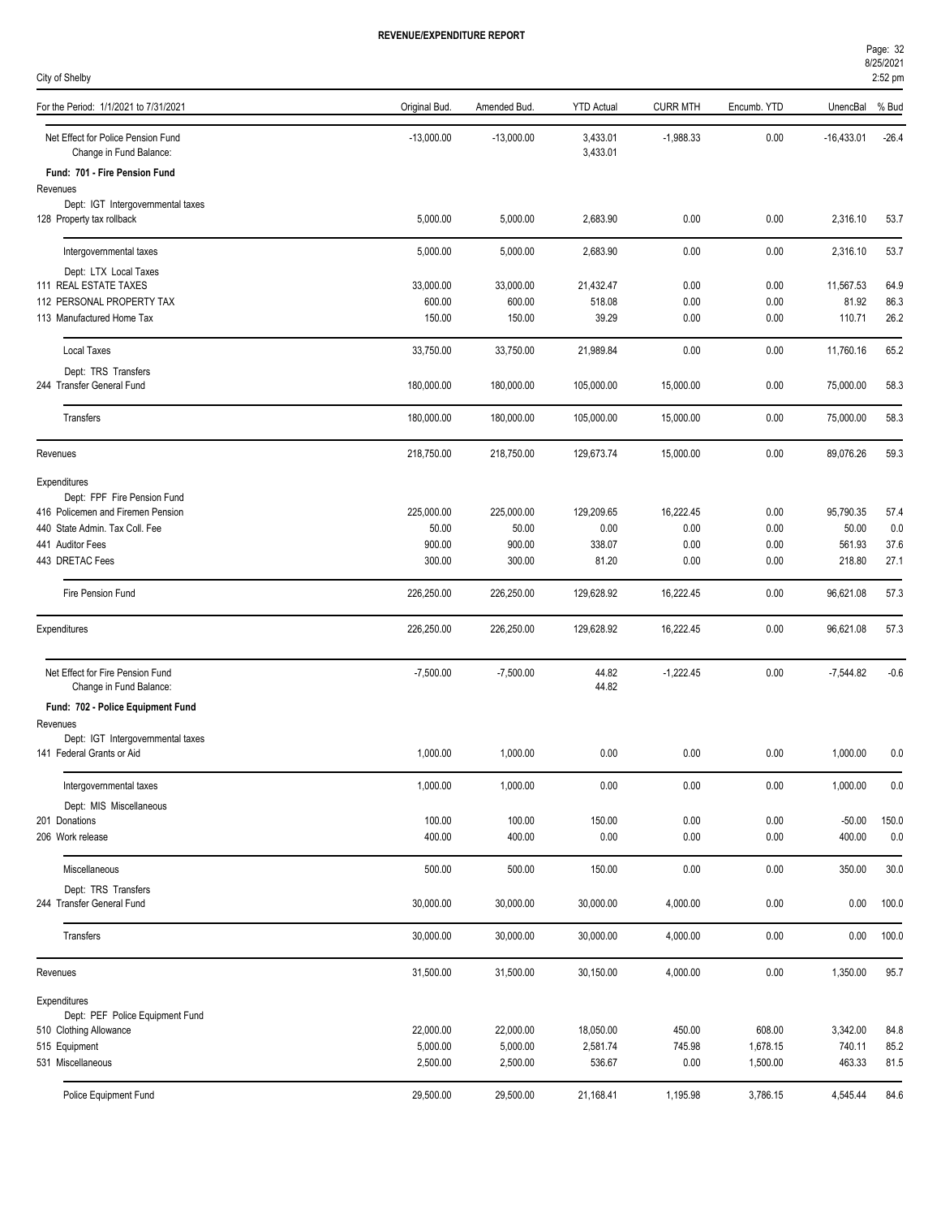**REVENUE/EXPENDITURE REPORT**

City of Shelby

| For the Period: 1/1/2021 to 7/31/2021 | Original Bud. | Amended Bud. | YTD Actual | CURR MTH | Encumb. YTD | UnencBal | % Bud |
|---|---|---|---|---|---|---|---|
| Net Effect for Police Pension Fund | -13,000.00 | -13,000.00 | 3,433.01 | -1,988.33 | 0.00 | -16,433.01 | -26.4 |
| Change in Fund Balance: | | | 3,433.01 | | | | |
| **Fund: 701 - Fire Pension Fund** | | | | | | | |
| Revenues | | | | | | | |
| Dept: IGT Intergovernmental taxes | | | | | | | |
| 128 Property tax rollback | 5,000.00 | 5,000.00 | 2,683.90 | 0.00 | 0.00 | 2,316.10 | 53.7 |
| Intergovernmental taxes | 5,000.00 | 5,000.00 | 2,683.90 | 0.00 | 0.00 | 2,316.10 | 53.7 |
| Dept: LTX Local Taxes | | | | | | | |
| 111 REAL ESTATE TAXES | 33,000.00 | 33,000.00 | 21,432.47 | 0.00 | 0.00 | 11,567.53 | 64.9 |
| 112 PERSONAL PROPERTY TAX | 600.00 | 600.00 | 518.08 | 0.00 | 0.00 | 81.92 | 86.3 |
| 113 Manufactured Home Tax | 150.00 | 150.00 | 39.29 | 0.00 | 0.00 | 110.71 | 26.2 |
| Local Taxes | 33,750.00 | 33,750.00 | 21,989.84 | 0.00 | 0.00 | 11,760.16 | 65.2 |
| Dept: TRS Transfers | | | | | | | |
| 244 Transfer General Fund | 180,000.00 | 180,000.00 | 105,000.00 | 15,000.00 | 0.00 | 75,000.00 | 58.3 |
| Transfers | 180,000.00 | 180,000.00 | 105,000.00 | 15,000.00 | 0.00 | 75,000.00 | 58.3 |
| Revenues | 218,750.00 | 218,750.00 | 129,673.74 | 15,000.00 | 0.00 | 89,076.26 | 59.3 |
| Expenditures | | | | | | | |
| Dept: FPF Fire Pension Fund | | | | | | | |
| 416 Policemen and Firemen Pension | 225,000.00 | 225,000.00 | 129,209.65 | 16,222.45 | 0.00 | 95,790.35 | 57.4 |
| 440 State Admin. Tax Coll. Fee | 50.00 | 50.00 | 0.00 | 0.00 | 0.00 | 50.00 | 0.0 |
| 441 Auditor Fees | 900.00 | 900.00 | 338.07 | 0.00 | 0.00 | 561.93 | 37.6 |
| 443 DRETAC Fees | 300.00 | 300.00 | 81.20 | 0.00 | 0.00 | 218.80 | 27.1 |
| Fire Pension Fund | 226,250.00 | 226,250.00 | 129,628.92 | 16,222.45 | 0.00 | 96,621.08 | 57.3 |
| Expenditures | 226,250.00 | 226,250.00 | 129,628.92 | 16,222.45 | 0.00 | 96,621.08 | 57.3 |
| Net Effect for Fire Pension Fund | -7,500.00 | -7,500.00 | 44.82 | -1,222.45 | 0.00 | -7,544.82 | -0.6 |
| Change in Fund Balance: | | | 44.82 | | | | |
| **Fund: 702 - Police Equipment Fund** | | | | | | | |
| Revenues | | | | | | | |
| Dept: IGT Intergovernmental taxes | | | | | | | |
| 141 Federal Grants or Aid | 1,000.00 | 1,000.00 | 0.00 | 0.00 | 0.00 | 1,000.00 | 0.0 |
| Intergovernmental taxes | 1,000.00 | 1,000.00 | 0.00 | 0.00 | 0.00 | 1,000.00 | 0.0 |
| Dept: MIS Miscellaneous | | | | | | | |
| 201 Donations | 100.00 | 100.00 | 150.00 | 0.00 | 0.00 | -50.00 | 150.0 |
| 206 Work release | 400.00 | 400.00 | 0.00 | 0.00 | 0.00 | 400.00 | 0.0 |
| Miscellaneous | 500.00 | 500.00 | 150.00 | 0.00 | 0.00 | 350.00 | 30.0 |
| Dept: TRS Transfers | | | | | | | |
| 244 Transfer General Fund | 30,000.00 | 30,000.00 | 30,000.00 | 4,000.00 | 0.00 | 0.00 | 100.0 |
| Transfers | 30,000.00 | 30,000.00 | 30,000.00 | 4,000.00 | 0.00 | 0.00 | 100.0 |
| Revenues | 31,500.00 | 31,500.00 | 30,150.00 | 4,000.00 | 0.00 | 1,350.00 | 95.7 |
| Expenditures | | | | | | | |
| Dept: PEF Police Equipment Fund | | | | | | | |
| 510 Clothing Allowance | 22,000.00 | 22,000.00 | 18,050.00 | 450.00 | 608.00 | 3,342.00 | 84.8 |
| 515 Equipment | 5,000.00 | 5,000.00 | 2,581.74 | 745.98 | 1,678.15 | 740.11 | 85.2 |
| 531 Miscellaneous | 2,500.00 | 2,500.00 | 536.67 | 0.00 | 1,500.00 | 463.33 | 81.5 |
| Police Equipment Fund | 29,500.00 | 29,500.00 | 21,168.41 | 1,195.98 | 3,786.15 | 4,545.44 | 84.6 |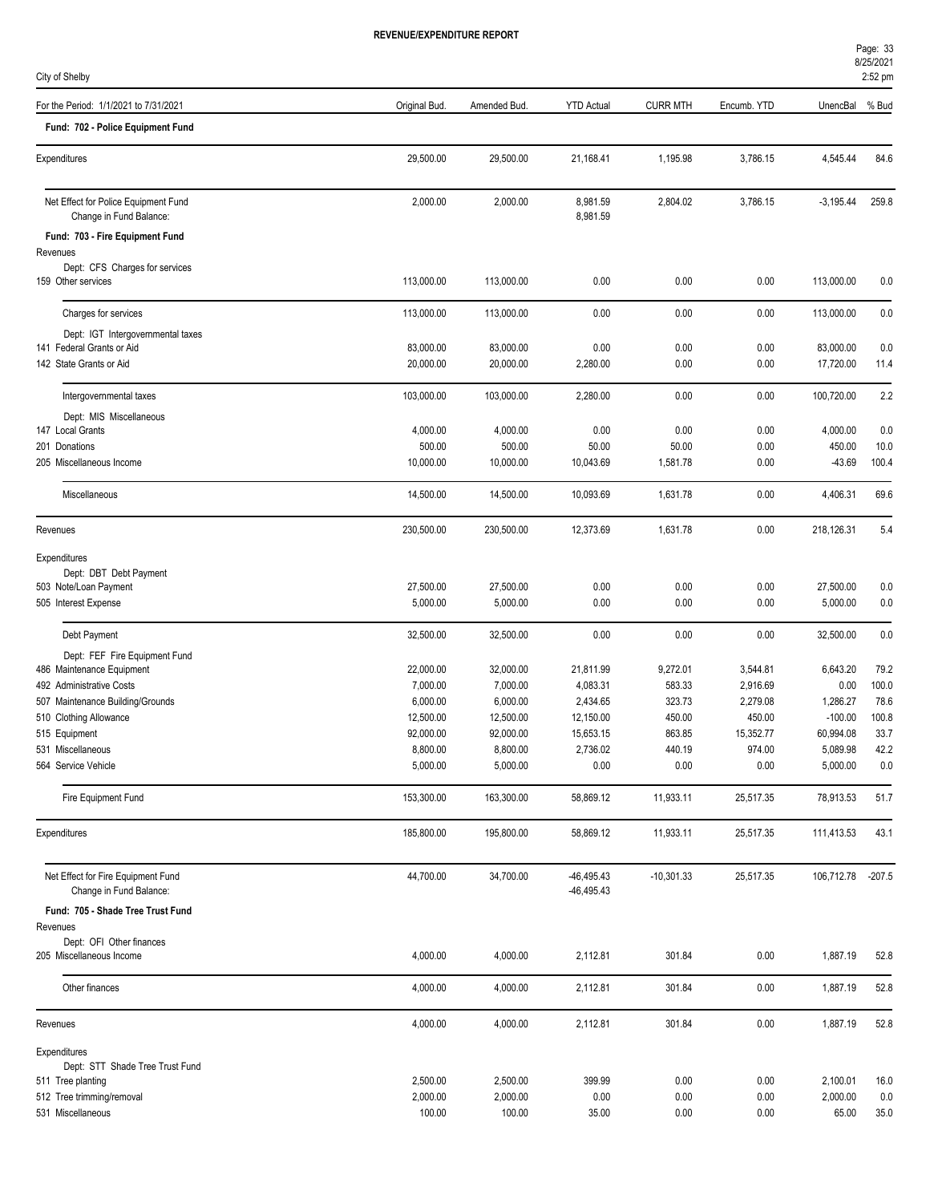**REVENUE/EXPENDITURE REPORT**

City of Shelby

| For the Period: 1/1/2021 to 7/31/2021 | Original Bud. | Amended Bud. | YTD Actual | CURR MTH | Encumb. YTD | UnencBal | % Bud |
|---|---|---|---|---|---|---|---|
| **Fund: 702 - Police Equipment Fund** | | | | | | | |
| Expenditures | 29,500.00 | 29,500.00 | 21,168.41 | 1,195.98 | 3,786.15 | 4,545.44 | 84.6 |
| Net Effect for Police Equipment Fund | 2,000.00 | 2,000.00 | 8,981.59 | 2,804.02 | 3,786.15 | -3,195.44 | 259.8 |
| Change in Fund Balance: | | | 8,981.59 | | | | |
| **Fund: 703 - Fire Equipment Fund** | | | | | | | |
| Revenues | | | | | | | |
| Dept: CFS Charges for services | | | | | | | |
| 159 Other services | 113,000.00 | 113,000.00 | 0.00 | 0.00 | 0.00 | 113,000.00 | 0.0 |
| Charges for services | 113,000.00 | 113,000.00 | 0.00 | 0.00 | 0.00 | 113,000.00 | 0.0 |
| Dept: IGT Intergovernmental taxes | | | | | | | |
| 141 Federal Grants or Aid | 83,000.00 | 83,000.00 | 0.00 | 0.00 | 0.00 | 83,000.00 | 0.0 |
| 142 State Grants or Aid | 20,000.00 | 20,000.00 | 2,280.00 | 0.00 | 0.00 | 17,720.00 | 11.4 |
| Intergovernmental taxes | 103,000.00 | 103,000.00 | 2,280.00 | 0.00 | 0.00 | 100,720.00 | 2.2 |
| Dept: MIS Miscellaneous | | | | | | | |
| 147 Local Grants | 4,000.00 | 4,000.00 | 0.00 | 0.00 | 0.00 | 4,000.00 | 0.0 |
| 201 Donations | 500.00 | 500.00 | 50.00 | 50.00 | 0.00 | 450.00 | 10.0 |
| 205 Miscellaneous Income | 10,000.00 | 10,000.00 | 10,043.69 | 1,581.78 | 0.00 | -43.69 | 100.4 |
| Miscellaneous | 14,500.00 | 14,500.00 | 10,093.69 | 1,631.78 | 0.00 | 4,406.31 | 69.6 |
| Revenues | 230,500.00 | 230,500.00 | 12,373.69 | 1,631.78 | 0.00 | 218,126.31 | 5.4 |
| Expenditures | | | | | | | |
| Dept: DBT Debt Payment | | | | | | | |
| 503 Note/Loan Payment | 27,500.00 | 27,500.00 | 0.00 | 0.00 | 0.00 | 27,500.00 | 0.0 |
| 505 Interest Expense | 5,000.00 | 5,000.00 | 0.00 | 0.00 | 0.00 | 5,000.00 | 0.0 |
| Debt Payment | 32,500.00 | 32,500.00 | 0.00 | 0.00 | 0.00 | 32,500.00 | 0.0 |
| Dept: FEF Fire Equipment Fund | | | | | | | |
| 486 Maintenance Equipment | 22,000.00 | 32,000.00 | 21,811.99 | 9,272.01 | 3,544.81 | 6,643.20 | 79.2 |
| 492 Administrative Costs | 7,000.00 | 7,000.00 | 4,083.31 | 583.33 | 2,916.69 | 0.00 | 100.0 |
| 507 Maintenance Building/Grounds | 6,000.00 | 6,000.00 | 2,434.65 | 323.73 | 2,279.08 | 1,286.27 | 78.6 |
| 510 Clothing Allowance | 12,500.00 | 12,500.00 | 12,150.00 | 450.00 | 450.00 | -100.00 | 100.8 |
| 515 Equipment | 92,000.00 | 92,000.00 | 15,653.15 | 863.85 | 15,352.77 | 60,994.08 | 33.7 |
| 531 Miscellaneous | 8,800.00 | 8,800.00 | 2,736.02 | 440.19 | 974.00 | 5,089.98 | 42.2 |
| 564 Service Vehicle | 5,000.00 | 5,000.00 | 0.00 | 0.00 | 0.00 | 5,000.00 | 0.0 |
| Fire Equipment Fund | 153,300.00 | 163,300.00 | 58,869.12 | 11,933.11 | 25,517.35 | 78,913.53 | 51.7 |
| Expenditures | 185,800.00 | 195,800.00 | 58,869.12 | 11,933.11 | 25,517.35 | 111,413.53 | 43.1 |
| Net Effect for Fire Equipment Fund | 44,700.00 | 34,700.00 | -46,495.43 | -10,301.33 | 25,517.35 | 106,712.78 | -207.5 |
| Change in Fund Balance: | | | -46,495.43 | | | | |
| **Fund: 705 - Shade Tree Trust Fund** | | | | | | | |
| Revenues | | | | | | | |
| Dept: OFI Other finances | | | | | | | |
| 205 Miscellaneous Income | 4,000.00 | 4,000.00 | 2,112.81 | 301.84 | 0.00 | 1,887.19 | 52.8 |
| Other finances | 4,000.00 | 4,000.00 | 2,112.81 | 301.84 | 0.00 | 1,887.19 | 52.8 |
| Revenues | 4,000.00 | 4,000.00 | 2,112.81 | 301.84 | 0.00 | 1,887.19 | 52.8 |
| Expenditures | | | | | | | |
| Dept: STT Shade Tree Trust Fund | | | | | | | |
| 511 Tree planting | 2,500.00 | 2,500.00 | 399.99 | 0.00 | 0.00 | 2,100.01 | 16.0 |
| 512 Tree trimming/removal | 2,000.00 | 2,000.00 | 0.00 | 0.00 | 0.00 | 2,000.00 | 0.0 |
| 531 Miscellaneous | 100.00 | 100.00 | 35.00 | 0.00 | 0.00 | 65.00 | 35.0 |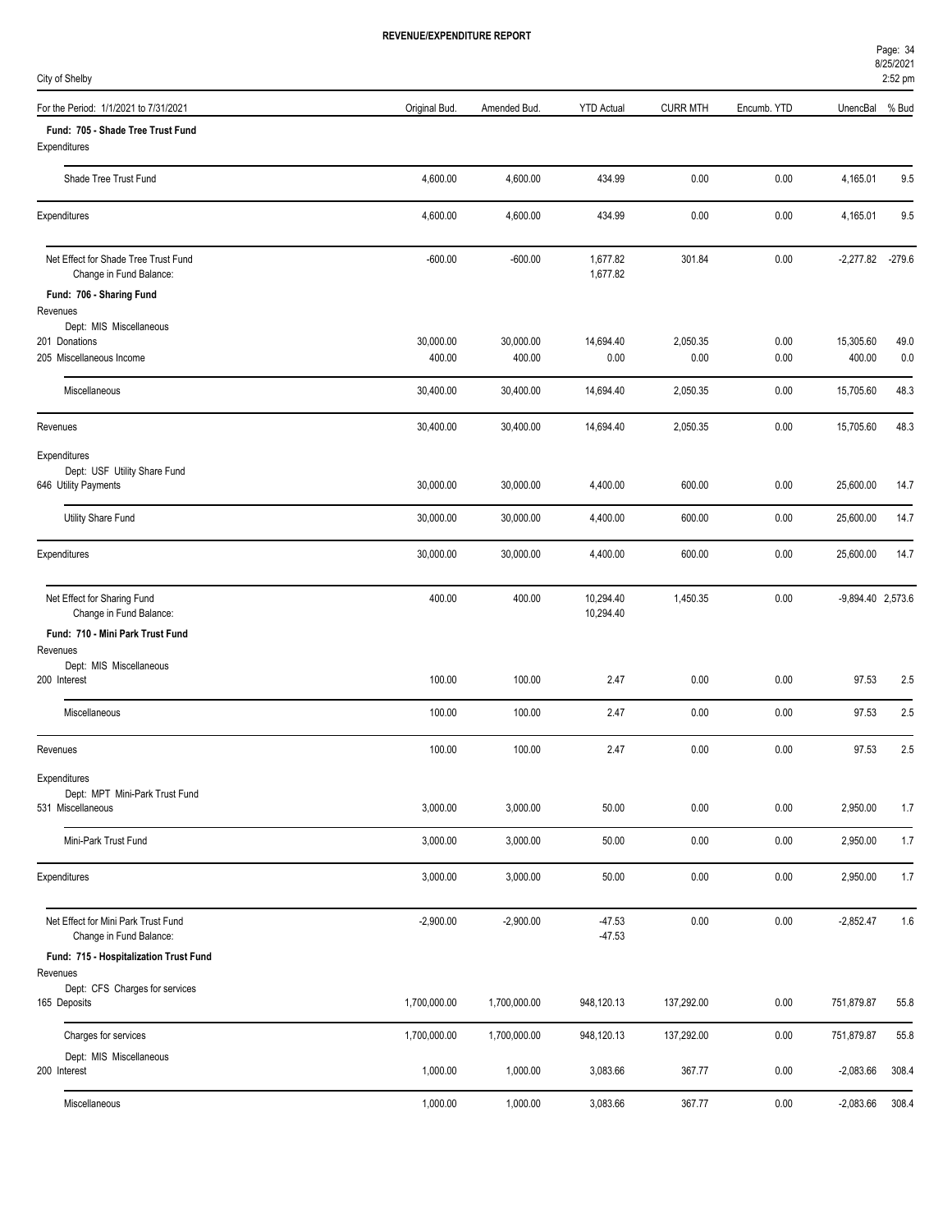**REVENUE/EXPENDITURE REPORT**

City of Shelby

| For the Period: 1/1/2021 to 7/31/2021 | Original Bud. | Amended Bud. | YTD Actual | CURR MTH | Encumb. YTD | UnencBal | % Bud |
|---|---|---|---|---|---|---|---|
| **Fund: 705 - Shade Tree Trust Fund** | | | | | | | |
| Expenditures | | | | | | | |
| Shade Tree Trust Fund | 4,600.00 | 4,600.00 | 434.99 | 0.00 | 0.00 | 4,165.01 | 9.5 |
| Expenditures | 4,600.00 | 4,600.00 | 434.99 | 0.00 | 0.00 | 4,165.01 | 9.5 |
| Net Effect for Shade Tree Trust Fund | -600.00 | -600.00 | 1,677.82 | 301.84 | 0.00 | -2,277.82 | -279.6 |
| Change in Fund Balance: | | | 1,677.82 | | | | |
| **Fund: 706 - Sharing Fund** | | | | | | | |
| Revenues | | | | | | | |
| Dept: MIS Miscellaneous | | | | | | | |
| 201 Donations | 30,000.00 | 30,000.00 | 14,694.40 | 2,050.35 | 0.00 | 15,305.60 | 49.0 |
| 205 Miscellaneous Income | 400.00 | 400.00 | 0.00 | 0.00 | 0.00 | 400.00 | 0.0 |
| Miscellaneous | 30,400.00 | 30,400.00 | 14,694.40 | 2,050.35 | 0.00 | 15,705.60 | 48.3 |
| Revenues | 30,400.00 | 30,400.00 | 14,694.40 | 2,050.35 | 0.00 | 15,705.60 | 48.3 |
| Expenditures | | | | | | | |
| Dept: USF Utility Share Fund | | | | | | | |
| 646 Utility Payments | 30,000.00 | 30,000.00 | 4,400.00 | 600.00 | 0.00 | 25,600.00 | 14.7 |
| Utility Share Fund | 30,000.00 | 30,000.00 | 4,400.00 | 600.00 | 0.00 | 25,600.00 | 14.7 |
| Expenditures | 30,000.00 | 30,000.00 | 4,400.00 | 600.00 | 0.00 | 25,600.00 | 14.7 |
| Net Effect for Sharing Fund | 400.00 | 400.00 | 10,294.40 | 1,450.35 | 0.00 | -9,894.40 | 2,573.6 |
| Change in Fund Balance: | | | 10,294.40 | | | | |
| **Fund: 710 - Mini Park Trust Fund** | | | | | | | |
| Revenues | | | | | | | |
| Dept: MIS Miscellaneous | | | | | | | |
| 200 Interest | 100.00 | 100.00 | 2.47 | 0.00 | 0.00 | 97.53 | 2.5 |
| Miscellaneous | 100.00 | 100.00 | 2.47 | 0.00 | 0.00 | 97.53 | 2.5 |
| Revenues | 100.00 | 100.00 | 2.47 | 0.00 | 0.00 | 97.53 | 2.5 |
| Expenditures | | | | | | | |
| Dept: MPT Mini-Park Trust Fund | | | | | | | |
| 531 Miscellaneous | 3,000.00 | 3,000.00 | 50.00 | 0.00 | 0.00 | 2,950.00 | 1.7 |
| Mini-Park Trust Fund | 3,000.00 | 3,000.00 | 50.00 | 0.00 | 0.00 | 2,950.00 | 1.7 |
| Expenditures | 3,000.00 | 3,000.00 | 50.00 | 0.00 | 0.00 | 2,950.00 | 1.7 |
| Net Effect for Mini Park Trust Fund | -2,900.00 | -2,900.00 | -47.53 | 0.00 | 0.00 | -2,852.47 | 1.6 |
| Change in Fund Balance: | | | -47.53 | | | | |
| **Fund: 715 - Hospitalization Trust Fund** | | | | | | | |
| Revenues | | | | | | | |
| Dept: CFS Charges for services | | | | | | | |
| 165 Deposits | 1,700,000.00 | 1,700,000.00 | 948,120.13 | 137,292.00 | 0.00 | 751,879.87 | 55.8 |
| Charges for services | 1,700,000.00 | 1,700,000.00 | 948,120.13 | 137,292.00 | 0.00 | 751,879.87 | 55.8 |
| Dept: MIS Miscellaneous | | | | | | | |
| 200 Interest | 1,000.00 | 1,000.00 | 3,083.66 | 367.77 | 0.00 | -2,083.66 | 308.4 |
| Miscellaneous | 1,000.00 | 1,000.00 | 3,083.66 | 367.77 | 0.00 | -2,083.66 | 308.4 |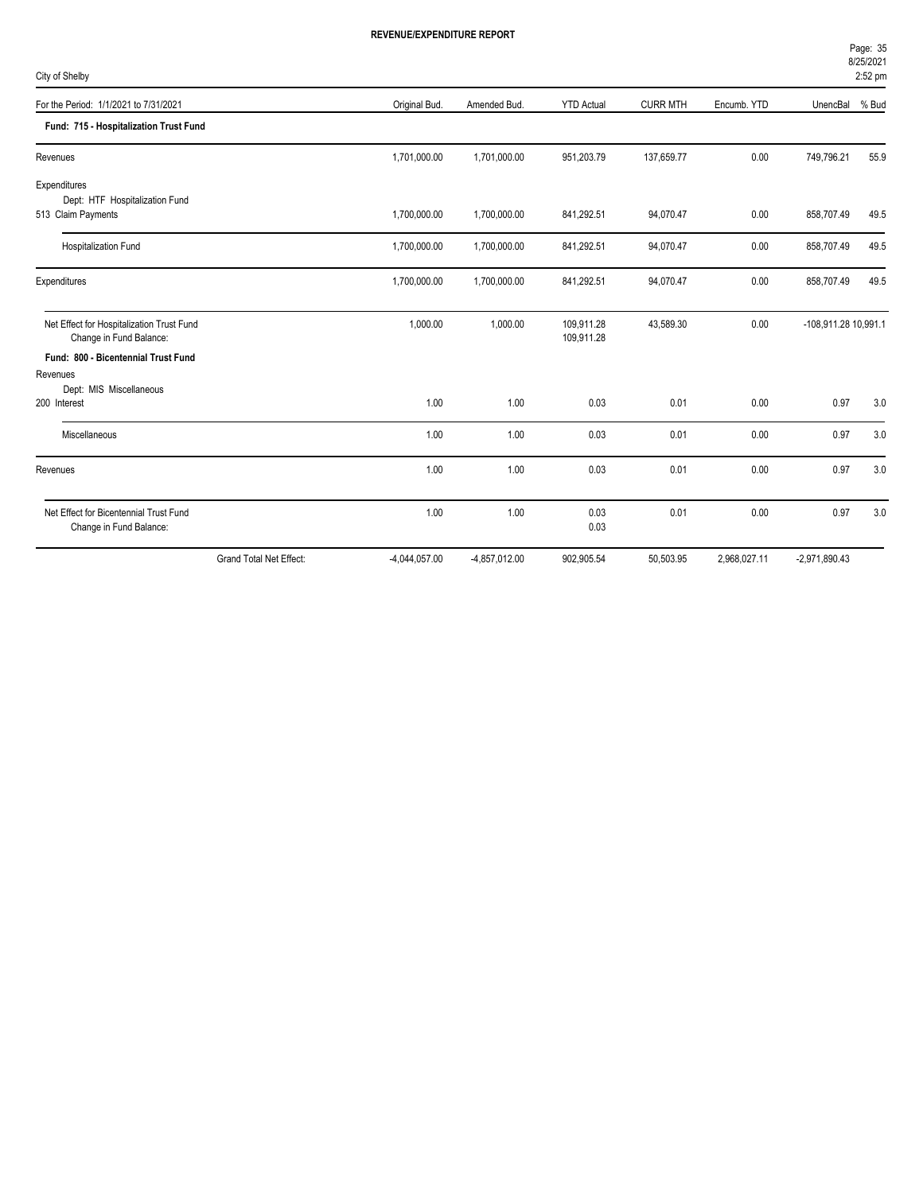**REVENUE/EXPENDITURE REPORT**

City of Shelby

| For the Period: 1/1/2021 to 7/31/2021 | Original Bud. | Amended Bud. | YTD Actual | CURR MTH | Encumb. YTD | UnencBal | % Bud |
|---|---|---|---|---|---|---|---|
| **Fund: 715 - Hospitalization Trust Fund** | | | | | | | |
| Revenues | 1,701,000.00 | 1,701,000.00 | 951,203.79 | 137,659.77 | 0.00 | 749,796.21 | 55.9 |
| Expenditures | | | | | | | |
| Dept: HTF Hospitalization Fund | | | | | | | |
| 513 Claim Payments | 1,700,000.00 | 1,700,000.00 | 841,292.51 | 94,070.47 | 0.00 | 858,707.49 | 49.5 |
| Hospitalization Fund | 1,700,000.00 | 1,700,000.00 | 841,292.51 | 94,070.47 | 0.00 | 858,707.49 | 49.5 |
| Expenditures | 1,700,000.00 | 1,700,000.00 | 841,292.51 | 94,070.47 | 0.00 | 858,707.49 | 49.5 |
| Net Effect for Hospitalization Trust Fund | 1,000.00 | 1,000.00 | 109,911.28 | 43,589.30 | 0.00 | -108,911.28 | 10,991.1 |
| Change in Fund Balance: | | | 109,911.28 | | | | |
| **Fund: 800 - Bicentennial Trust Fund** | | | | | | | |
| Revenues | | | | | | | |
| Dept: MIS Miscellaneous | | | | | | | |
| 200 Interest | 1.00 | 1.00 | 0.03 | 0.01 | 0.00 | 0.97 | 3.0 |
| Miscellaneous | 1.00 | 1.00 | 0.03 | 0.01 | 0.00 | 0.97 | 3.0 |
| Revenues | 1.00 | 1.00 | 0.03 | 0.01 | 0.00 | 0.97 | 3.0 |
| Net Effect for Bicentennial Trust Fund | 1.00 | 1.00 | 0.03 | 0.01 | 0.00 | 0.97 | 3.0 |
| Change in Fund Balance: | | | 0.03 | | | | |
| Grand Total Net Effect: | -4,044,057.00 | -4,857,012.00 | 902,905.54 | 50,503.95 | 2,968,027.11 | -2,971,890.43 | |